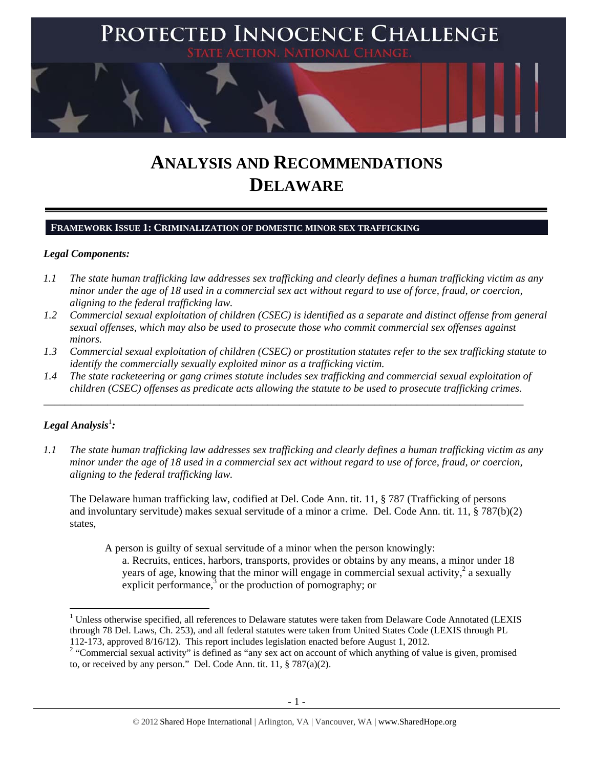# PROTECTED INNOCENCE CHALLENGE

STATE ACTION. NATIONAL CHANGE.

# ANALYSIS AND RECOMMENDATIONS
# DELAWARE

## FRAMEWORK ISSUE 1: CRIMINALIZATION OF DOMESTIC MINOR SEX TRAFFICKING

### *Legal Components:*

*1.1 The state human trafficking law addresses sex trafficking and clearly defines a human trafficking victim as any minor under the age of 18 used in a commercial sex act without regard to use of force, fraud, or coercion, aligning to the federal trafficking law.*

*1.2 Commercial sexual exploitation of children (CSEC) is identified as a separate and distinct offense from general sexual offenses, which may also be used to prosecute those who commit commercial sex offenses against minors.*

*1.3 Commercial sexual exploitation of children (CSEC) or prostitution statutes refer to the sex trafficking statute to identify the commercially sexually exploited minor as a trafficking victim.*

*1.4 The state racketeering or gang crimes statute includes sex trafficking and commercial sexual exploitation of children (CSEC) offenses as predicate acts allowing the statute to be used to prosecute trafficking crimes.*

---

### *Legal Analysis*[1]*:*

*1.1 The state human trafficking law addresses sex trafficking and clearly defines a human trafficking victim as any minor under the age of 18 used in a commercial sex act without regard to use of force, fraud, or coercion, aligning to the federal trafficking law.*

The Delaware human trafficking law, codified at Del. Code Ann. tit. 11, § 787 (Trafficking of persons and involuntary servitude) makes sexual servitude of a minor a crime. Del. Code Ann. tit. 11, § 787(b)(2) states,

> A person is guilty of sexual servitude of a minor when the person knowingly:
>
> a. Recruits, entices, harbors, transports, provides or obtains by any means, a minor under 18 years of age, knowing that the minor will engage in commercial sexual activity,[2] a sexually explicit performance,[3] or the production of pornography; or

---

[1] Unless otherwise specified, all references to Delaware statutes were taken from Delaware Code Annotated (LEXIS through 78 Del. Laws, Ch. 253), and all federal statutes were taken from United States Code (LEXIS through PL 112-173, approved 8/16/12). This report includes legislation enacted before August 1, 2012.

[2] "Commercial sexual activity" is defined as "any sex act on account of which anything of value is given, promised to, or received by any person." Del. Code Ann. tit. 11, § 787(a)(2).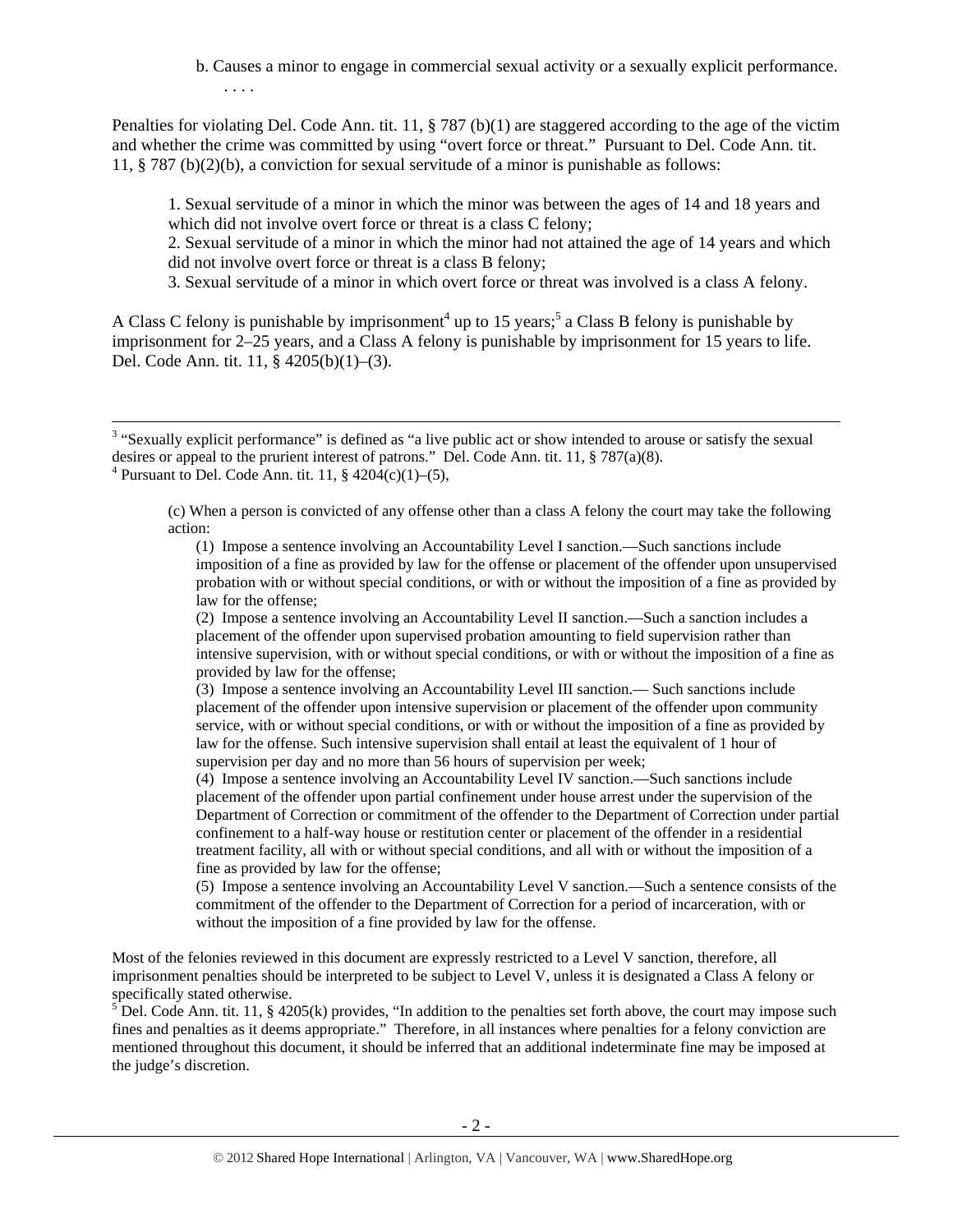b. Causes a minor to engage in commercial sexual activity or a sexually explicit performance.
. . . .

Penalties for violating Del. Code Ann. tit. 11, § 787 (b)(1) are staggered according to the age of the victim and whether the crime was committed by using "overt force or threat." Pursuant to Del. Code Ann. tit. 11, § 787 (b)(2)(b), a conviction for sexual servitude of a minor is punishable as follows:

> 1. Sexual servitude of a minor in which the minor was between the ages of 14 and 18 years and which did not involve overt force or threat is a class C felony;
> 2. Sexual servitude of a minor in which the minor had not attained the age of 14 years and which did not involve overt force or threat is a class B felony;
> 3. Sexual servitude of a minor in which overt force or threat was involved is a class A felony.

A Class C felony is punishable by imprisonment[4] up to 15 years;[5] a Class B felony is punishable by imprisonment for 2–25 years, and a Class A felony is punishable by imprisonment for 15 years to life. Del. Code Ann. tit. 11, § 4205(b)(1)–(3).

---

[3] "Sexually explicit performance" is defined as "a live public act or show intended to arouse or satisfy the sexual desires or appeal to the prurient interest of patrons." Del. Code Ann. tit. 11, § 787(a)(8).

[4] Pursuant to Del. Code Ann. tit. 11, § 4204(c)(1)–(5),

> (c) When a person is convicted of any offense other than a class A felony the court may take the following action:
>
> (1) Impose a sentence involving an Accountability Level I sanction.—Such sanctions include imposition of a fine as provided by law for the offense or placement of the offender upon unsupervised probation with or without special conditions, or with or without the imposition of a fine as provided by law for the offense;
>
> (2) Impose a sentence involving an Accountability Level II sanction.—Such a sanction includes a placement of the offender upon supervised probation amounting to field supervision rather than intensive supervision, with or without special conditions, or with or without the imposition of a fine as provided by law for the offense;
>
> (3) Impose a sentence involving an Accountability Level III sanction.— Such sanctions include placement of the offender upon intensive supervision or placement of the offender upon community service, with or without special conditions, or with or without the imposition of a fine as provided by law for the offense. Such intensive supervision shall entail at least the equivalent of 1 hour of supervision per day and no more than 56 hours of supervision per week;
>
> (4) Impose a sentence involving an Accountability Level IV sanction.—Such sanctions include placement of the offender upon partial confinement under house arrest under the supervision of the Department of Correction or commitment of the offender to the Department of Correction under partial confinement to a half-way house or restitution center or placement of the offender in a residential treatment facility, all with or without special conditions, and all with or without the imposition of a fine as provided by law for the offense;
>
> (5) Impose a sentence involving an Accountability Level V sanction.—Such a sentence consists of the commitment of the offender to the Department of Correction for a period of incarceration, with or without the imposition of a fine provided by law for the offense.

Most of the felonies reviewed in this document are expressly restricted to a Level V sanction, therefore, all imprisonment penalties should be interpreted to be subject to Level V, unless it is designated a Class A felony or specifically stated otherwise.

[5] Del. Code Ann. tit. 11, § 4205(k) provides, "In addition to the penalties set forth above, the court may impose such fines and penalties as it deems appropriate." Therefore, in all instances where penalties for a felony conviction are mentioned throughout this document, it should be inferred that an additional indeterminate fine may be imposed at the judge's discretion.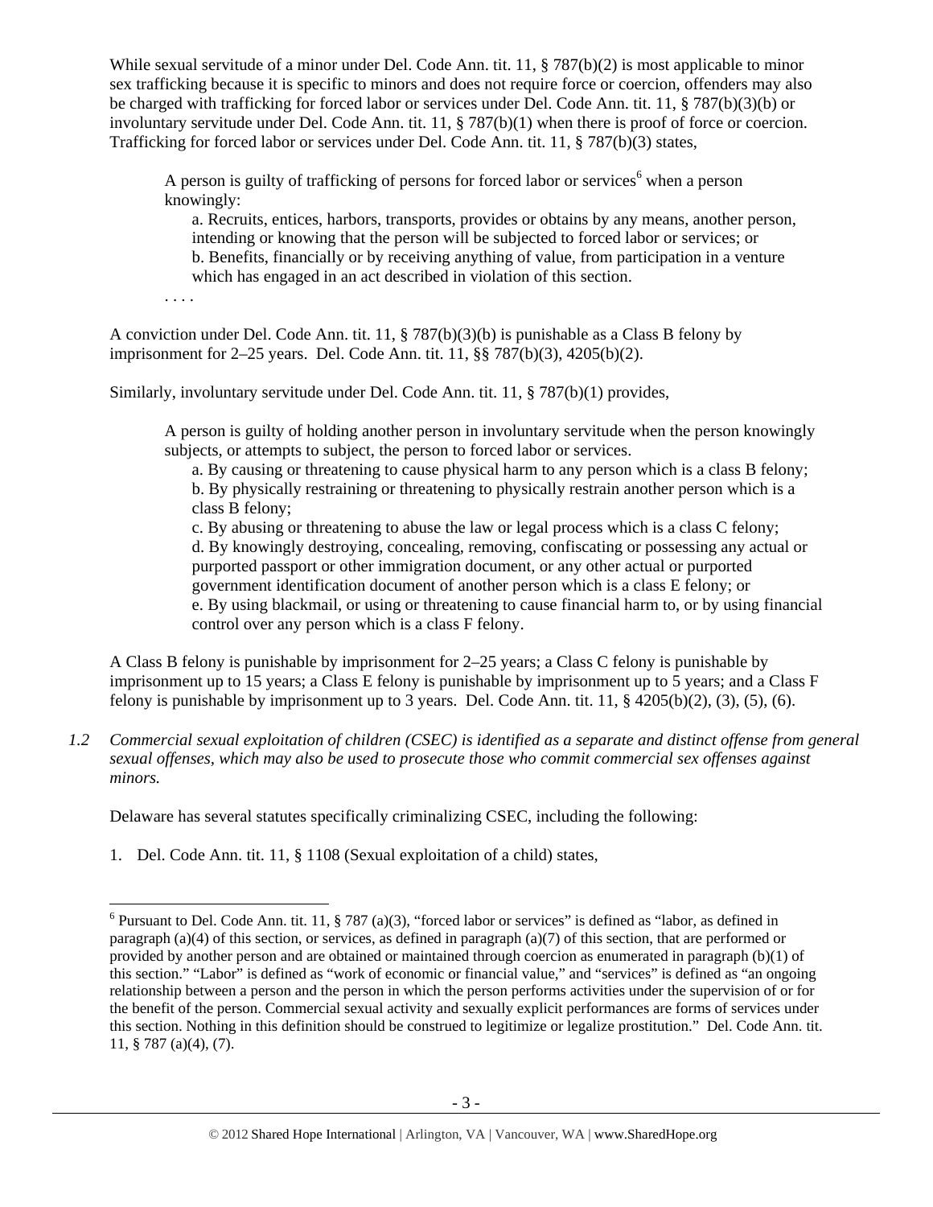While sexual servitude of a minor under Del. Code Ann. tit. 11, § 787(b)(2) is most applicable to minor sex trafficking because it is specific to minors and does not require force or coercion, offenders may also be charged with trafficking for forced labor or services under Del. Code Ann. tit. 11, § 787(b)(3)(b) or involuntary servitude under Del. Code Ann. tit. 11, § 787(b)(1) when there is proof of force or coercion. Trafficking for forced labor or services under Del. Code Ann. tit. 11, § 787(b)(3) states,

> A person is guilty of trafficking of persons for forced labor or services[6] when a person knowingly:
>
> a. Recruits, entices, harbors, transports, provides or obtains by any means, another person, intending or knowing that the person will be subjected to forced labor or services; or
>
> b. Benefits, financially or by receiving anything of value, from participation in a venture which has engaged in an act described in violation of this section.
>
> . . . .

A conviction under Del. Code Ann. tit. 11, § 787(b)(3)(b) is punishable as a Class B felony by imprisonment for 2–25 years. Del. Code Ann. tit. 11, §§ 787(b)(3), 4205(b)(2).

Similarly, involuntary servitude under Del. Code Ann. tit. 11, § 787(b)(1) provides,

> A person is guilty of holding another person in involuntary servitude when the person knowingly subjects, or attempts to subject, the person to forced labor or services.
>
> a. By causing or threatening to cause physical harm to any person which is a class B felony;
>
> b. By physically restraining or threatening to physically restrain another person which is a class B felony;
>
> c. By abusing or threatening to abuse the law or legal process which is a class C felony;
>
> d. By knowingly destroying, concealing, removing, confiscating or possessing any actual or purported passport or other immigration document, or any other actual or purported government identification document of another person which is a class E felony; or
>
> e. By using blackmail, or using or threatening to cause financial harm to, or by using financial control over any person which is a class F felony.

A Class B felony is punishable by imprisonment for 2–25 years; a Class C felony is punishable by imprisonment up to 15 years; a Class E felony is punishable by imprisonment up to 5 years; and a Class F felony is punishable by imprisonment up to 3 years. Del. Code Ann. tit. 11, § 4205(b)(2), (3), (5), (6).

*1.2 Commercial sexual exploitation of children (CSEC) is identified as a separate and distinct offense from general sexual offenses, which may also be used to prosecute those who commit commercial sex offenses against minors.*

Delaware has several statutes specifically criminalizing CSEC, including the following:

1. Del. Code Ann. tit. 11, § 1108 (Sexual exploitation of a child) states,

---

[6] Pursuant to Del. Code Ann. tit. 11, § 787 (a)(3), "forced labor or services" is defined as "labor, as defined in paragraph (a)(4) of this section, or services, as defined in paragraph (a)(7) of this section, that are performed or provided by another person and are obtained or maintained through coercion as enumerated in paragraph (b)(1) of this section." "Labor" is defined as "work of economic or financial value," and "services" is defined as "an ongoing relationship between a person and the person in which the person performs activities under the supervision of or for the benefit of the person. Commercial sexual activity and sexually explicit performances are forms of services under this section. Nothing in this definition should be construed to legitimize or legalize prostitution." Del. Code Ann. tit. 11, § 787 (a)(4), (7).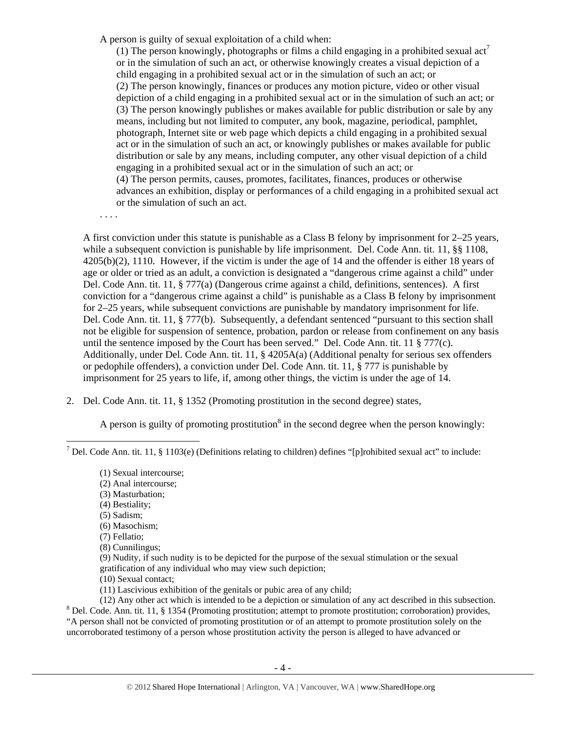A person is guilty of sexual exploitation of a child when:

(1) The person knowingly, photographs or films a child engaging in a prohibited sexual act[7] or in the simulation of such an act, or otherwise knowingly creates a visual depiction of a child engaging in a prohibited sexual act or in the simulation of such an act; or

(2) The person knowingly, finances or produces any motion picture, video or other visual depiction of a child engaging in a prohibited sexual act or in the simulation of such an act; or

(3) The person knowingly publishes or makes available for public distribution or sale by any means, including but not limited to computer, any book, magazine, periodical, pamphlet, photograph, Internet site or web page which depicts a child engaging in a prohibited sexual act or in the simulation of such an act, or knowingly publishes or makes available for public distribution or sale by any means, including computer, any other visual depiction of a child engaging in a prohibited sexual act or in the simulation of such an act; or

(4) The person permits, causes, promotes, facilitates, finances, produces or otherwise advances an exhibition, display or performances of a child engaging in a prohibited sexual act or the simulation of such an act.

. . . .

A first conviction under this statute is punishable as a Class B felony by imprisonment for 2–25 years, while a subsequent conviction is punishable by life imprisonment. Del. Code Ann. tit. 11, §§ 1108, 4205(b)(2), 1110. However, if the victim is under the age of 14 and the offender is either 18 years of age or older or tried as an adult, a conviction is designated a "dangerous crime against a child" under Del. Code Ann. tit. 11, § 777(a) (Dangerous crime against a child, definitions, sentences). A first conviction for a "dangerous crime against a child" is punishable as a Class B felony by imprisonment for 2–25 years, while subsequent convictions are punishable by mandatory imprisonment for life. Del. Code Ann. tit. 11, § 777(b). Subsequently, a defendant sentenced "pursuant to this section shall not be eligible for suspension of sentence, probation, pardon or release from confinement on any basis until the sentence imposed by the Court has been served." Del. Code Ann. tit. 11 § 777(c). Additionally, under Del. Code Ann. tit. 11, § 4205A(a) (Additional penalty for serious sex offenders or pedophile offenders), a conviction under Del. Code Ann. tit. 11, § 777 is punishable by imprisonment for 25 years to life, if, among other things, the victim is under the age of 14.

2. Del. Code Ann. tit. 11, § 1352 (Promoting prostitution in the second degree) states,

   A person is guilty of promoting prostitution[8] in the second degree when the person knowingly:

---

[7] Del. Code Ann. tit. 11, § 1103(e) (Definitions relating to children) defines "[p]rohibited sexual act" to include:

(1) Sexual intercourse;
(2) Anal intercourse;
(3) Masturbation;
(4) Bestiality;
(5) Sadism;
(6) Masochism;
(7) Fellatio;
(8) Cunnilingus;
(9) Nudity, if such nudity is to be depicted for the purpose of the sexual stimulation or the sexual gratification of any individual who may view such depiction;
(10) Sexual contact;
(11) Lascivious exhibition of the genitals or pubic area of any child;
(12) Any other act which is intended to be a depiction or simulation of any act described in this subsection.

[8] Del. Code. Ann. tit. 11, § 1354 (Promoting prostitution; attempt to promote prostitution; corroboration) provides, "A person shall not be convicted of promoting prostitution or of an attempt to promote prostitution solely on the uncorroborated testimony of a person whose prostitution activity the person is alleged to have advanced or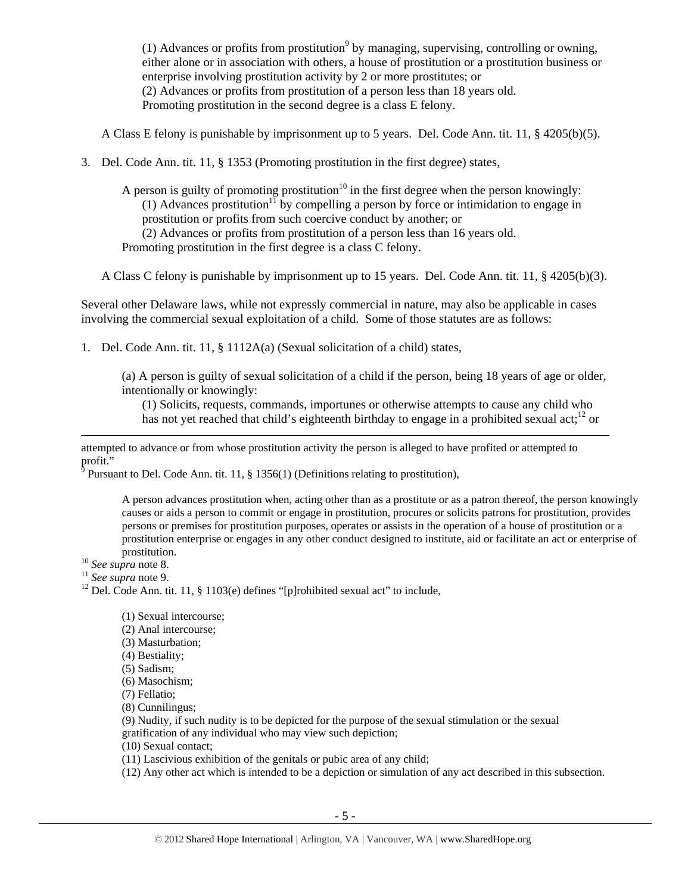(1) Advances or profits from prostitution[9] by managing, supervising, controlling or owning, either alone or in association with others, a house of prostitution or a prostitution business or enterprise involving prostitution activity by 2 or more prostitutes; or
(2) Advances or profits from prostitution of a person less than 18 years old.
Promoting prostitution in the second degree is a class E felony.

A Class E felony is punishable by imprisonment up to 5 years. Del. Code Ann. tit. 11, § 4205(b)(5).

3. Del. Code Ann. tit. 11, § 1353 (Promoting prostitution in the first degree) states,

> A person is guilty of promoting prostitution[10] in the first degree when the person knowingly:
> (1) Advances prostitution[11] by compelling a person by force or intimidation to engage in prostitution or profits from such coercive conduct by another; or
> (2) Advances or profits from prostitution of a person less than 16 years old.
> Promoting prostitution in the first degree is a class C felony.

A Class C felony is punishable by imprisonment up to 15 years. Del. Code Ann. tit. 11, § 4205(b)(3).

Several other Delaware laws, while not expressly commercial in nature, may also be applicable in cases involving the commercial sexual exploitation of a child. Some of those statutes are as follows:

1. Del. Code Ann. tit. 11, § 1112A(a) (Sexual solicitation of a child) states,

> (a) A person is guilty of sexual solicitation of a child if the person, being 18 years of age or older, intentionally or knowingly:
> (1) Solicits, requests, commands, importunes or otherwise attempts to cause any child who has not yet reached that child's eighteenth birthday to engage in a prohibited sexual act;[12] or

---

attempted to advance or from whose prostitution activity the person is alleged to have profited or attempted to profit."

[9] Pursuant to Del. Code Ann. tit. 11, § 1356(1) (Definitions relating to prostitution),

> A person advances prostitution when, acting other than as a prostitute or as a patron thereof, the person knowingly causes or aids a person to commit or engage in prostitution, procures or solicits patrons for prostitution, provides persons or premises for prostitution purposes, operates or assists in the operation of a house of prostitution or a prostitution enterprise or engages in any other conduct designed to institute, aid or facilitate an act or enterprise of prostitution.

[10] *See supra* note 8.

[11] *See supra* note 9.

[12] Del. Code Ann. tit. 11, § 1103(e) defines "[p]rohibited sexual act" to include,

> (1) Sexual intercourse;
> (2) Anal intercourse;
> (3) Masturbation;
> (4) Bestiality;
> (5) Sadism;
> (6) Masochism;
> (7) Fellatio;
> (8) Cunnilingus;
> (9) Nudity, if such nudity is to be depicted for the purpose of the sexual stimulation or the sexual gratification of any individual who may view such depiction;
> (10) Sexual contact;
> (11) Lascivious exhibition of the genitals or pubic area of any child;
> (12) Any other act which is intended to be a depiction or simulation of any act described in this subsection.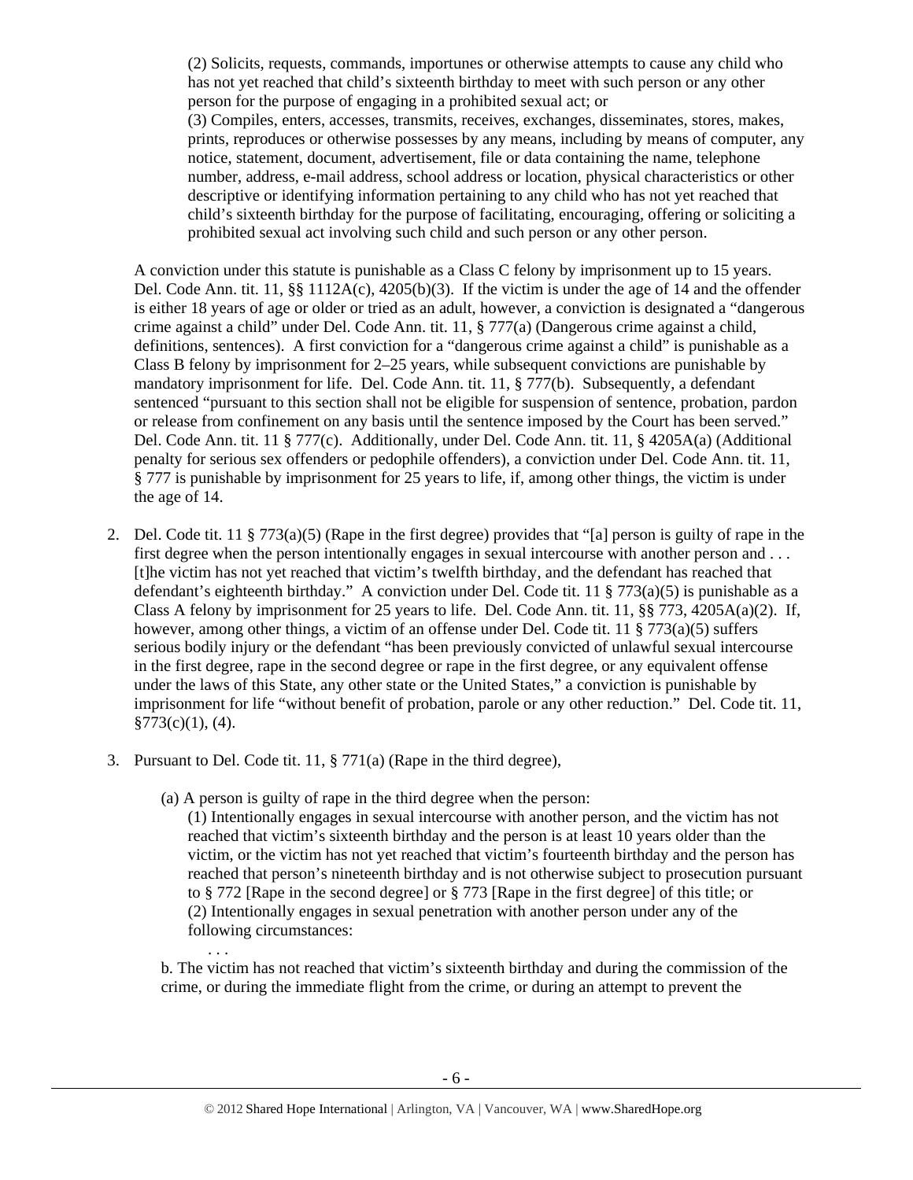(2) Solicits, requests, commands, importunes or otherwise attempts to cause any child who has not yet reached that child's sixteenth birthday to meet with such person or any other person for the purpose of engaging in a prohibited sexual act; or
(3) Compiles, enters, accesses, transmits, receives, exchanges, disseminates, stores, makes, prints, reproduces or otherwise possesses by any means, including by means of computer, any notice, statement, document, advertisement, file or data containing the name, telephone number, address, e-mail address, school address or location, physical characteristics or other descriptive or identifying information pertaining to any child who has not yet reached that child's sixteenth birthday for the purpose of facilitating, encouraging, offering or soliciting a prohibited sexual act involving such child and such person or any other person.

A conviction under this statute is punishable as a Class C felony by imprisonment up to 15 years. Del. Code Ann. tit. 11, §§ 1112A(c), 4205(b)(3). If the victim is under the age of 14 and the offender is either 18 years of age or older or tried as an adult, however, a conviction is designated a "dangerous crime against a child" under Del. Code Ann. tit. 11, § 777(a) (Dangerous crime against a child, definitions, sentences). A first conviction for a "dangerous crime against a child" is punishable as a Class B felony by imprisonment for 2–25 years, while subsequent convictions are punishable by mandatory imprisonment for life. Del. Code Ann. tit. 11, § 777(b). Subsequently, a defendant sentenced "pursuant to this section shall not be eligible for suspension of sentence, probation, pardon or release from confinement on any basis until the sentence imposed by the Court has been served." Del. Code Ann. tit. 11 § 777(c). Additionally, under Del. Code Ann. tit. 11, § 4205A(a) (Additional penalty for serious sex offenders or pedophile offenders), a conviction under Del. Code Ann. tit. 11, § 777 is punishable by imprisonment for 25 years to life, if, among other things, the victim is under the age of 14.

2. Del. Code tit. 11 § 773(a)(5) (Rape in the first degree) provides that "[a] person is guilty of rape in the first degree when the person intentionally engages in sexual intercourse with another person and . . . [t]he victim has not yet reached that victim's twelfth birthday, and the defendant has reached that defendant's eighteenth birthday." A conviction under Del. Code tit. 11 § 773(a)(5) is punishable as a Class A felony by imprisonment for 25 years to life. Del. Code Ann. tit. 11, §§ 773, 4205A(a)(2). If, however, among other things, a victim of an offense under Del. Code tit. 11 § 773(a)(5) suffers serious bodily injury or the defendant "has been previously convicted of unlawful sexual intercourse in the first degree, rape in the second degree or rape in the first degree, or any equivalent offense under the laws of this State, any other state or the United States," a conviction is punishable by imprisonment for life "without benefit of probation, parole or any other reduction." Del. Code tit. 11, §773(c)(1), (4).

3. Pursuant to Del. Code tit. 11, § 771(a) (Rape in the third degree),

   (a) A person is guilty of rape in the third degree when the person:
   (1) Intentionally engages in sexual intercourse with another person, and the victim has not reached that victim's sixteenth birthday and the person is at least 10 years older than the victim, or the victim has not yet reached that victim's fourteenth birthday and the person has reached that person's nineteenth birthday and is not otherwise subject to prosecution pursuant to § 772 [Rape in the second degree] or § 773 [Rape in the first degree] of this title; or
   (2) Intentionally engages in sexual penetration with another person under any of the following circumstances:
   . . .
   b. The victim has not reached that victim's sixteenth birthday and during the commission of the crime, or during the immediate flight from the crime, or during an attempt to prevent the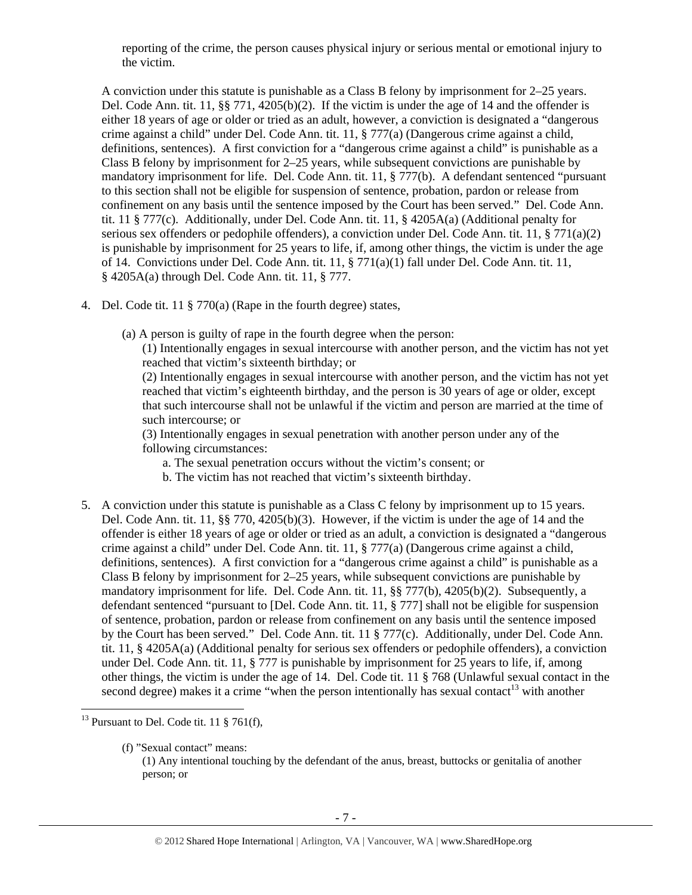reporting of the crime, the person causes physical injury or serious mental or emotional injury to the victim.

A conviction under this statute is punishable as a Class B felony by imprisonment for 2–25 years. Del. Code Ann. tit. 11, §§ 771, 4205(b)(2). If the victim is under the age of 14 and the offender is either 18 years of age or older or tried as an adult, however, a conviction is designated a "dangerous crime against a child" under Del. Code Ann. tit. 11, § 777(a) (Dangerous crime against a child, definitions, sentences). A first conviction for a "dangerous crime against a child" is punishable as a Class B felony by imprisonment for 2–25 years, while subsequent convictions are punishable by mandatory imprisonment for life. Del. Code Ann. tit. 11, § 777(b). A defendant sentenced "pursuant to this section shall not be eligible for suspension of sentence, probation, pardon or release from confinement on any basis until the sentence imposed by the Court has been served." Del. Code Ann. tit. 11 § 777(c). Additionally, under Del. Code Ann. tit. 11, § 4205A(a) (Additional penalty for serious sex offenders or pedophile offenders), a conviction under Del. Code Ann. tit. 11, § 771(a)(2) is punishable by imprisonment for 25 years to life, if, among other things, the victim is under the age of 14. Convictions under Del. Code Ann. tit. 11, § 771(a)(1) fall under Del. Code Ann. tit. 11, § 4205A(a) through Del. Code Ann. tit. 11, § 777.

4. Del. Code tit. 11 § 770(a) (Rape in the fourth degree) states,

   (a) A person is guilty of rape in the fourth degree when the person:

   (1) Intentionally engages in sexual intercourse with another person, and the victim has not yet reached that victim's sixteenth birthday; or

   (2) Intentionally engages in sexual intercourse with another person, and the victim has not yet reached that victim's eighteenth birthday, and the person is 30 years of age or older, except that such intercourse shall not be unlawful if the victim and person are married at the time of such intercourse; or

   (3) Intentionally engages in sexual penetration with another person under any of the following circumstances:

   a. The sexual penetration occurs without the victim's consent; or

   b. The victim has not reached that victim's sixteenth birthday.

5. A conviction under this statute is punishable as a Class C felony by imprisonment up to 15 years. Del. Code Ann. tit. 11, §§ 770, 4205(b)(3). However, if the victim is under the age of 14 and the offender is either 18 years of age or older or tried as an adult, a conviction is designated a "dangerous crime against a child" under Del. Code Ann. tit. 11, § 777(a) (Dangerous crime against a child, definitions, sentences). A first conviction for a "dangerous crime against a child" is punishable as a Class B felony by imprisonment for 2–25 years, while subsequent convictions are punishable by mandatory imprisonment for life. Del. Code Ann. tit. 11, §§ 777(b), 4205(b)(2). Subsequently, a defendant sentenced "pursuant to [Del. Code Ann. tit. 11, § 777] shall not be eligible for suspension of sentence, probation, pardon or release from confinement on any basis until the sentence imposed by the Court has been served." Del. Code Ann. tit. 11 § 777(c). Additionally, under Del. Code Ann. tit. 11, § 4205A(a) (Additional penalty for serious sex offenders or pedophile offenders), a conviction under Del. Code Ann. tit. 11, § 777 is punishable by imprisonment for 25 years to life, if, among other things, the victim is under the age of 14. Del. Code tit. 11 § 768 (Unlawful sexual contact in the second degree) makes it a crime "when the person intentionally has sexual contact[13] with another

[13] Pursuant to Del. Code tit. 11 § 761(f),

(f) "Sexual contact" means:

(1) Any intentional touching by the defendant of the anus, breast, buttocks or genitalia of another person; or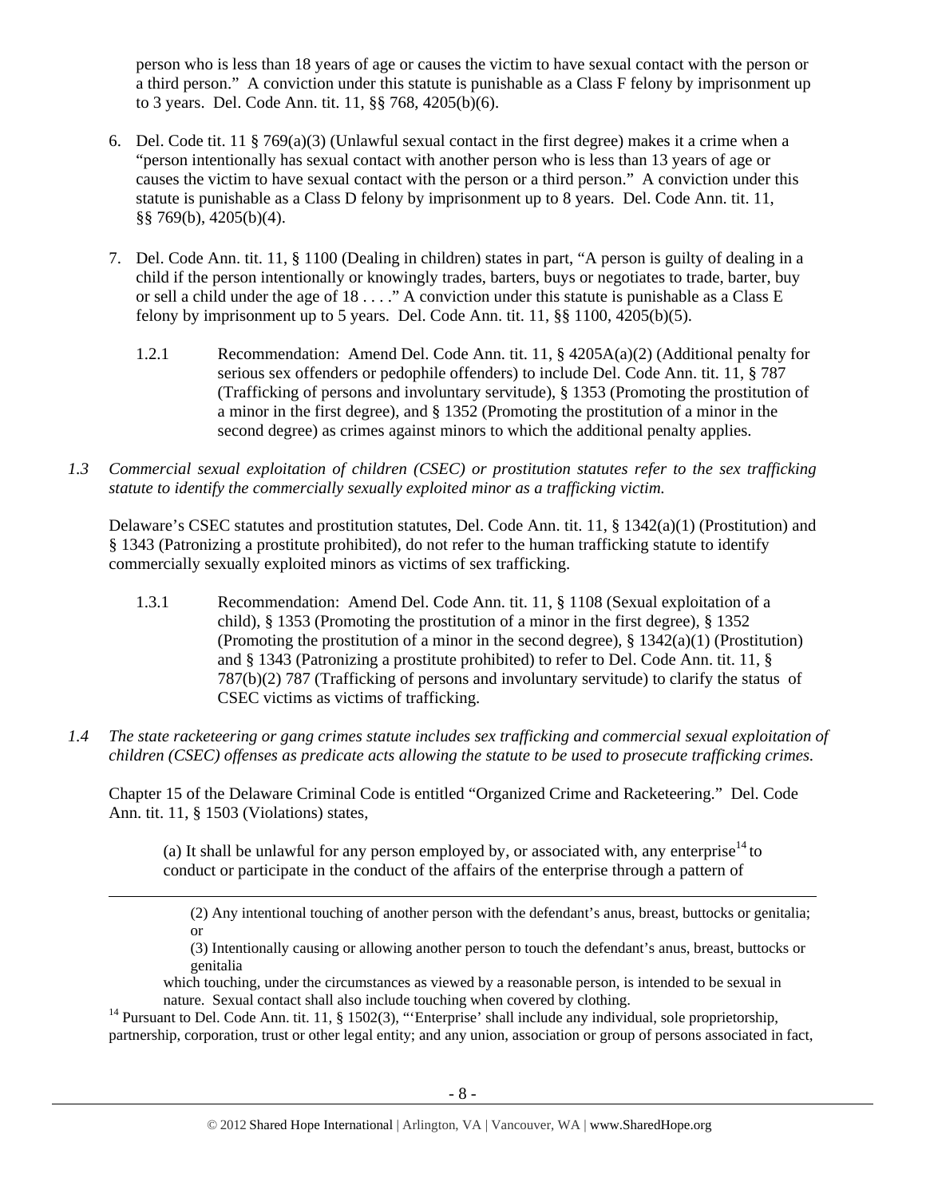person who is less than 18 years of age or causes the victim to have sexual contact with the person or a third person." A conviction under this statute is punishable as a Class F felony by imprisonment up to 3 years. Del. Code Ann. tit. 11, §§ 768, 4205(b)(6).

6. Del. Code tit. 11 § 769(a)(3) (Unlawful sexual contact in the first degree) makes it a crime when a "person intentionally has sexual contact with another person who is less than 13 years of age or causes the victim to have sexual contact with the person or a third person." A conviction under this statute is punishable as a Class D felony by imprisonment up to 8 years. Del. Code Ann. tit. 11, §§ 769(b), 4205(b)(4).

7. Del. Code Ann. tit. 11, § 1100 (Dealing in children) states in part, "A person is guilty of dealing in a child if the person intentionally or knowingly trades, barters, buys or negotiates to trade, barter, buy or sell a child under the age of 18 . . . ." A conviction under this statute is punishable as a Class E felony by imprisonment up to 5 years. Del. Code Ann. tit. 11, §§ 1100, 4205(b)(5).

   1.2.1 Recommendation: Amend Del. Code Ann. tit. 11, § 4205A(a)(2) (Additional penalty for serious sex offenders or pedophile offenders) to include Del. Code Ann. tit. 11, § 787 (Trafficking of persons and involuntary servitude), § 1353 (Promoting the prostitution of a minor in the first degree), and § 1352 (Promoting the prostitution of a minor in the second degree) as crimes against minors to which the additional penalty applies.

*1.3 Commercial sexual exploitation of children (CSEC) or prostitution statutes refer to the sex trafficking statute to identify the commercially sexually exploited minor as a trafficking victim.*

Delaware's CSEC statutes and prostitution statutes, Del. Code Ann. tit. 11, § 1342(a)(1) (Prostitution) and § 1343 (Patronizing a prostitute prohibited), do not refer to the human trafficking statute to identify commercially sexually exploited minors as victims of sex trafficking.

   1.3.1 Recommendation: Amend Del. Code Ann. tit. 11, § 1108 (Sexual exploitation of a child), § 1353 (Promoting the prostitution of a minor in the first degree), § 1352 (Promoting the prostitution of a minor in the second degree), § 1342(a)(1) (Prostitution) and § 1343 (Patronizing a prostitute prohibited) to refer to Del. Code Ann. tit. 11, § 787(b)(2) 787 (Trafficking of persons and involuntary servitude) to clarify the status of CSEC victims as victims of trafficking.

*1.4 The state racketeering or gang crimes statute includes sex trafficking and commercial sexual exploitation of children (CSEC) offenses as predicate acts allowing the statute to be used to prosecute trafficking crimes.*

Chapter 15 of the Delaware Criminal Code is entitled "Organized Crime and Racketeering." Del. Code Ann. tit. 11, § 1503 (Violations) states,

> (a) It shall be unlawful for any person employed by, or associated with, any enterprise[14] to conduct or participate in the conduct of the affairs of the enterprise through a pattern of

---

> (2) Any intentional touching of another person with the defendant's anus, breast, buttocks or genitalia; or
>
> (3) Intentionally causing or allowing another person to touch the defendant's anus, breast, buttocks or genitalia
>
> which touching, under the circumstances as viewed by a reasonable person, is intended to be sexual in nature. Sexual contact shall also include touching when covered by clothing.

[14] Pursuant to Del. Code Ann. tit. 11, § 1502(3), "'Enterprise' shall include any individual, sole proprietorship, partnership, corporation, trust or other legal entity; and any union, association or group of persons associated in fact,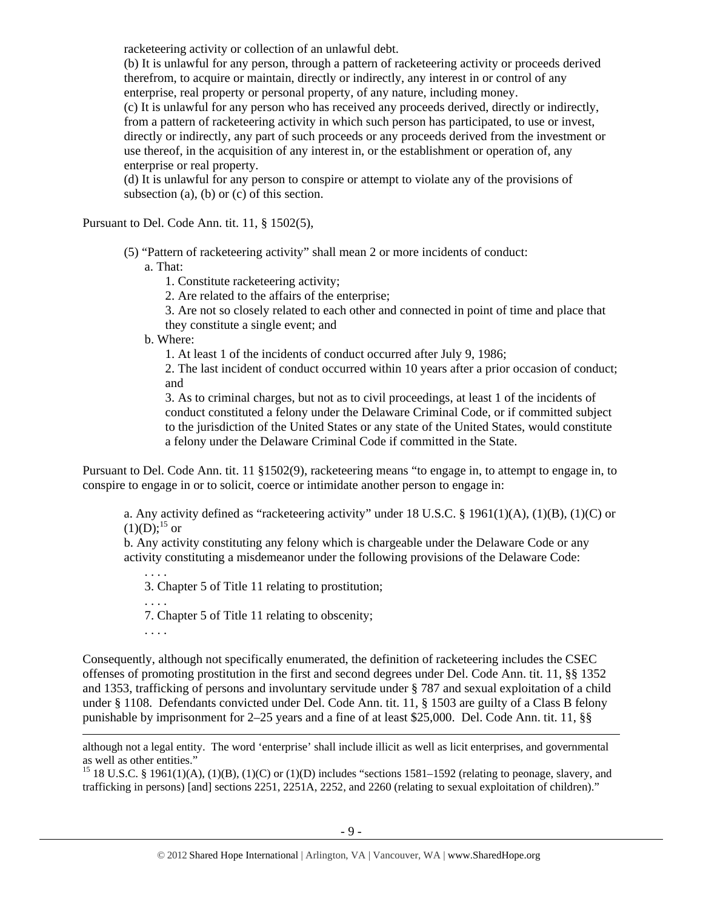racketeering activity or collection of an unlawful debt.

(b) It is unlawful for any person, through a pattern of racketeering activity or proceeds derived therefrom, to acquire or maintain, directly or indirectly, any interest in or control of any enterprise, real property or personal property, of any nature, including money.

(c) It is unlawful for any person who has received any proceeds derived, directly or indirectly, from a pattern of racketeering activity in which such person has participated, to use or invest, directly or indirectly, any part of such proceeds or any proceeds derived from the investment or use thereof, in the acquisition of any interest in, or the establishment or operation of, any enterprise or real property.

(d) It is unlawful for any person to conspire or attempt to violate any of the provisions of subsection (a), (b) or (c) of this section.

Pursuant to Del. Code Ann. tit. 11, § 1502(5),

> (5) "Pattern of racketeering activity" shall mean 2 or more incidents of conduct:
>
> a. That:
>
> 1. Constitute racketeering activity;
> 2. Are related to the affairs of the enterprise;
> 3. Are not so closely related to each other and connected in point of time and place that they constitute a single event; and
>
> b. Where:
>
> 1. At least 1 of the incidents of conduct occurred after July 9, 1986;
> 2. The last incident of conduct occurred within 10 years after a prior occasion of conduct; and
> 3. As to criminal charges, but not as to civil proceedings, at least 1 of the incidents of conduct constituted a felony under the Delaware Criminal Code, or if committed subject to the jurisdiction of the United States or any state of the United States, would constitute a felony under the Delaware Criminal Code if committed in the State.

Pursuant to Del. Code Ann. tit. 11 §1502(9), racketeering means "to engage in, to attempt to engage in, to conspire to engage in or to solicit, coerce or intimidate another person to engage in:

> a. Any activity defined as "racketeering activity" under 18 U.S.C. § 1961(1)(A), (1)(B), (1)(C) or (1)(D);[15] or
>
> b. Any activity constituting any felony which is chargeable under the Delaware Code or any activity constituting a misdemeanor under the following provisions of the Delaware Code:
>
> . . . .
>
> 3. Chapter 5 of Title 11 relating to prostitution;
>
> . . . .
>
> 7. Chapter 5 of Title 11 relating to obscenity;
>
> . . . .

Consequently, although not specifically enumerated, the definition of racketeering includes the CSEC offenses of promoting prostitution in the first and second degrees under Del. Code Ann. tit. 11, §§ 1352 and 1353, trafficking of persons and involuntary servitude under § 787 and sexual exploitation of a child under § 1108. Defendants convicted under Del. Code Ann. tit. 11, § 1503 are guilty of a Class B felony punishable by imprisonment for 2–25 years and a fine of at least $25,000. Del. Code Ann. tit. 11, §§

---

although not a legal entity. The word 'enterprise' shall include illicit as well as licit enterprises, and governmental as well as other entities."

[15] 18 U.S.C. § 1961(1)(A), (1)(B), (1)(C) or (1)(D) includes "sections 1581–1592 (relating to peonage, slavery, and trafficking in persons) [and] sections 2251, 2251A, 2252, and 2260 (relating to sexual exploitation of children)."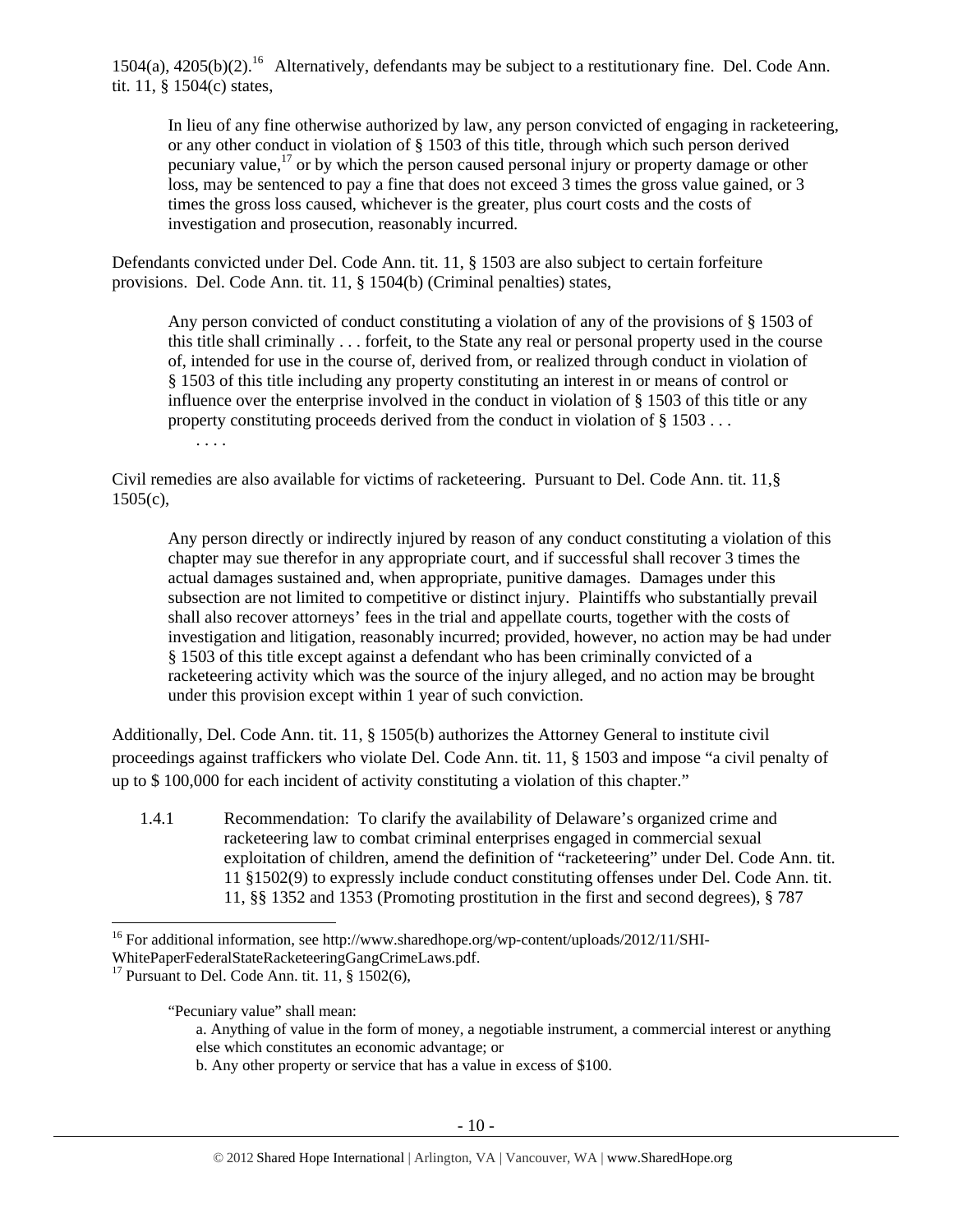1504(a), 4205(b)(2).[16] Alternatively, defendants may be subject to a restitutionary fine. Del. Code Ann. tit. 11, § 1504(c) states,

> In lieu of any fine otherwise authorized by law, any person convicted of engaging in racketeering, or any other conduct in violation of § 1503 of this title, through which such person derived pecuniary value,[17] or by which the person caused personal injury or property damage or other loss, may be sentenced to pay a fine that does not exceed 3 times the gross value gained, or 3 times the gross loss caused, whichever is the greater, plus court costs and the costs of investigation and prosecution, reasonably incurred.

Defendants convicted under Del. Code Ann. tit. 11, § 1503 are also subject to certain forfeiture provisions. Del. Code Ann. tit. 11, § 1504(b) (Criminal penalties) states,

> Any person convicted of conduct constituting a violation of any of the provisions of § 1503 of this title shall criminally . . . forfeit, to the State any real or personal property used in the course of, intended for use in the course of, derived from, or realized through conduct in violation of § 1503 of this title including any property constituting an interest in or means of control or influence over the enterprise involved in the conduct in violation of § 1503 of this title or any property constituting proceeds derived from the conduct in violation of § 1503 . . .
>
> . . . .

Civil remedies are also available for victims of racketeering. Pursuant to Del. Code Ann. tit. 11,§ 1505(c),

> Any person directly or indirectly injured by reason of any conduct constituting a violation of this chapter may sue therefor in any appropriate court, and if successful shall recover 3 times the actual damages sustained and, when appropriate, punitive damages. Damages under this subsection are not limited to competitive or distinct injury. Plaintiffs who substantially prevail shall also recover attorneys' fees in the trial and appellate courts, together with the costs of investigation and litigation, reasonably incurred; provided, however, no action may be had under § 1503 of this title except against a defendant who has been criminally convicted of a racketeering activity which was the source of the injury alleged, and no action may be brought under this provision except within 1 year of such conviction.

Additionally, Del. Code Ann. tit. 11, § 1505(b) authorizes the Attorney General to institute civil proceedings against traffickers who violate Del. Code Ann. tit. 11, § 1503 and impose "a civil penalty of up to $ 100,000 for each incident of activity constituting a violation of this chapter."

1.4.1 Recommendation: To clarify the availability of Delaware's organized crime and racketeering law to combat criminal enterprises engaged in commercial sexual exploitation of children, amend the definition of "racketeering" under Del. Code Ann. tit. 11 §1502(9) to expressly include conduct constituting offenses under Del. Code Ann. tit. 11, §§ 1352 and 1353 (Promoting prostitution in the first and second degrees), § 787

---

[16] For additional information, see http://www.sharedhope.org/wp-content/uploads/2012/11/SHI-WhitePaperFederalStateRacketeeringGangCrimeLaws.pdf.

[17] Pursuant to Del. Code Ann. tit. 11, § 1502(6),

> "Pecuniary value" shall mean:
>
> a. Anything of value in the form of money, a negotiable instrument, a commercial interest or anything else which constitutes an economic advantage; or
>
> b. Any other property or service that has a value in excess of $100.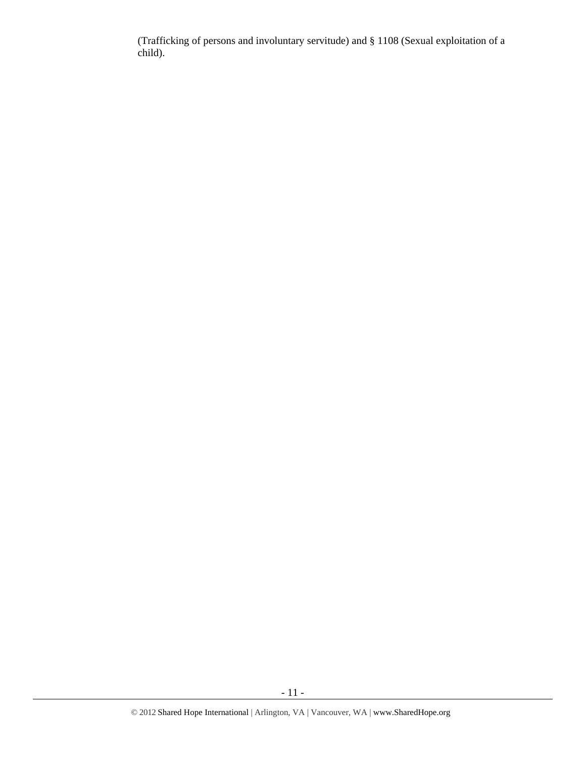(Trafficking of persons and involuntary servitude) and § 1108 (Sexual exploitation of a child).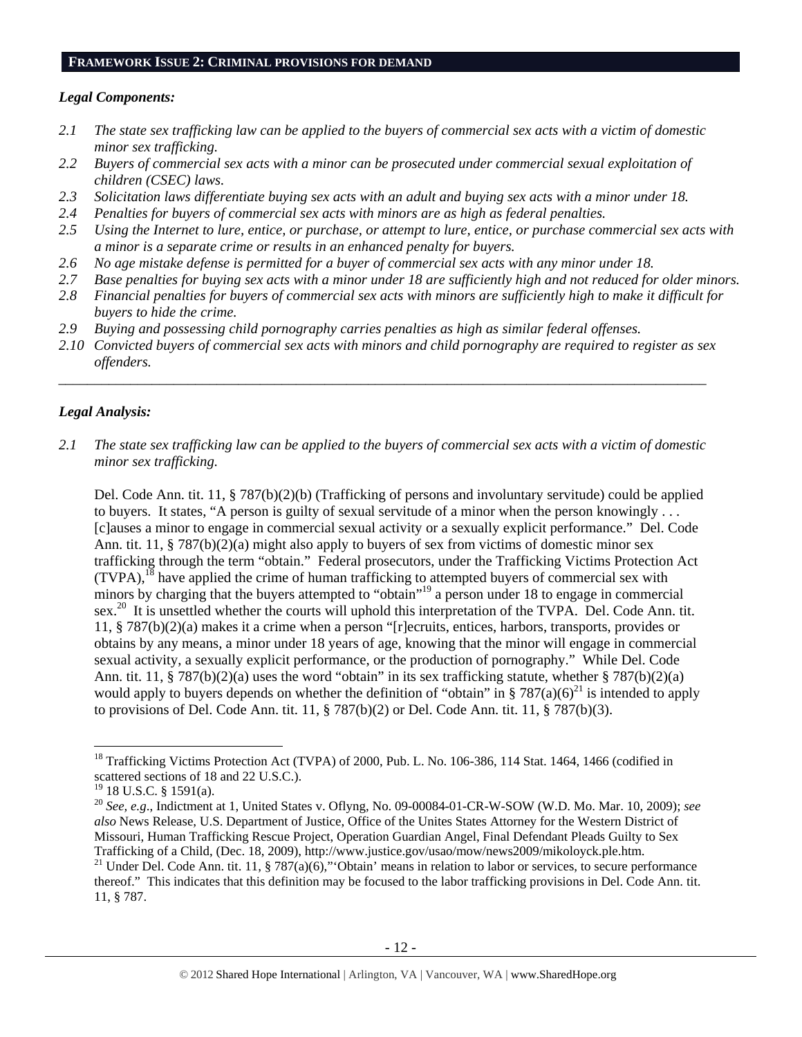## FRAMEWORK ISSUE 2: CRIMINAL PROVISIONS FOR DEMAND

### *Legal Components:*

*2.1 The state sex trafficking law can be applied to the buyers of commercial sex acts with a victim of domestic minor sex trafficking.*

*2.2 Buyers of commercial sex acts with a minor can be prosecuted under commercial sexual exploitation of children (CSEC) laws.*

*2.3 Solicitation laws differentiate buying sex acts with an adult and buying sex acts with a minor under 18.*

*2.4 Penalties for buyers of commercial sex acts with minors are as high as federal penalties.*

*2.5 Using the Internet to lure, entice, or purchase, or attempt to lure, entice, or purchase commercial sex acts with a minor is a separate crime or results in an enhanced penalty for buyers.*

*2.6 No age mistake defense is permitted for a buyer of commercial sex acts with any minor under 18.*

*2.7 Base penalties for buying sex acts with a minor under 18 are sufficiently high and not reduced for older minors.*

*2.8 Financial penalties for buyers of commercial sex acts with minors are sufficiently high to make it difficult for buyers to hide the crime.*

*2.9 Buying and possessing child pornography carries penalties as high as similar federal offenses.*

*2.10 Convicted buyers of commercial sex acts with minors and child pornography are required to register as sex offenders.*

---

### *Legal Analysis:*

*2.1 The state sex trafficking law can be applied to the buyers of commercial sex acts with a victim of domestic minor sex trafficking.*

Del. Code Ann. tit. 11, § 787(b)(2)(b) (Trafficking of persons and involuntary servitude) could be applied to buyers. It states, "A person is guilty of sexual servitude of a minor when the person knowingly . . . [c]auses a minor to engage in commercial sexual activity or a sexually explicit performance." Del. Code Ann. tit. 11, § 787(b)(2)(a) might also apply to buyers of sex from victims of domestic minor sex trafficking through the term "obtain." Federal prosecutors, under the Trafficking Victims Protection Act (TVPA),[18] have applied the crime of human trafficking to attempted buyers of commercial sex with minors by charging that the buyers attempted to "obtain"[19] a person under 18 to engage in commercial sex.[20] It is unsettled whether the courts will uphold this interpretation of the TVPA. Del. Code Ann. tit. 11, § 787(b)(2)(a) makes it a crime when a person "[r]ecruits, entices, harbors, transports, provides or obtains by any means, a minor under 18 years of age, knowing that the minor will engage in commercial sexual activity, a sexually explicit performance, or the production of pornography." While Del. Code Ann. tit. 11, § 787(b)(2)(a) uses the word "obtain" in its sex trafficking statute, whether § 787(b)(2)(a) would apply to buyers depends on whether the definition of "obtain" in § 787(a)(6)[21] is intended to apply to provisions of Del. Code Ann. tit. 11, § 787(b)(2) or Del. Code Ann. tit. 11, § 787(b)(3).

---

[18] Trafficking Victims Protection Act (TVPA) of 2000, Pub. L. No. 106-386, 114 Stat. 1464, 1466 (codified in scattered sections of 18 and 22 U.S.C.).

[19] 18 U.S.C. § 1591(a).

[20] *See, e.g.*, Indictment at 1, United States v. Oflyng, No. 09-00084-01-CR-W-SOW (W.D. Mo. Mar. 10, 2009); *see also* News Release, U.S. Department of Justice, Office of the Unites States Attorney for the Western District of Missouri, Human Trafficking Rescue Project, Operation Guardian Angel, Final Defendant Pleads Guilty to Sex Trafficking of a Child, (Dec. 18, 2009), http://www.justice.gov/usao/mow/news2009/mikoloyck.ple.htm.

[21] Under Del. Code Ann. tit. 11, § 787(a)(6),"'Obtain' means in relation to labor or services, to secure performance thereof." This indicates that this definition may be focused to the labor trafficking provisions in Del. Code Ann. tit. 11, § 787.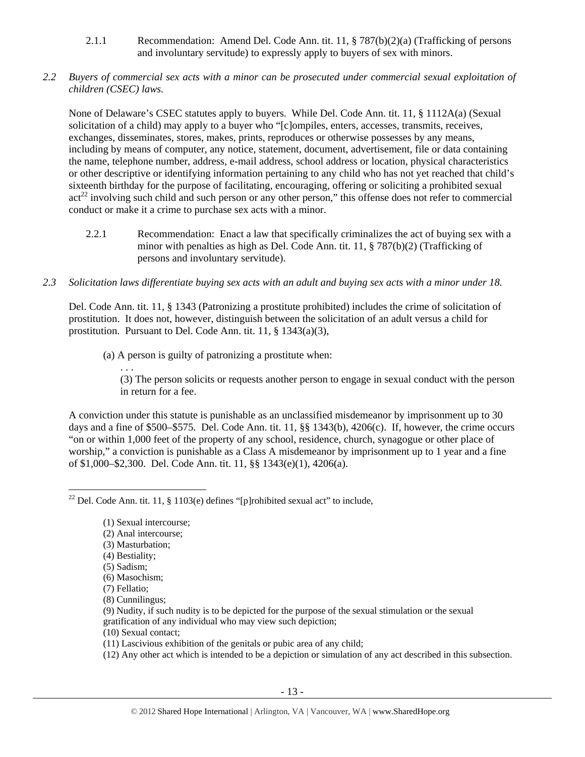2.1.1 Recommendation: Amend Del. Code Ann. tit. 11, § 787(b)(2)(a) (Trafficking of persons and involuntary servitude) to expressly apply to buyers of sex with minors.

*2.2 Buyers of commercial sex acts with a minor can be prosecuted under commercial sexual exploitation of children (CSEC) laws.*

None of Delaware's CSEC statutes apply to buyers. While Del. Code Ann. tit. 11, § 1112A(a) (Sexual solicitation of a child) may apply to a buyer who "[c]ompiles, enters, accesses, transmits, receives, exchanges, disseminates, stores, makes, prints, reproduces or otherwise possesses by any means, including by means of computer, any notice, statement, document, advertisement, file or data containing the name, telephone number, address, e-mail address, school address or location, physical characteristics or other descriptive or identifying information pertaining to any child who has not yet reached that child's sixteenth birthday for the purpose of facilitating, encouraging, offering or soliciting a prohibited sexual act[22] involving such child and such person or any other person," this offense does not refer to commercial conduct or make it a crime to purchase sex acts with a minor.

2.2.1 Recommendation: Enact a law that specifically criminalizes the act of buying sex with a minor with penalties as high as Del. Code Ann. tit. 11, § 787(b)(2) (Trafficking of persons and involuntary servitude).

*2.3 Solicitation laws differentiate buying sex acts with an adult and buying sex acts with a minor under 18.*

Del. Code Ann. tit. 11, § 1343 (Patronizing a prostitute prohibited) includes the crime of solicitation of prostitution. It does not, however, distinguish between the solicitation of an adult versus a child for prostitution. Pursuant to Del. Code Ann. tit. 11, § 1343(a)(3),

> (a) A person is guilty of patronizing a prostitute when:
>
> . . .
>
> (3) The person solicits or requests another person to engage in sexual conduct with the person in return for a fee.

A conviction under this statute is punishable as an unclassified misdemeanor by imprisonment up to 30 days and a fine of $500–$575. Del. Code Ann. tit. 11, §§ 1343(b), 4206(c). If, however, the crime occurs "on or within 1,000 feet of the property of any school, residence, church, synagogue or other place of worship," a conviction is punishable as a Class A misdemeanor by imprisonment up to 1 year and a fine of $1,000–$2,300. Del. Code Ann. tit. 11, §§ 1343(e)(1), 4206(a).

---

[22] Del. Code Ann. tit. 11, § 1103(e) defines "[p]rohibited sexual act" to include,

> (1) Sexual intercourse;
> (2) Anal intercourse;
> (3) Masturbation;
> (4) Bestiality;
> (5) Sadism;
> (6) Masochism;
> (7) Fellatio;
> (8) Cunnilingus;
> (9) Nudity, if such nudity is to be depicted for the purpose of the sexual stimulation or the sexual gratification of any individual who may view such depiction;
> (10) Sexual contact;
> (11) Lascivious exhibition of the genitals or pubic area of any child;
> (12) Any other act which is intended to be a depiction or simulation of any act described in this subsection.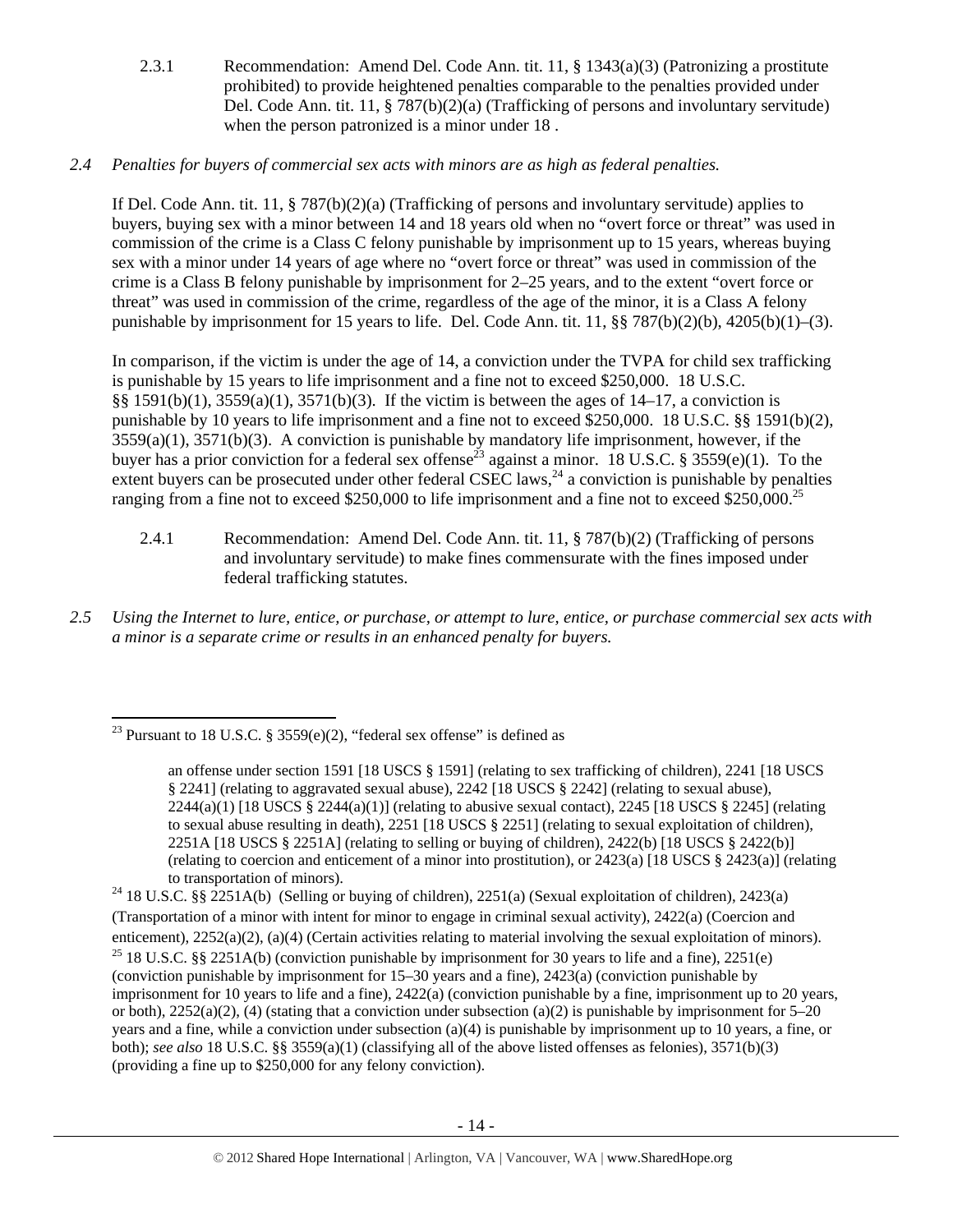2.3.1 Recommendation: Amend Del. Code Ann. tit. 11, § 1343(a)(3) (Patronizing a prostitute prohibited) to provide heightened penalties comparable to the penalties provided under Del. Code Ann. tit. 11, § 787(b)(2)(a) (Trafficking of persons and involuntary servitude) when the person patronized is a minor under 18 .

*2.4 Penalties for buyers of commercial sex acts with minors are as high as federal penalties.*

If Del. Code Ann. tit. 11, § 787(b)(2)(a) (Trafficking of persons and involuntary servitude) applies to buyers, buying sex with a minor between 14 and 18 years old when no "overt force or threat" was used in commission of the crime is a Class C felony punishable by imprisonment up to 15 years, whereas buying sex with a minor under 14 years of age where no "overt force or threat" was used in commission of the crime is a Class B felony punishable by imprisonment for 2–25 years, and to the extent "overt force or threat" was used in commission of the crime, regardless of the age of the minor, it is a Class A felony punishable by imprisonment for 15 years to life. Del. Code Ann. tit. 11, §§ 787(b)(2)(b), 4205(b)(1)–(3).

In comparison, if the victim is under the age of 14, a conviction under the TVPA for child sex trafficking is punishable by 15 years to life imprisonment and a fine not to exceed $250,000. 18 U.S.C. §§ 1591(b)(1), 3559(a)(1), 3571(b)(3). If the victim is between the ages of 14–17, a conviction is punishable by 10 years to life imprisonment and a fine not to exceed $250,000. 18 U.S.C. §§ 1591(b)(2), 3559(a)(1), 3571(b)(3). A conviction is punishable by mandatory life imprisonment, however, if the buyer has a prior conviction for a federal sex offense[23] against a minor. 18 U.S.C. § 3559(e)(1). To the extent buyers can be prosecuted under other federal CSEC laws,[24] a conviction is punishable by penalties ranging from a fine not to exceed $250,000 to life imprisonment and a fine not to exceed $250,000.[25]

2.4.1 Recommendation: Amend Del. Code Ann. tit. 11, § 787(b)(2) (Trafficking of persons and involuntary servitude) to make fines commensurate with the fines imposed under federal trafficking statutes.

*2.5 Using the Internet to lure, entice, or purchase, or attempt to lure, entice, or purchase commercial sex acts with a minor is a separate crime or results in an enhanced penalty for buyers.*

---

[23] Pursuant to 18 U.S.C. § 3559(e)(2), "federal sex offense" is defined as

> an offense under section 1591 [18 USCS § 1591] (relating to sex trafficking of children), 2241 [18 USCS § 2241] (relating to aggravated sexual abuse), 2242 [18 USCS § 2242] (relating to sexual abuse), 2244(a)(1) [18 USCS § 2244(a)(1)] (relating to abusive sexual contact), 2245 [18 USCS § 2245] (relating to sexual abuse resulting in death), 2251 [18 USCS § 2251] (relating to sexual exploitation of children), 2251A [18 USCS § 2251A] (relating to selling or buying of children), 2422(b) [18 USCS § 2422(b)] (relating to coercion and enticement of a minor into prostitution), or 2423(a) [18 USCS § 2423(a)] (relating to transportation of minors).

[24] 18 U.S.C. §§ 2251A(b) (Selling or buying of children), 2251(a) (Sexual exploitation of children), 2423(a) (Transportation of a minor with intent for minor to engage in criminal sexual activity), 2422(a) (Coercion and enticement), 2252(a)(2), (a)(4) (Certain activities relating to material involving the sexual exploitation of minors).

[25] 18 U.S.C. §§ 2251A(b) (conviction punishable by imprisonment for 30 years to life and a fine), 2251(e) (conviction punishable by imprisonment for 15–30 years and a fine), 2423(a) (conviction punishable by imprisonment for 10 years to life and a fine), 2422(a) (conviction punishable by a fine, imprisonment up to 20 years, or both), 2252(a)(2), (4) (stating that a conviction under subsection (a)(2) is punishable by imprisonment for 5–20 years and a fine, while a conviction under subsection (a)(4) is punishable by imprisonment up to 10 years, a fine, or both); *see also* 18 U.S.C. §§ 3559(a)(1) (classifying all of the above listed offenses as felonies), 3571(b)(3) (providing a fine up to $250,000 for any felony conviction).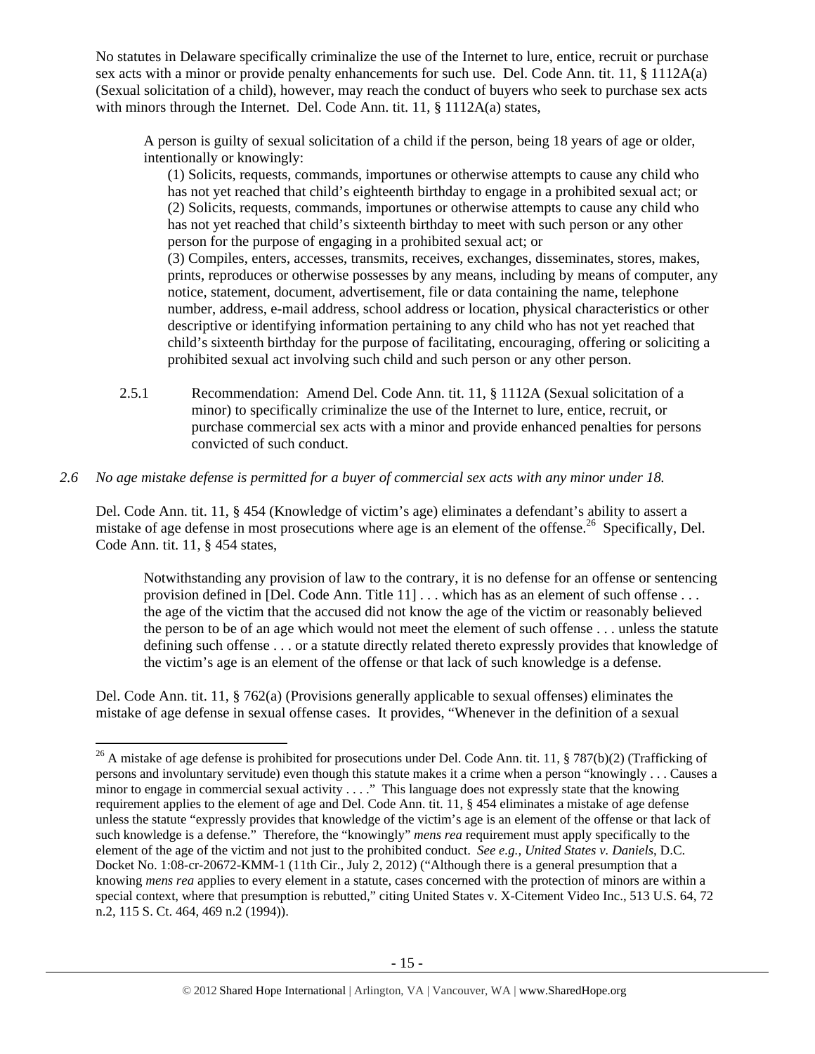No statutes in Delaware specifically criminalize the use of the Internet to lure, entice, recruit or purchase sex acts with a minor or provide penalty enhancements for such use. Del. Code Ann. tit. 11, § 1112A(a) (Sexual solicitation of a child), however, may reach the conduct of buyers who seek to purchase sex acts with minors through the Internet. Del. Code Ann. tit. 11, § 1112A(a) states,

> A person is guilty of sexual solicitation of a child if the person, being 18 years of age or older, intentionally or knowingly:
>
> (1) Solicits, requests, commands, importunes or otherwise attempts to cause any child who has not yet reached that child's eighteenth birthday to engage in a prohibited sexual act; or
> (2) Solicits, requests, commands, importunes or otherwise attempts to cause any child who has not yet reached that child's sixteenth birthday to meet with such person or any other person for the purpose of engaging in a prohibited sexual act; or
> (3) Compiles, enters, accesses, transmits, receives, exchanges, disseminates, stores, makes, prints, reproduces or otherwise possesses by any means, including by means of computer, any notice, statement, document, advertisement, file or data containing the name, telephone number, address, e-mail address, school address or location, physical characteristics or other descriptive or identifying information pertaining to any child who has not yet reached that child's sixteenth birthday for the purpose of facilitating, encouraging, offering or soliciting a prohibited sexual act involving such child and such person or any other person.

2.5.1 Recommendation: Amend Del. Code Ann. tit. 11, § 1112A (Sexual solicitation of a minor) to specifically criminalize the use of the Internet to lure, entice, recruit, or purchase commercial sex acts with a minor and provide enhanced penalties for persons convicted of such conduct.

*2.6 No age mistake defense is permitted for a buyer of commercial sex acts with any minor under 18.*

Del. Code Ann. tit. 11, § 454 (Knowledge of victim's age) eliminates a defendant's ability to assert a mistake of age defense in most prosecutions where age is an element of the offense.[26] Specifically, Del. Code Ann. tit. 11, § 454 states,

> Notwithstanding any provision of law to the contrary, it is no defense for an offense or sentencing provision defined in [Del. Code Ann. Title 11] . . . which has as an element of such offense . . . the age of the victim that the accused did not know the age of the victim or reasonably believed the person to be of an age which would not meet the element of such offense . . . unless the statute defining such offense . . . or a statute directly related thereto expressly provides that knowledge of the victim's age is an element of the offense or that lack of such knowledge is a defense.

Del. Code Ann. tit. 11, § 762(a) (Provisions generally applicable to sexual offenses) eliminates the mistake of age defense in sexual offense cases. It provides, "Whenever in the definition of a sexual

---

[26] A mistake of age defense is prohibited for prosecutions under Del. Code Ann. tit. 11, § 787(b)(2) (Trafficking of persons and involuntary servitude) even though this statute makes it a crime when a person "knowingly . . . Causes a minor to engage in commercial sexual activity . . . ." This language does not expressly state that the knowing requirement applies to the element of age and Del. Code Ann. tit. 11, § 454 eliminates a mistake of age defense unless the statute "expressly provides that knowledge of the victim's age is an element of the offense or that lack of such knowledge is a defense." Therefore, the "knowingly" *mens rea* requirement must apply specifically to the element of the age of the victim and not just to the prohibited conduct. *See e.g., United States v. Daniels*, D.C. Docket No. 1:08-cr-20672-KMM-1 (11th Cir., July 2, 2012) ("Although there is a general presumption that a knowing *mens rea* applies to every element in a statute, cases concerned with the protection of minors are within a special context, where that presumption is rebutted," citing United States v. X-Citement Video Inc., 513 U.S. 64, 72 n.2, 115 S. Ct. 464, 469 n.2 (1994)).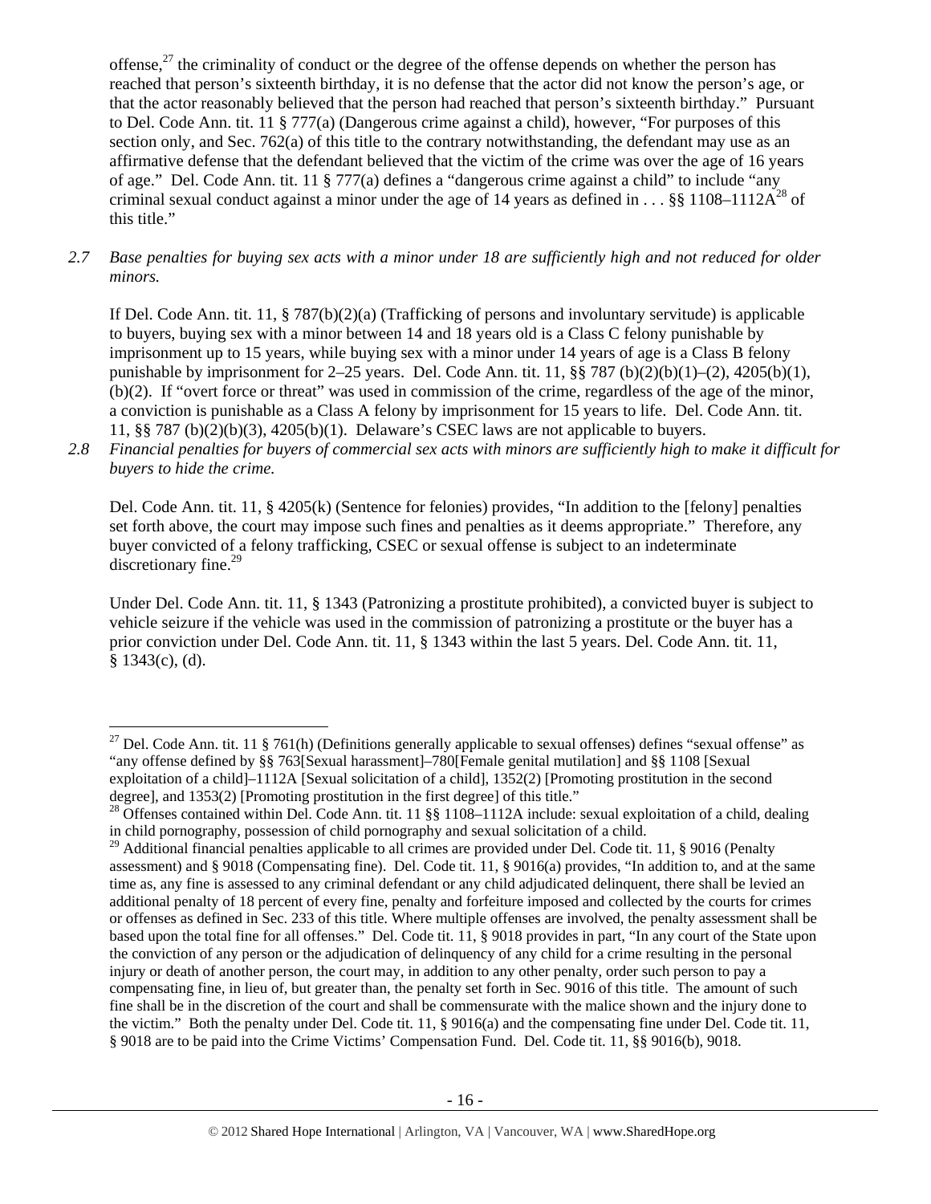offense,[27] the criminality of conduct or the degree of the offense depends on whether the person has reached that person's sixteenth birthday, it is no defense that the actor did not know the person's age, or that the actor reasonably believed that the person had reached that person's sixteenth birthday." Pursuant to Del. Code Ann. tit. 11 § 777(a) (Dangerous crime against a child), however, "For purposes of this section only, and Sec. 762(a) of this title to the contrary notwithstanding, the defendant may use as an affirmative defense that the defendant believed that the victim of the crime was over the age of 16 years of age." Del. Code Ann. tit. 11 § 777(a) defines a "dangerous crime against a child" to include "any criminal sexual conduct against a minor under the age of 14 years as defined in . . . §§ 1108–1112A[28] of this title."

*2.7 Base penalties for buying sex acts with a minor under 18 are sufficiently high and not reduced for older minors.*

If Del. Code Ann. tit. 11, § 787(b)(2)(a) (Trafficking of persons and involuntary servitude) is applicable to buyers, buying sex with a minor between 14 and 18 years old is a Class C felony punishable by imprisonment up to 15 years, while buying sex with a minor under 14 years of age is a Class B felony punishable by imprisonment for 2–25 years. Del. Code Ann. tit. 11, §§ 787 (b)(2)(b)(1)–(2), 4205(b)(1), (b)(2). If "overt force or threat" was used in commission of the crime, regardless of the age of the minor, a conviction is punishable as a Class A felony by imprisonment for 15 years to life. Del. Code Ann. tit. 11, §§ 787 (b)(2)(b)(3), 4205(b)(1). Delaware's CSEC laws are not applicable to buyers.

*2.8 Financial penalties for buyers of commercial sex acts with minors are sufficiently high to make it difficult for buyers to hide the crime.*

Del. Code Ann. tit. 11, § 4205(k) (Sentence for felonies) provides, "In addition to the [felony] penalties set forth above, the court may impose such fines and penalties as it deems appropriate." Therefore, any buyer convicted of a felony trafficking, CSEC or sexual offense is subject to an indeterminate discretionary fine.[29]

Under Del. Code Ann. tit. 11, § 1343 (Patronizing a prostitute prohibited), a convicted buyer is subject to vehicle seizure if the vehicle was used in the commission of patronizing a prostitute or the buyer has a prior conviction under Del. Code Ann. tit. 11, § 1343 within the last 5 years. Del. Code Ann. tit. 11, § 1343(c), (d).

---

[27] Del. Code Ann. tit. 11 § 761(h) (Definitions generally applicable to sexual offenses) defines "sexual offense" as "any offense defined by §§ 763[Sexual harassment]–780[Female genital mutilation] and §§ 1108 [Sexual exploitation of a child]–1112A [Sexual solicitation of a child], 1352(2) [Promoting prostitution in the second degree], and 1353(2) [Promoting prostitution in the first degree] of this title."

[28] Offenses contained within Del. Code Ann. tit. 11 §§ 1108–1112A include: sexual exploitation of a child, dealing in child pornography, possession of child pornography and sexual solicitation of a child.

[29] Additional financial penalties applicable to all crimes are provided under Del. Code tit. 11, § 9016 (Penalty assessment) and § 9018 (Compensating fine). Del. Code tit. 11, § 9016(a) provides, "In addition to, and at the same time as, any fine is assessed to any criminal defendant or any child adjudicated delinquent, there shall be levied an additional penalty of 18 percent of every fine, penalty and forfeiture imposed and collected by the courts for crimes or offenses as defined in Sec. 233 of this title. Where multiple offenses are involved, the penalty assessment shall be based upon the total fine for all offenses." Del. Code tit. 11, § 9018 provides in part, "In any court of the State upon the conviction of any person or the adjudication of delinquency of any child for a crime resulting in the personal injury or death of another person, the court may, in addition to any other penalty, order such person to pay a compensating fine, in lieu of, but greater than, the penalty set forth in Sec. 9016 of this title. The amount of such fine shall be in the discretion of the court and shall be commensurate with the malice shown and the injury done to the victim." Both the penalty under Del. Code tit. 11, § 9016(a) and the compensating fine under Del. Code tit. 11, § 9018 are to be paid into the Crime Victims' Compensation Fund. Del. Code tit. 11, §§ 9016(b), 9018.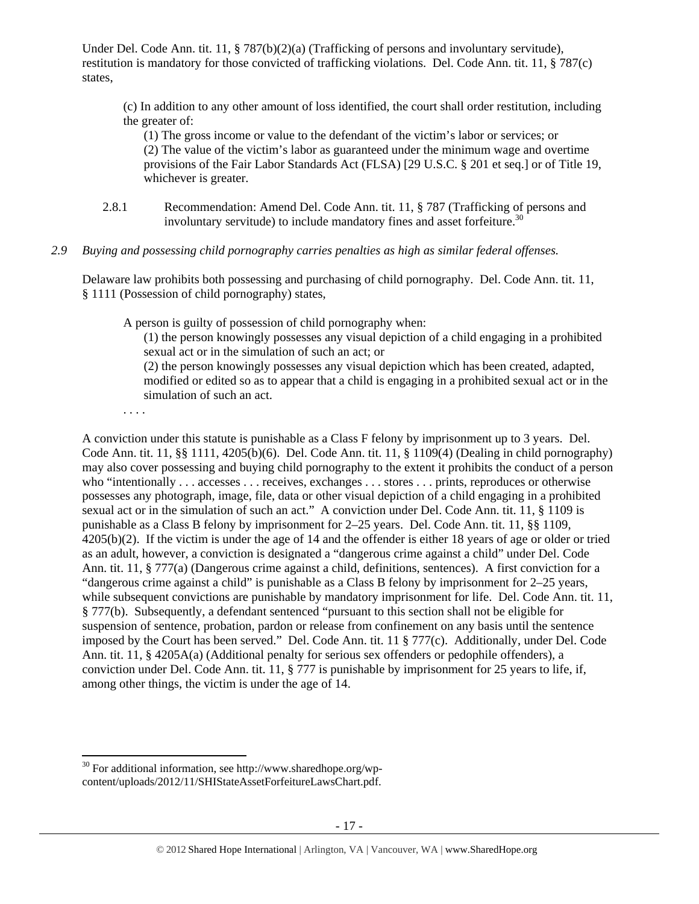Under Del. Code Ann. tit. 11, § 787(b)(2)(a) (Trafficking of persons and involuntary servitude), restitution is mandatory for those convicted of trafficking violations. Del. Code Ann. tit. 11, § 787(c) states,

> (c) In addition to any other amount of loss identified, the court shall order restitution, including the greater of:
>
> (1) The gross income or value to the defendant of the victim's labor or services; or
>
> (2) The value of the victim's labor as guaranteed under the minimum wage and overtime provisions of the Fair Labor Standards Act (FLSA) [29 U.S.C. § 201 et seq.] or of Title 19, whichever is greater.

2.8.1 Recommendation: Amend Del. Code Ann. tit. 11, § 787 (Trafficking of persons and involuntary servitude) to include mandatory fines and asset forfeiture.[30]

*2.9 Buying and possessing child pornography carries penalties as high as similar federal offenses.*

Delaware law prohibits both possessing and purchasing of child pornography. Del. Code Ann. tit. 11, § 1111 (Possession of child pornography) states,

> A person is guilty of possession of child pornography when:
>
> (1) the person knowingly possesses any visual depiction of a child engaging in a prohibited sexual act or in the simulation of such an act; or
>
> (2) the person knowingly possesses any visual depiction which has been created, adapted, modified or edited so as to appear that a child is engaging in a prohibited sexual act or in the simulation of such an act.
>
> . . . .

A conviction under this statute is punishable as a Class F felony by imprisonment up to 3 years. Del. Code Ann. tit. 11, §§ 1111, 4205(b)(6). Del. Code Ann. tit. 11, § 1109(4) (Dealing in child pornography) may also cover possessing and buying child pornography to the extent it prohibits the conduct of a person who "intentionally . . . accesses . . . receives, exchanges . . . stores . . . prints, reproduces or otherwise possesses any photograph, image, file, data or other visual depiction of a child engaging in a prohibited sexual act or in the simulation of such an act." A conviction under Del. Code Ann. tit. 11, § 1109 is punishable as a Class B felony by imprisonment for 2–25 years. Del. Code Ann. tit. 11, §§ 1109, 4205(b)(2). If the victim is under the age of 14 and the offender is either 18 years of age or older or tried as an adult, however, a conviction is designated a "dangerous crime against a child" under Del. Code Ann. tit. 11, § 777(a) (Dangerous crime against a child, definitions, sentences). A first conviction for a "dangerous crime against a child" is punishable as a Class B felony by imprisonment for 2–25 years, while subsequent convictions are punishable by mandatory imprisonment for life. Del. Code Ann. tit. 11, § 777(b). Subsequently, a defendant sentenced "pursuant to this section shall not be eligible for suspension of sentence, probation, pardon or release from confinement on any basis until the sentence imposed by the Court has been served." Del. Code Ann. tit. 11 § 777(c). Additionally, under Del. Code Ann. tit. 11, § 4205A(a) (Additional penalty for serious sex offenders or pedophile offenders), a conviction under Del. Code Ann. tit. 11, § 777 is punishable by imprisonment for 25 years to life, if, among other things, the victim is under the age of 14.

---

[30] For additional information, see http://www.sharedhope.org/wp-content/uploads/2012/11/SHIStateAssetForfeitureLawsChart.pdf.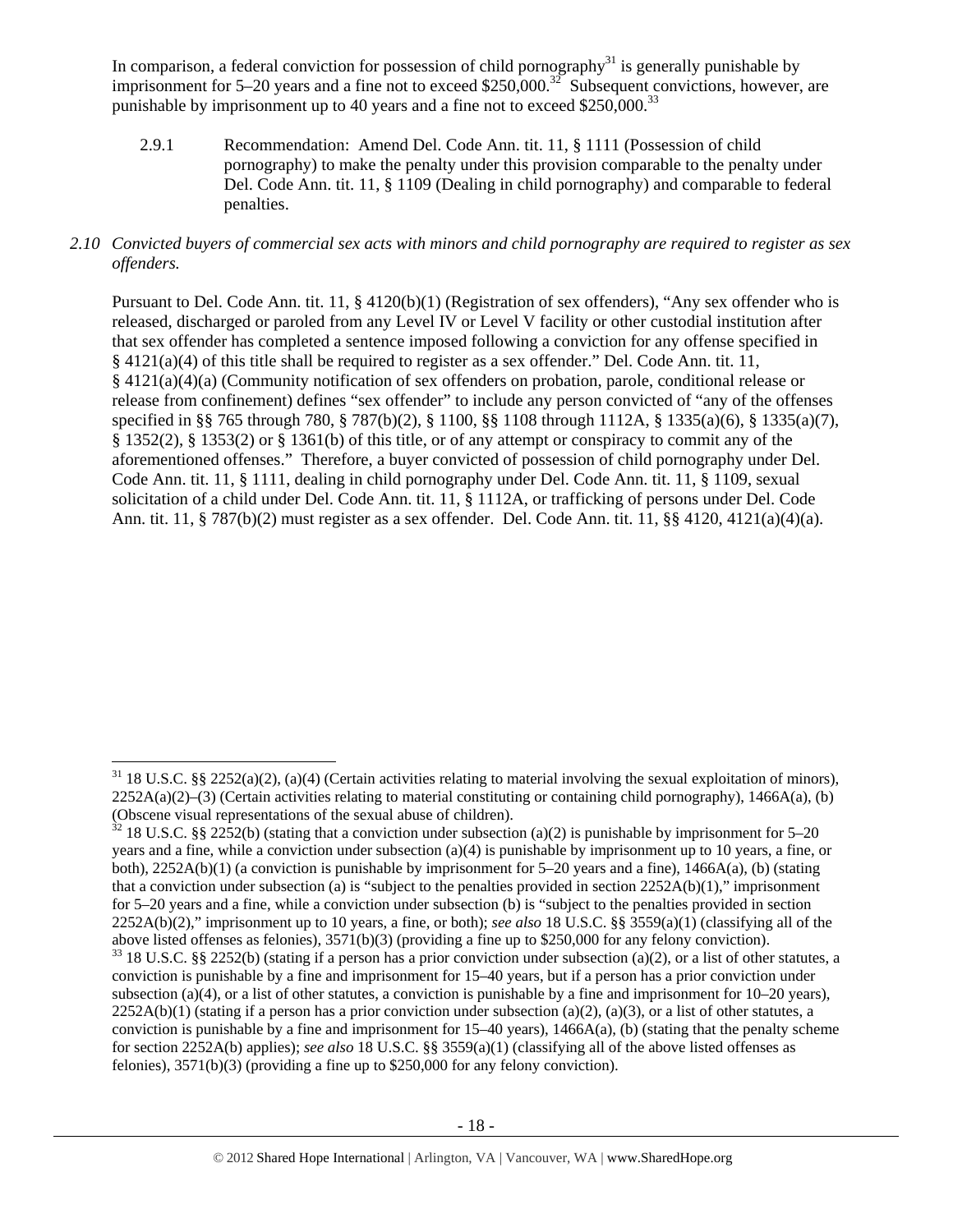In comparison, a federal conviction for possession of child pornography[31] is generally punishable by imprisonment for 5–20 years and a fine not to exceed $250,000.[32] Subsequent convictions, however, are punishable by imprisonment up to 40 years and a fine not to exceed $250,000.[33]

2.9.1 Recommendation: Amend Del. Code Ann. tit. 11, § 1111 (Possession of child pornography) to make the penalty under this provision comparable to the penalty under Del. Code Ann. tit. 11, § 1109 (Dealing in child pornography) and comparable to federal penalties.

*2.10 Convicted buyers of commercial sex acts with minors and child pornography are required to register as sex offenders.*

Pursuant to Del. Code Ann. tit. 11, § 4120(b)(1) (Registration of sex offenders), "Any sex offender who is released, discharged or paroled from any Level IV or Level V facility or other custodial institution after that sex offender has completed a sentence imposed following a conviction for any offense specified in § 4121(a)(4) of this title shall be required to register as a sex offender." Del. Code Ann. tit. 11, § 4121(a)(4)(a) (Community notification of sex offenders on probation, parole, conditional release or release from confinement) defines "sex offender" to include any person convicted of "any of the offenses specified in §§ 765 through 780, § 787(b)(2), § 1100, §§ 1108 through 1112A, § 1335(a)(6), § 1335(a)(7), § 1352(2), § 1353(2) or § 1361(b) of this title, or of any attempt or conspiracy to commit any of the aforementioned offenses." Therefore, a buyer convicted of possession of child pornography under Del. Code Ann. tit. 11, § 1111, dealing in child pornography under Del. Code Ann. tit. 11, § 1109, sexual solicitation of a child under Del. Code Ann. tit. 11, § 1112A, or trafficking of persons under Del. Code Ann. tit. 11, § 787(b)(2) must register as a sex offender. Del. Code Ann. tit. 11, §§ 4120, 4121(a)(4)(a).

---

[31] 18 U.S.C. §§ 2252(a)(2), (a)(4) (Certain activities relating to material involving the sexual exploitation of minors), 2252A(a)(2)–(3) (Certain activities relating to material constituting or containing child pornography), 1466A(a), (b) (Obscene visual representations of the sexual abuse of children).

[32] 18 U.S.C. §§ 2252(b) (stating that a conviction under subsection (a)(2) is punishable by imprisonment for 5–20 years and a fine, while a conviction under subsection (a)(4) is punishable by imprisonment up to 10 years, a fine, or both), 2252A(b)(1) (a conviction is punishable by imprisonment for 5–20 years and a fine), 1466A(a), (b) (stating that a conviction under subsection (a) is "subject to the penalties provided in section 2252A(b)(1)," imprisonment for 5–20 years and a fine, while a conviction under subsection (b) is "subject to the penalties provided in section 2252A(b)(2)," imprisonment up to 10 years, a fine, or both); *see also* 18 U.S.C. §§ 3559(a)(1) (classifying all of the above listed offenses as felonies), 3571(b)(3) (providing a fine up to $250,000 for any felony conviction).

[33] 18 U.S.C. §§ 2252(b) (stating if a person has a prior conviction under subsection (a)(2), or a list of other statutes, a conviction is punishable by a fine and imprisonment for 15–40 years, but if a person has a prior conviction under subsection (a)(4), or a list of other statutes, a conviction is punishable by a fine and imprisonment for 10–20 years), 2252A(b)(1) (stating if a person has a prior conviction under subsection (a)(2), (a)(3), or a list of other statutes, a conviction is punishable by a fine and imprisonment for 15–40 years), 1466A(a), (b) (stating that the penalty scheme for section 2252A(b) applies); *see also* 18 U.S.C. §§ 3559(a)(1) (classifying all of the above listed offenses as felonies), 3571(b)(3) (providing a fine up to $250,000 for any felony conviction).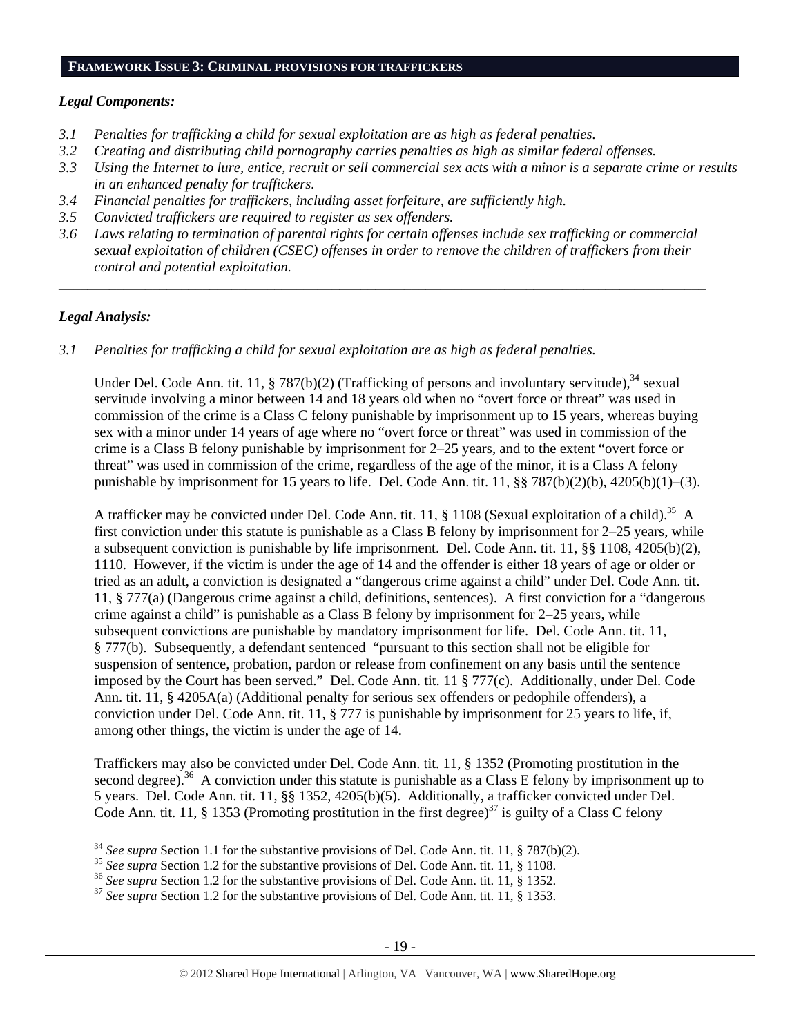## FRAMEWORK ISSUE 3: CRIMINAL PROVISIONS FOR TRAFFICKERS

### *Legal Components:*

*3.1 Penalties for trafficking a child for sexual exploitation are as high as federal penalties.*
*3.2 Creating and distributing child pornography carries penalties as high as similar federal offenses.*
*3.3 Using the Internet to lure, entice, recruit or sell commercial sex acts with a minor is a separate crime or results in an enhanced penalty for traffickers.*
*3.4 Financial penalties for traffickers, including asset forfeiture, are sufficiently high.*
*3.5 Convicted traffickers are required to register as sex offenders.*
*3.6 Laws relating to termination of parental rights for certain offenses include sex trafficking or commercial sexual exploitation of children (CSEC) offenses in order to remove the children of traffickers from their control and potential exploitation.*

---

### *Legal Analysis:*

*3.1 Penalties for trafficking a child for sexual exploitation are as high as federal penalties.*

Under Del. Code Ann. tit. 11, § 787(b)(2) (Trafficking of persons and involuntary servitude),[34] sexual servitude involving a minor between 14 and 18 years old when no "overt force or threat" was used in commission of the crime is a Class C felony punishable by imprisonment up to 15 years, whereas buying sex with a minor under 14 years of age where no "overt force or threat" was used in commission of the crime is a Class B felony punishable by imprisonment for 2–25 years, and to the extent "overt force or threat" was used in commission of the crime, regardless of the age of the minor, it is a Class A felony punishable by imprisonment for 15 years to life. Del. Code Ann. tit. 11, §§ 787(b)(2)(b), 4205(b)(1)–(3).

A trafficker may be convicted under Del. Code Ann. tit. 11, § 1108 (Sexual exploitation of a child).[35] A first conviction under this statute is punishable as a Class B felony by imprisonment for 2–25 years, while a subsequent conviction is punishable by life imprisonment. Del. Code Ann. tit. 11, §§ 1108, 4205(b)(2), 1110. However, if the victim is under the age of 14 and the offender is either 18 years of age or older or tried as an adult, a conviction is designated a "dangerous crime against a child" under Del. Code Ann. tit. 11, § 777(a) (Dangerous crime against a child, definitions, sentences). A first conviction for a "dangerous crime against a child" is punishable as a Class B felony by imprisonment for 2–25 years, while subsequent convictions are punishable by mandatory imprisonment for life. Del. Code Ann. tit. 11, § 777(b). Subsequently, a defendant sentenced "pursuant to this section shall not be eligible for suspension of sentence, probation, pardon or release from confinement on any basis until the sentence imposed by the Court has been served." Del. Code Ann. tit. 11 § 777(c). Additionally, under Del. Code Ann. tit. 11, § 4205A(a) (Additional penalty for serious sex offenders or pedophile offenders), a conviction under Del. Code Ann. tit. 11, § 777 is punishable by imprisonment for 25 years to life, if, among other things, the victim is under the age of 14.

Traffickers may also be convicted under Del. Code Ann. tit. 11, § 1352 (Promoting prostitution in the second degree).[36] A conviction under this statute is punishable as a Class E felony by imprisonment up to 5 years. Del. Code Ann. tit. 11, §§ 1352, 4205(b)(5). Additionally, a trafficker convicted under Del. Code Ann. tit. 11, § 1353 (Promoting prostitution in the first degree)[37] is guilty of a Class C felony

---

[34] *See supra* Section 1.1 for the substantive provisions of Del. Code Ann. tit. 11, § 787(b)(2).
[35] *See supra* Section 1.2 for the substantive provisions of Del. Code Ann. tit. 11, § 1108.
[36] *See supra* Section 1.2 for the substantive provisions of Del. Code Ann. tit. 11, § 1352.
[37] *See supra* Section 1.2 for the substantive provisions of Del. Code Ann. tit. 11, § 1353.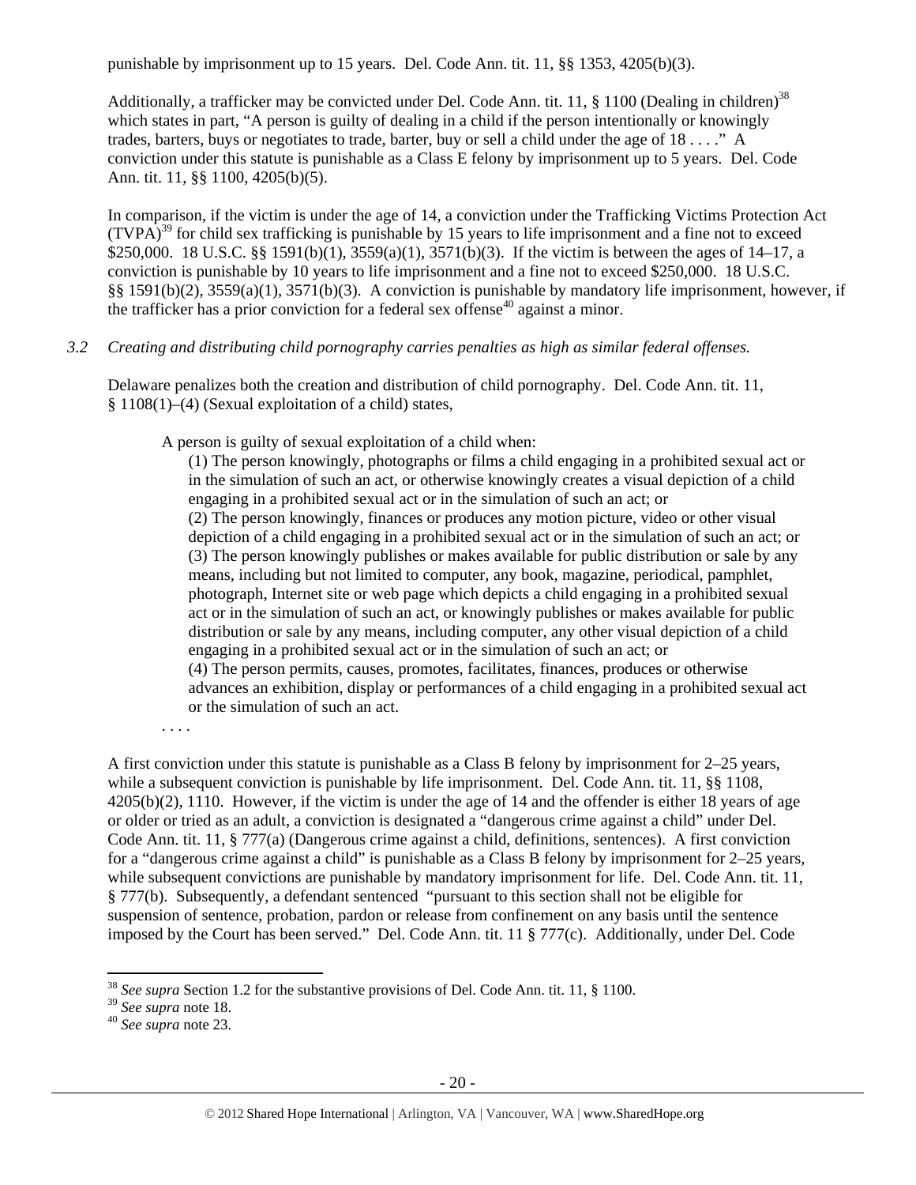punishable by imprisonment up to 15 years. Del. Code Ann. tit. 11, §§ 1353, 4205(b)(3).

Additionally, a trafficker may be convicted under Del. Code Ann. tit. 11, § 1100 (Dealing in children)[38] which states in part, "A person is guilty of dealing in a child if the person intentionally or knowingly trades, barters, buys or negotiates to trade, barter, buy or sell a child under the age of 18 . . . ." A conviction under this statute is punishable as a Class E felony by imprisonment up to 5 years. Del. Code Ann. tit. 11, §§ 1100, 4205(b)(5).

In comparison, if the victim is under the age of 14, a conviction under the Trafficking Victims Protection Act (TVPA)[39] for child sex trafficking is punishable by 15 years to life imprisonment and a fine not to exceed $250,000. 18 U.S.C. §§ 1591(b)(1), 3559(a)(1), 3571(b)(3). If the victim is between the ages of 14–17, a conviction is punishable by 10 years to life imprisonment and a fine not to exceed $250,000. 18 U.S.C. §§ 1591(b)(2), 3559(a)(1), 3571(b)(3). A conviction is punishable by mandatory life imprisonment, however, if the trafficker has a prior conviction for a federal sex offense[40] against a minor.

*3.2 Creating and distributing child pornography carries penalties as high as similar federal offenses.*

Delaware penalizes both the creation and distribution of child pornography. Del. Code Ann. tit. 11, § 1108(1)–(4) (Sexual exploitation of a child) states,

> A person is guilty of sexual exploitation of a child when:
>
> (1) The person knowingly, photographs or films a child engaging in a prohibited sexual act or in the simulation of such an act, or otherwise knowingly creates a visual depiction of a child engaging in a prohibited sexual act or in the simulation of such an act; or
>
> (2) The person knowingly, finances or produces any motion picture, video or other visual depiction of a child engaging in a prohibited sexual act or in the simulation of such an act; or
>
> (3) The person knowingly publishes or makes available for public distribution or sale by any means, including but not limited to computer, any book, magazine, periodical, pamphlet, photograph, Internet site or web page which depicts a child engaging in a prohibited sexual act or in the simulation of such an act, or knowingly publishes or makes available for public distribution or sale by any means, including computer, any other visual depiction of a child engaging in a prohibited sexual act or in the simulation of such an act; or
>
> (4) The person permits, causes, promotes, facilitates, finances, produces or otherwise advances an exhibition, display or performances of a child engaging in a prohibited sexual act or the simulation of such an act.
>
> . . . .

A first conviction under this statute is punishable as a Class B felony by imprisonment for 2–25 years, while a subsequent conviction is punishable by life imprisonment. Del. Code Ann. tit. 11, §§ 1108, 4205(b)(2), 1110. However, if the victim is under the age of 14 and the offender is either 18 years of age or older or tried as an adult, a conviction is designated a "dangerous crime against a child" under Del. Code Ann. tit. 11, § 777(a) (Dangerous crime against a child, definitions, sentences). A first conviction for a "dangerous crime against a child" is punishable as a Class B felony by imprisonment for 2–25 years, while subsequent convictions are punishable by mandatory imprisonment for life. Del. Code Ann. tit. 11, § 777(b). Subsequently, a defendant sentenced "pursuant to this section shall not be eligible for suspension of sentence, probation, pardon or release from confinement on any basis until the sentence imposed by the Court has been served." Del. Code Ann. tit. 11 § 777(c). Additionally, under Del. Code

---

[38] *See supra* Section 1.2 for the substantive provisions of Del. Code Ann. tit. 11, § 1100.

[39] *See supra* note 18.

[40] *See supra* note 23.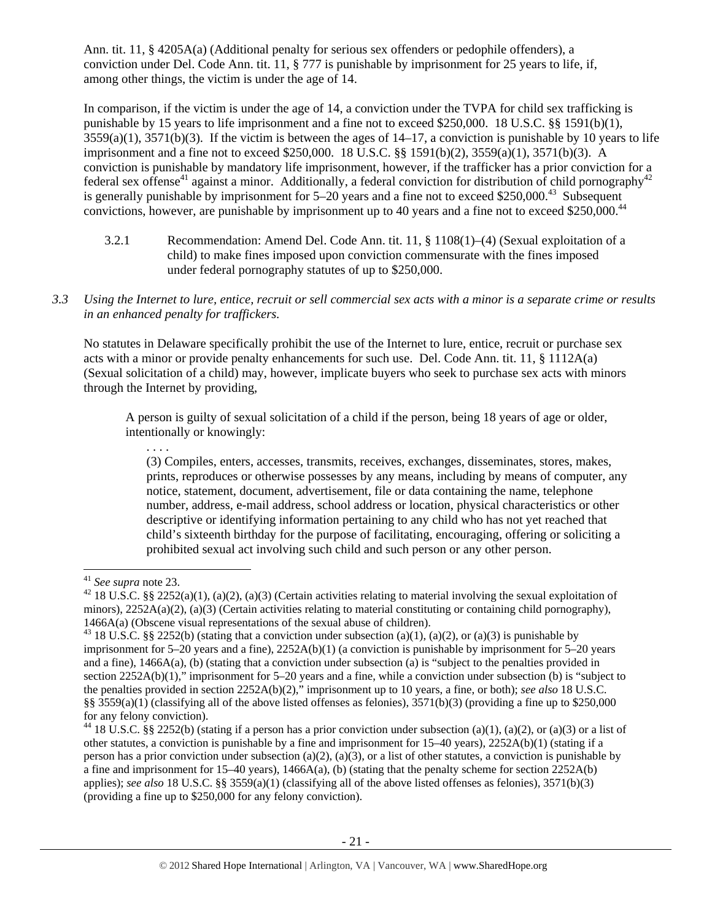Ann. tit. 11, § 4205A(a) (Additional penalty for serious sex offenders or pedophile offenders), a conviction under Del. Code Ann. tit. 11, § 777 is punishable by imprisonment for 25 years to life, if, among other things, the victim is under the age of 14.

In comparison, if the victim is under the age of 14, a conviction under the TVPA for child sex trafficking is punishable by 15 years to life imprisonment and a fine not to exceed $250,000. 18 U.S.C. §§ 1591(b)(1), 3559(a)(1), 3571(b)(3). If the victim is between the ages of 14–17, a conviction is punishable by 10 years to life imprisonment and a fine not to exceed $250,000. 18 U.S.C. §§ 1591(b)(2), 3559(a)(1), 3571(b)(3). A conviction is punishable by mandatory life imprisonment, however, if the trafficker has a prior conviction for a federal sex offense[41] against a minor. Additionally, a federal conviction for distribution of child pornography[42] is generally punishable by imprisonment for 5–20 years and a fine not to exceed $250,000.[43] Subsequent convictions, however, are punishable by imprisonment up to 40 years and a fine not to exceed $250,000.[44]

3.2.1 Recommendation: Amend Del. Code Ann. tit. 11, § 1108(1)–(4) (Sexual exploitation of a child) to make fines imposed upon conviction commensurate with the fines imposed under federal pornography statutes of up to $250,000.

*3.3 Using the Internet to lure, entice, recruit or sell commercial sex acts with a minor is a separate crime or results in an enhanced penalty for traffickers.*

No statutes in Delaware specifically prohibit the use of the Internet to lure, entice, recruit or purchase sex acts with a minor or provide penalty enhancements for such use. Del. Code Ann. tit. 11, § 1112A(a) (Sexual solicitation of a child) may, however, implicate buyers who seek to purchase sex acts with minors through the Internet by providing,

> A person is guilty of sexual solicitation of a child if the person, being 18 years of age or older, intentionally or knowingly:
>
> . . . .
>
> (3) Compiles, enters, accesses, transmits, receives, exchanges, disseminates, stores, makes, prints, reproduces or otherwise possesses by any means, including by means of computer, any notice, statement, document, advertisement, file or data containing the name, telephone number, address, e-mail address, school address or location, physical characteristics or other descriptive or identifying information pertaining to any child who has not yet reached that child's sixteenth birthday for the purpose of facilitating, encouraging, offering or soliciting a prohibited sexual act involving such child and such person or any other person.

---

[41] *See supra* note 23.

[42] 18 U.S.C. §§ 2252(a)(1), (a)(2), (a)(3) (Certain activities relating to material involving the sexual exploitation of minors), 2252A(a)(2), (a)(3) (Certain activities relating to material constituting or containing child pornography), 1466A(a) (Obscene visual representations of the sexual abuse of children).

[43] 18 U.S.C. §§ 2252(b) (stating that a conviction under subsection (a)(1), (a)(2), or (a)(3) is punishable by imprisonment for 5–20 years and a fine), 2252A(b)(1) (a conviction is punishable by imprisonment for 5–20 years and a fine), 1466A(a), (b) (stating that a conviction under subsection (a) is "subject to the penalties provided in section 2252A(b)(1)," imprisonment for 5–20 years and a fine, while a conviction under subsection (b) is "subject to the penalties provided in section 2252A(b)(2)," imprisonment up to 10 years, a fine, or both); *see also* 18 U.S.C. §§ 3559(a)(1) (classifying all of the above listed offenses as felonies), 3571(b)(3) (providing a fine up to $250,000 for any felony conviction).

[44] 18 U.S.C. §§ 2252(b) (stating if a person has a prior conviction under subsection (a)(1), (a)(2), or (a)(3) or a list of other statutes, a conviction is punishable by a fine and imprisonment for 15–40 years), 2252A(b)(1) (stating if a person has a prior conviction under subsection (a)(2), (a)(3), or a list of other statutes, a conviction is punishable by a fine and imprisonment for 15–40 years), 1466A(a), (b) (stating that the penalty scheme for section 2252A(b) applies); *see also* 18 U.S.C. §§ 3559(a)(1) (classifying all of the above listed offenses as felonies), 3571(b)(3) (providing a fine up to $250,000 for any felony conviction).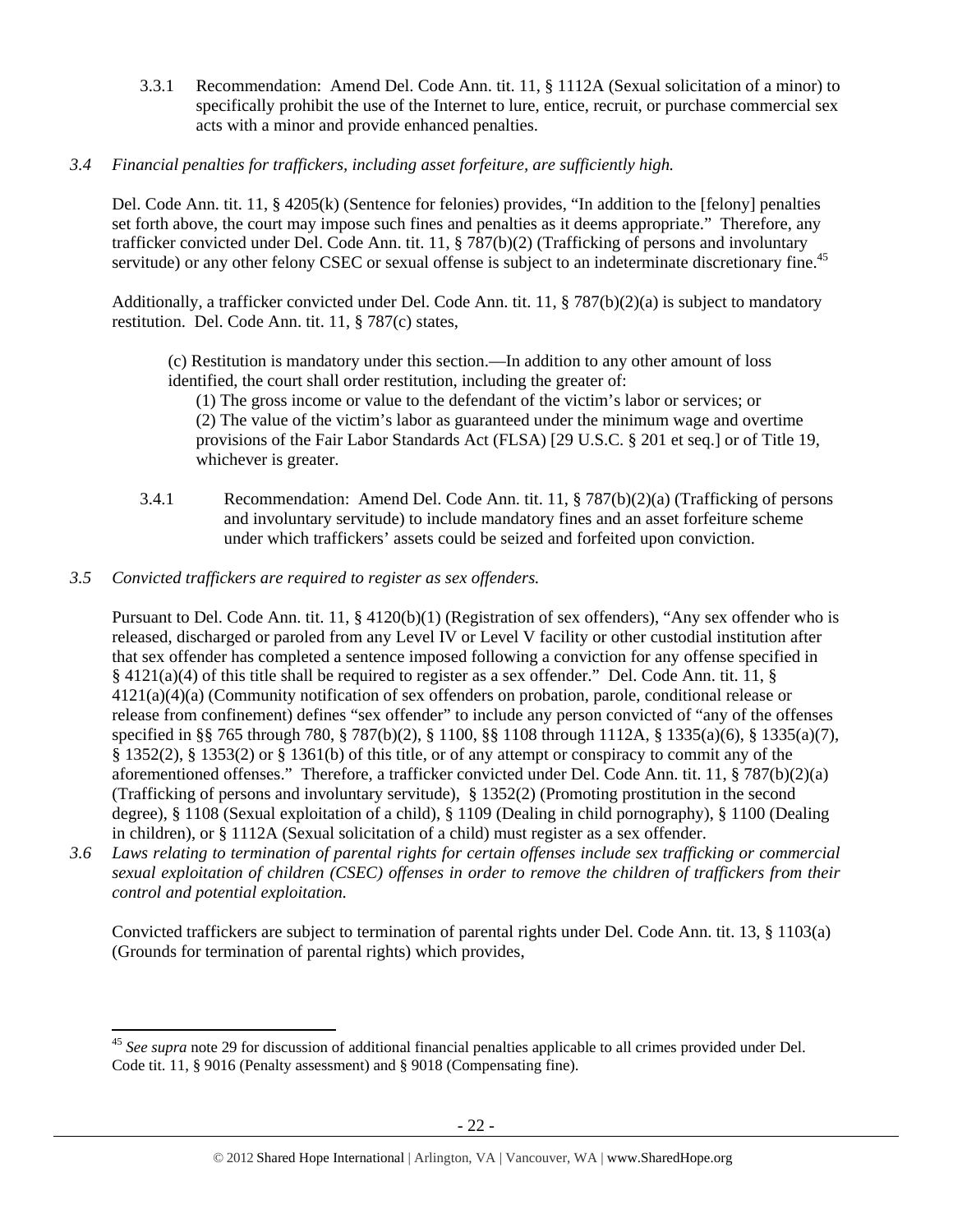3.3.1 Recommendation: Amend Del. Code Ann. tit. 11, § 1112A (Sexual solicitation of a minor) to specifically prohibit the use of the Internet to lure, entice, recruit, or purchase commercial sex acts with a minor and provide enhanced penalties.

*3.4 Financial penalties for traffickers, including asset forfeiture, are sufficiently high.*

Del. Code Ann. tit. 11, § 4205(k) (Sentence for felonies) provides, "In addition to the [felony] penalties set forth above, the court may impose such fines and penalties as it deems appropriate." Therefore, any trafficker convicted under Del. Code Ann. tit. 11, § 787(b)(2) (Trafficking of persons and involuntary servitude) or any other felony CSEC or sexual offense is subject to an indeterminate discretionary fine.[45]

Additionally, a trafficker convicted under Del. Code Ann. tit. 11, § 787(b)(2)(a) is subject to mandatory restitution. Del. Code Ann. tit. 11, § 787(c) states,

> (c) Restitution is mandatory under this section.—In addition to any other amount of loss identified, the court shall order restitution, including the greater of:
>
> (1) The gross income or value to the defendant of the victim's labor or services; or
>
> (2) The value of the victim's labor as guaranteed under the minimum wage and overtime provisions of the Fair Labor Standards Act (FLSA) [29 U.S.C. § 201 et seq.] or of Title 19, whichever is greater.

3.4.1 Recommendation: Amend Del. Code Ann. tit. 11, § 787(b)(2)(a) (Trafficking of persons and involuntary servitude) to include mandatory fines and an asset forfeiture scheme under which traffickers' assets could be seized and forfeited upon conviction.

*3.5 Convicted traffickers are required to register as sex offenders.*

Pursuant to Del. Code Ann. tit. 11, § 4120(b)(1) (Registration of sex offenders), "Any sex offender who is released, discharged or paroled from any Level IV or Level V facility or other custodial institution after that sex offender has completed a sentence imposed following a conviction for any offense specified in § 4121(a)(4) of this title shall be required to register as a sex offender." Del. Code Ann. tit. 11, § 4121(a)(4)(a) (Community notification of sex offenders on probation, parole, conditional release or release from confinement) defines "sex offender" to include any person convicted of "any of the offenses specified in §§ 765 through 780, § 787(b)(2), § 1100, §§ 1108 through 1112A, § 1335(a)(6), § 1335(a)(7), § 1352(2), § 1353(2) or § 1361(b) of this title, or of any attempt or conspiracy to commit any of the aforementioned offenses." Therefore, a trafficker convicted under Del. Code Ann. tit. 11, § 787(b)(2)(a) (Trafficking of persons and involuntary servitude), § 1352(2) (Promoting prostitution in the second degree), § 1108 (Sexual exploitation of a child), § 1109 (Dealing in child pornography), § 1100 (Dealing in children), or § 1112A (Sexual solicitation of a child) must register as a sex offender.

*3.6 Laws relating to termination of parental rights for certain offenses include sex trafficking or commercial sexual exploitation of children (CSEC) offenses in order to remove the children of traffickers from their control and potential exploitation.*

Convicted traffickers are subject to termination of parental rights under Del. Code Ann. tit. 13, § 1103(a) (Grounds for termination of parental rights) which provides,

---

[45] *See supra* note 29 for discussion of additional financial penalties applicable to all crimes provided under Del. Code tit. 11, § 9016 (Penalty assessment) and § 9018 (Compensating fine).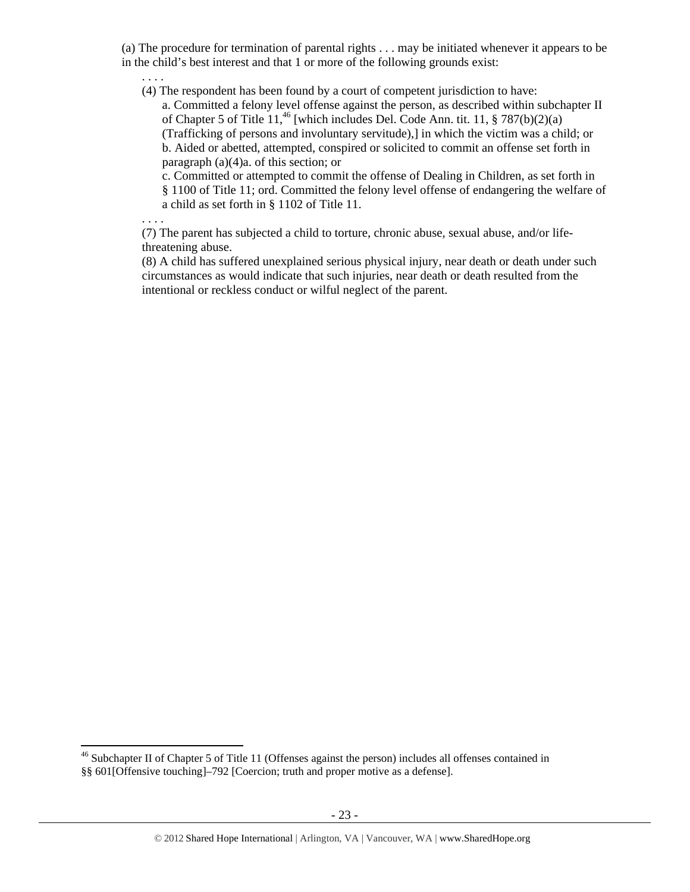(a) The procedure for termination of parental rights . . . may be initiated whenever it appears to be in the child's best interest and that 1 or more of the following grounds exist:

. . . .

(4) The respondent has been found by a court of competent jurisdiction to have:

a. Committed a felony level offense against the person, as described within subchapter II of Chapter 5 of Title 11,[46] [which includes Del. Code Ann. tit. 11, § 787(b)(2)(a) (Trafficking of persons and involuntary servitude),] in which the victim was a child; or

b. Aided or abetted, attempted, conspired or solicited to commit an offense set forth in paragraph (a)(4)a. of this section; or

c. Committed or attempted to commit the offense of Dealing in Children, as set forth in § 1100 of Title 11; ord. Committed the felony level offense of endangering the welfare of a child as set forth in § 1102 of Title 11.

. . . .

(7) The parent has subjected a child to torture, chronic abuse, sexual abuse, and/or life-threatening abuse.

(8) A child has suffered unexplained serious physical injury, near death or death under such circumstances as would indicate that such injuries, near death or death resulted from the intentional or reckless conduct or wilful neglect of the parent.

[46] Subchapter II of Chapter 5 of Title 11 (Offenses against the person) includes all offenses contained in §§ 601[Offensive touching]–792 [Coercion; truth and proper motive as a defense].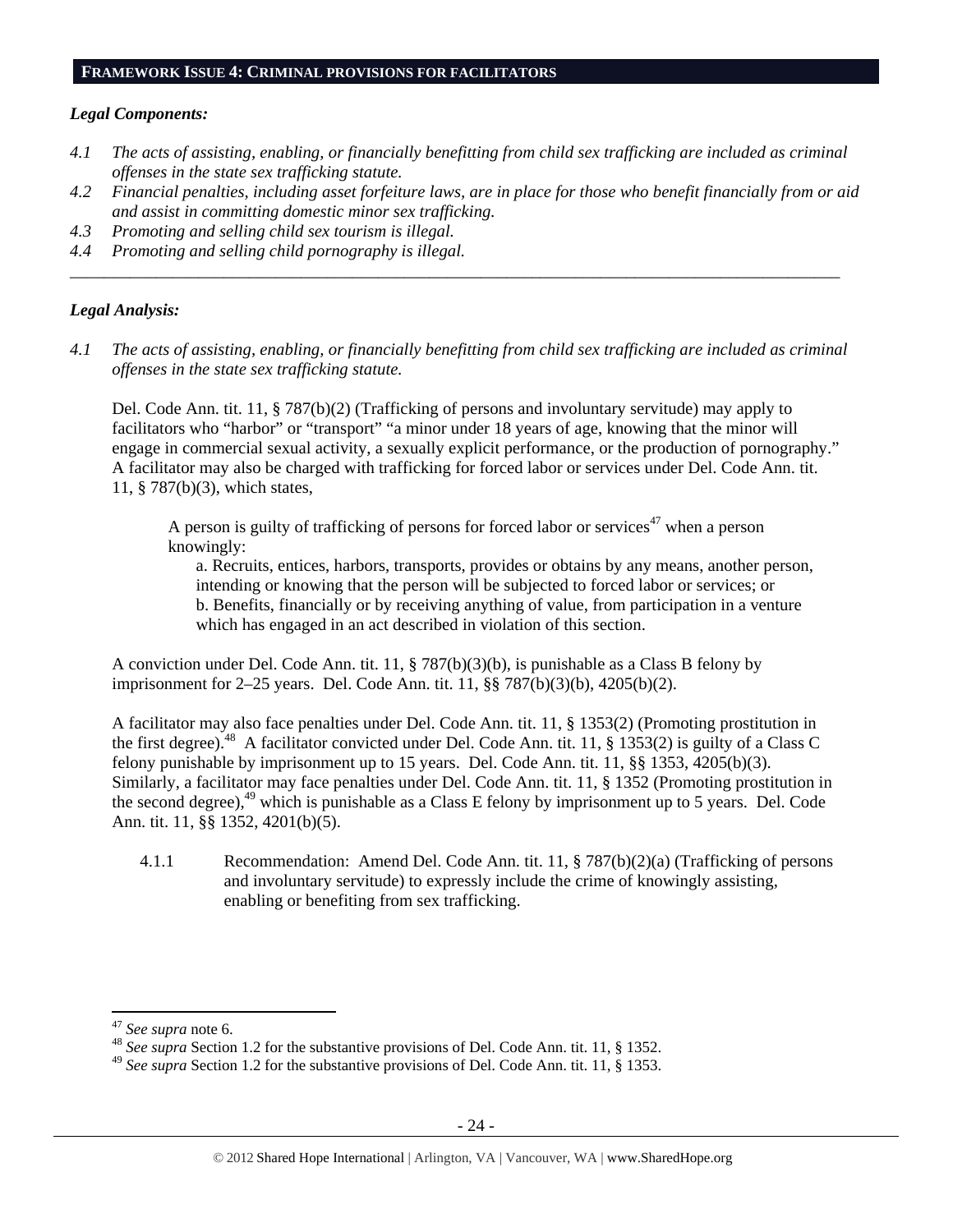## FRAMEWORK ISSUE 4: CRIMINAL PROVISIONS FOR FACILITATORS

### *Legal Components:*

*4.1 The acts of assisting, enabling, or financially benefitting from child sex trafficking are included as criminal offenses in the state sex trafficking statute.*

*4.2 Financial penalties, including asset forfeiture laws, are in place for those who benefit financially from or aid and assist in committing domestic minor sex trafficking.*

*4.3 Promoting and selling child sex tourism is illegal.*

*4.4 Promoting and selling child pornography is illegal.*

---

### *Legal Analysis:*

*4.1 The acts of assisting, enabling, or financially benefitting from child sex trafficking are included as criminal offenses in the state sex trafficking statute.*

Del. Code Ann. tit. 11, § 787(b)(2) (Trafficking of persons and involuntary servitude) may apply to facilitators who "harbor" or "transport" "a minor under 18 years of age, knowing that the minor will engage in commercial sexual activity, a sexually explicit performance, or the production of pornography." A facilitator may also be charged with trafficking for forced labor or services under Del. Code Ann. tit. 11, § 787(b)(3), which states,

> A person is guilty of trafficking of persons for forced labor or services[47] when a person knowingly:
>
> a. Recruits, entices, harbors, transports, provides or obtains by any means, another person, intending or knowing that the person will be subjected to forced labor or services; or
>
> b. Benefits, financially or by receiving anything of value, from participation in a venture which has engaged in an act described in violation of this section.

A conviction under Del. Code Ann. tit. 11, § 787(b)(3)(b), is punishable as a Class B felony by imprisonment for 2–25 years. Del. Code Ann. tit. 11, §§ 787(b)(3)(b), 4205(b)(2).

A facilitator may also face penalties under Del. Code Ann. tit. 11, § 1353(2) (Promoting prostitution in the first degree).[48] A facilitator convicted under Del. Code Ann. tit. 11, § 1353(2) is guilty of a Class C felony punishable by imprisonment up to 15 years. Del. Code Ann. tit. 11, §§ 1353, 4205(b)(3). Similarly, a facilitator may face penalties under Del. Code Ann. tit. 11, § 1352 (Promoting prostitution in the second degree),[49] which is punishable as a Class E felony by imprisonment up to 5 years. Del. Code Ann. tit. 11, §§ 1352, 4201(b)(5).

4.1.1 Recommendation: Amend Del. Code Ann. tit. 11, § 787(b)(2)(a) (Trafficking of persons and involuntary servitude) to expressly include the crime of knowingly assisting, enabling or benefiting from sex trafficking.

---

[47] *See supra* note 6.

[48] *See supra* Section 1.2 for the substantive provisions of Del. Code Ann. tit. 11, § 1352.

[49] *See supra* Section 1.2 for the substantive provisions of Del. Code Ann. tit. 11, § 1353.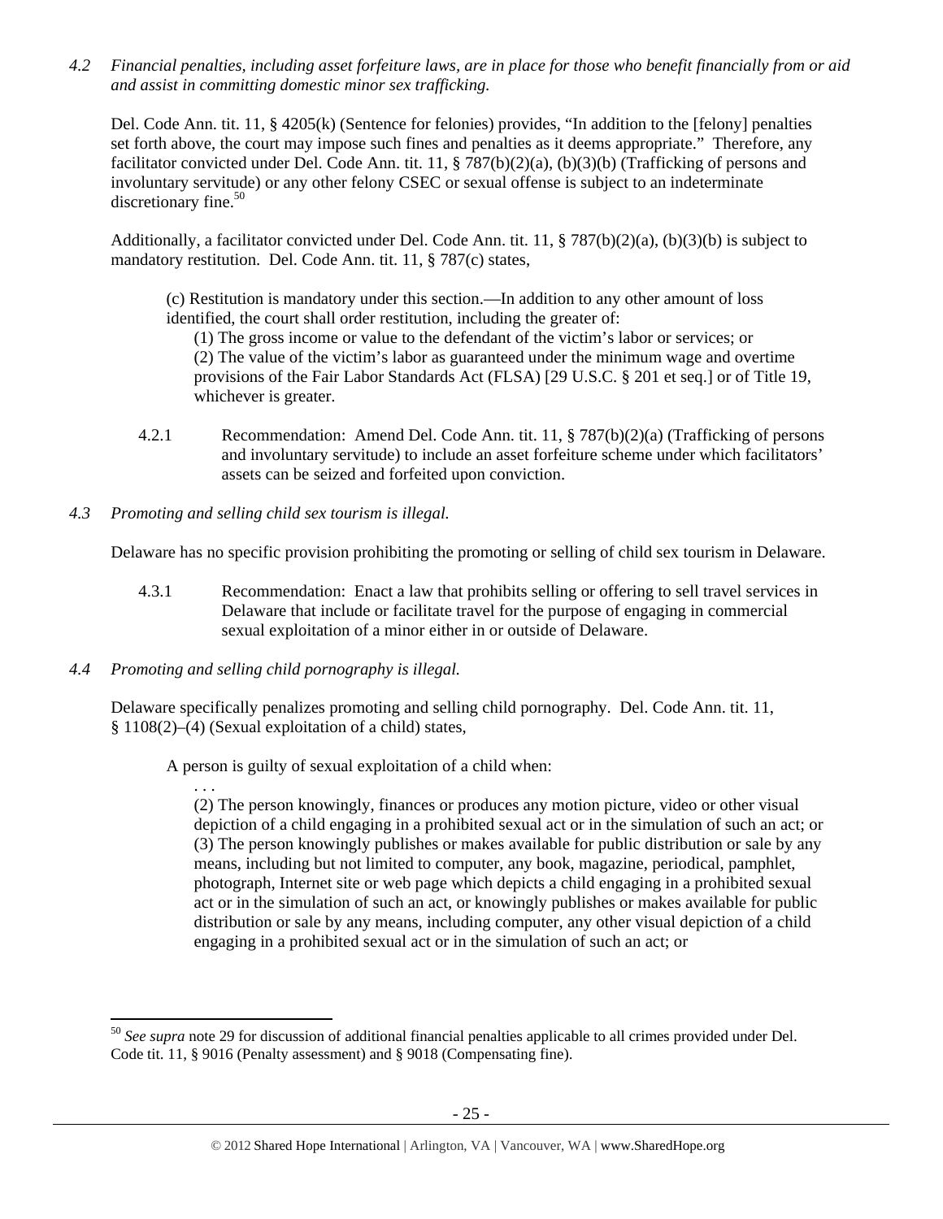*4.2 Financial penalties, including asset forfeiture laws, are in place for those who benefit financially from or aid and assist in committing domestic minor sex trafficking.*

Del. Code Ann. tit. 11, § 4205(k) (Sentence for felonies) provides, "In addition to the [felony] penalties set forth above, the court may impose such fines and penalties as it deems appropriate." Therefore, any facilitator convicted under Del. Code Ann. tit. 11, § 787(b)(2)(a), (b)(3)(b) (Trafficking of persons and involuntary servitude) or any other felony CSEC or sexual offense is subject to an indeterminate discretionary fine.[50]

Additionally, a facilitator convicted under Del. Code Ann. tit. 11, § 787(b)(2)(a), (b)(3)(b) is subject to mandatory restitution. Del. Code Ann. tit. 11, § 787(c) states,

> (c) Restitution is mandatory under this section.—In addition to any other amount of loss identified, the court shall order restitution, including the greater of:
>
> (1) The gross income or value to the defendant of the victim's labor or services; or
>
> (2) The value of the victim's labor as guaranteed under the minimum wage and overtime provisions of the Fair Labor Standards Act (FLSA) [29 U.S.C. § 201 et seq.] or of Title 19, whichever is greater.

4.2.1 Recommendation: Amend Del. Code Ann. tit. 11, § 787(b)(2)(a) (Trafficking of persons and involuntary servitude) to include an asset forfeiture scheme under which facilitators' assets can be seized and forfeited upon conviction.

*4.3 Promoting and selling child sex tourism is illegal.*

Delaware has no specific provision prohibiting the promoting or selling of child sex tourism in Delaware.

4.3.1 Recommendation: Enact a law that prohibits selling or offering to sell travel services in Delaware that include or facilitate travel for the purpose of engaging in commercial sexual exploitation of a minor either in or outside of Delaware.

*4.4 Promoting and selling child pornography is illegal.*

Delaware specifically penalizes promoting and selling child pornography. Del. Code Ann. tit. 11, § 1108(2)–(4) (Sexual exploitation of a child) states,

> A person is guilty of sexual exploitation of a child when:
>
> . . .
>
> (2) The person knowingly, finances or produces any motion picture, video or other visual depiction of a child engaging in a prohibited sexual act or in the simulation of such an act; or
>
> (3) The person knowingly publishes or makes available for public distribution or sale by any means, including but not limited to computer, any book, magazine, periodical, pamphlet, photograph, Internet site or web page which depicts a child engaging in a prohibited sexual act or in the simulation of such an act, or knowingly publishes or makes available for public distribution or sale by any means, including computer, any other visual depiction of a child engaging in a prohibited sexual act or in the simulation of such an act; or

---

[50] *See supra* note 29 for discussion of additional financial penalties applicable to all crimes provided under Del. Code tit. 11, § 9016 (Penalty assessment) and § 9018 (Compensating fine).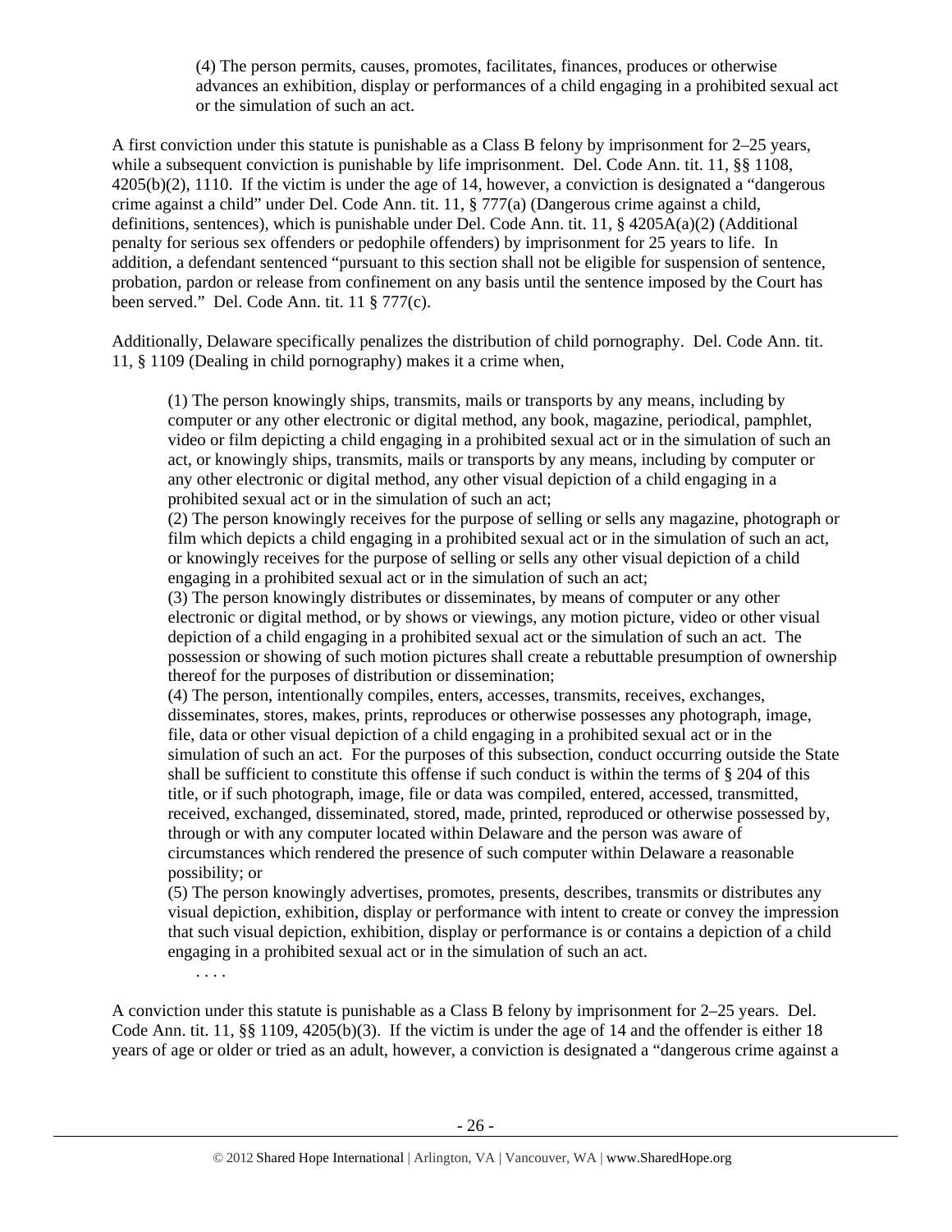> (4) The person permits, causes, promotes, facilitates, finances, produces or otherwise advances an exhibition, display or performances of a child engaging in a prohibited sexual act or the simulation of such an act.

A first conviction under this statute is punishable as a Class B felony by imprisonment for 2–25 years, while a subsequent conviction is punishable by life imprisonment. Del. Code Ann. tit. 11, §§ 1108, 4205(b)(2), 1110. If the victim is under the age of 14, however, a conviction is designated a "dangerous crime against a child" under Del. Code Ann. tit. 11, § 777(a) (Dangerous crime against a child, definitions, sentences), which is punishable under Del. Code Ann. tit. 11, § 4205A(a)(2) (Additional penalty for serious sex offenders or pedophile offenders) by imprisonment for 25 years to life. In addition, a defendant sentenced "pursuant to this section shall not be eligible for suspension of sentence, probation, pardon or release from confinement on any basis until the sentence imposed by the Court has been served." Del. Code Ann. tit. 11 § 777(c).

Additionally, Delaware specifically penalizes the distribution of child pornography. Del. Code Ann. tit. 11, § 1109 (Dealing in child pornography) makes it a crime when,

> (1) The person knowingly ships, transmits, mails or transports by any means, including by computer or any other electronic or digital method, any book, magazine, periodical, pamphlet, video or film depicting a child engaging in a prohibited sexual act or in the simulation of such an act, or knowingly ships, transmits, mails or transports by any means, including by computer or any other electronic or digital method, any other visual depiction of a child engaging in a prohibited sexual act or in the simulation of such an act;
> (2) The person knowingly receives for the purpose of selling or sells any magazine, photograph or film which depicts a child engaging in a prohibited sexual act or in the simulation of such an act, or knowingly receives for the purpose of selling or sells any other visual depiction of a child engaging in a prohibited sexual act or in the simulation of such an act;
> (3) The person knowingly distributes or disseminates, by means of computer or any other electronic or digital method, or by shows or viewings, any motion picture, video or other visual depiction of a child engaging in a prohibited sexual act or the simulation of such an act. The possession or showing of such motion pictures shall create a rebuttable presumption of ownership thereof for the purposes of distribution or dissemination;
> (4) The person, intentionally compiles, enters, accesses, transmits, receives, exchanges, disseminates, stores, makes, prints, reproduces or otherwise possesses any photograph, image, file, data or other visual depiction of a child engaging in a prohibited sexual act or in the simulation of such an act. For the purposes of this subsection, conduct occurring outside the State shall be sufficient to constitute this offense if such conduct is within the terms of § 204 of this title, or if such photograph, image, file or data was compiled, entered, accessed, transmitted, received, exchanged, disseminated, stored, made, printed, reproduced or otherwise possessed by, through or with any computer located within Delaware and the person was aware of circumstances which rendered the presence of such computer within Delaware a reasonable possibility; or
> (5) The person knowingly advertises, promotes, presents, describes, transmits or distributes any visual depiction, exhibition, display or performance with intent to create or convey the impression that such visual depiction, exhibition, display or performance is or contains a depiction of a child engaging in a prohibited sexual act or in the simulation of such an act.
> . . . .

A conviction under this statute is punishable as a Class B felony by imprisonment for 2–25 years. Del. Code Ann. tit. 11, §§ 1109, 4205(b)(3). If the victim is under the age of 14 and the offender is either 18 years of age or older or tried as an adult, however, a conviction is designated a "dangerous crime against a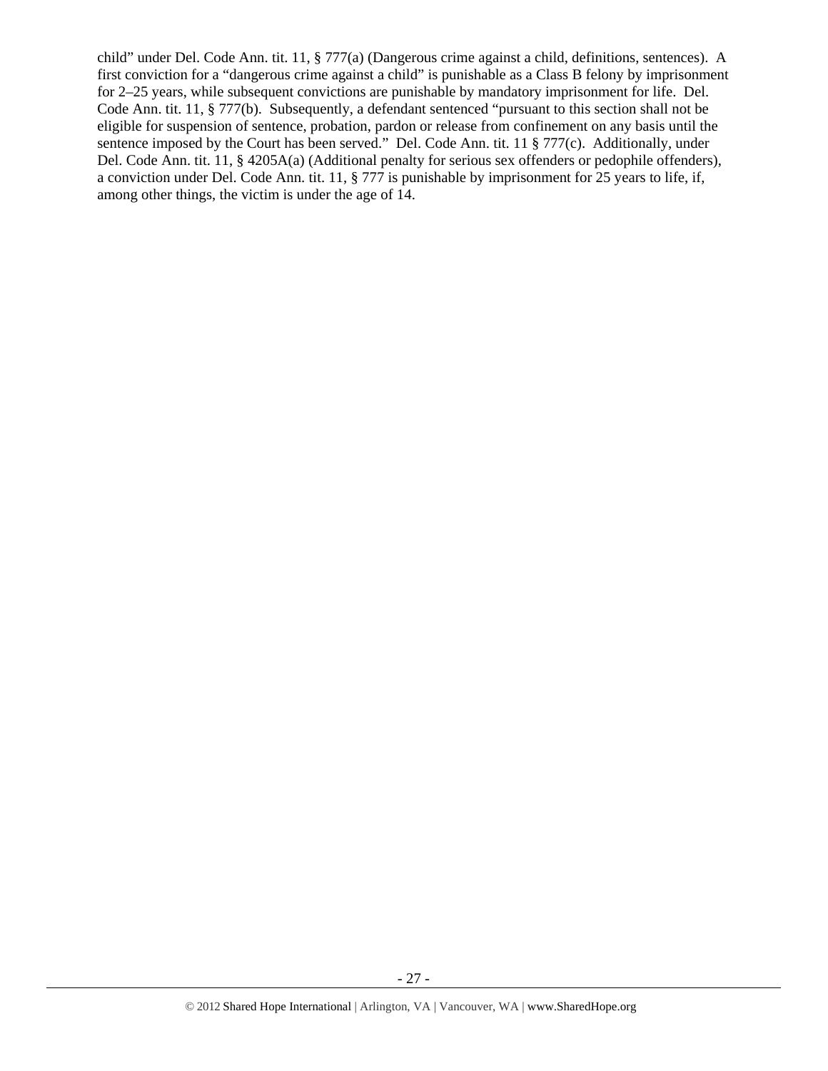child" under Del. Code Ann. tit. 11, § 777(a) (Dangerous crime against a child, definitions, sentences). A first conviction for a "dangerous crime against a child" is punishable as a Class B felony by imprisonment for 2–25 years, while subsequent convictions are punishable by mandatory imprisonment for life. Del. Code Ann. tit. 11, § 777(b). Subsequently, a defendant sentenced "pursuant to this section shall not be eligible for suspension of sentence, probation, pardon or release from confinement on any basis until the sentence imposed by the Court has been served." Del. Code Ann. tit. 11 § 777(c). Additionally, under Del. Code Ann. tit. 11, § 4205A(a) (Additional penalty for serious sex offenders or pedophile offenders), a conviction under Del. Code Ann. tit. 11, § 777 is punishable by imprisonment for 25 years to life, if, among other things, the victim is under the age of 14.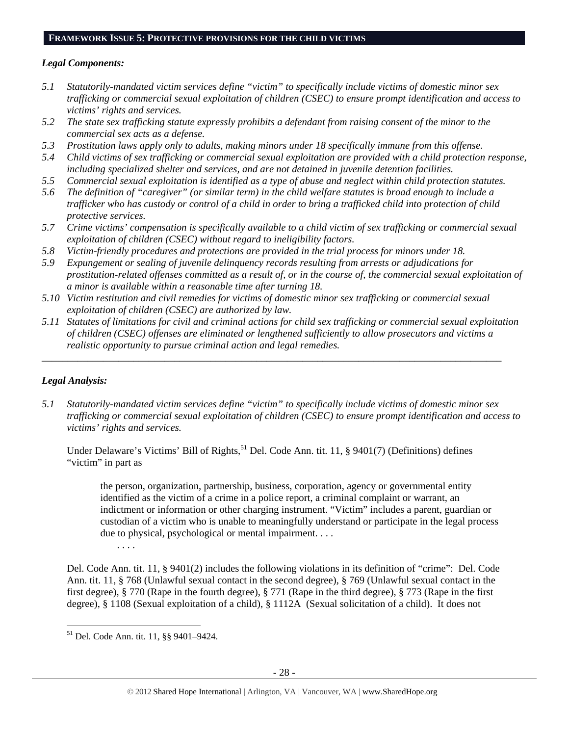## FRAMEWORK ISSUE 5: PROTECTIVE PROVISIONS FOR THE CHILD VICTIMS

### *Legal Components:*

*5.1 Statutorily-mandated victim services define "victim" to specifically include victims of domestic minor sex trafficking or commercial sexual exploitation of children (CSEC) to ensure prompt identification and access to victims' rights and services.*

*5.2 The state sex trafficking statute expressly prohibits a defendant from raising consent of the minor to the commercial sex acts as a defense.*

*5.3 Prostitution laws apply only to adults, making minors under 18 specifically immune from this offense.*

*5.4 Child victims of sex trafficking or commercial sexual exploitation are provided with a child protection response, including specialized shelter and services, and are not detained in juvenile detention facilities.*

*5.5 Commercial sexual exploitation is identified as a type of abuse and neglect within child protection statutes.*

*5.6 The definition of "caregiver" (or similar term) in the child welfare statutes is broad enough to include a trafficker who has custody or control of a child in order to bring a trafficked child into protection of child protective services.*

*5.7 Crime victims' compensation is specifically available to a child victim of sex trafficking or commercial sexual exploitation of children (CSEC) without regard to ineligibility factors.*

*5.8 Victim-friendly procedures and protections are provided in the trial process for minors under 18.*

*5.9 Expungement or sealing of juvenile delinquency records resulting from arrests or adjudications for prostitution-related offenses committed as a result of, or in the course of, the commercial sexual exploitation of a minor is available within a reasonable time after turning 18.*

*5.10 Victim restitution and civil remedies for victims of domestic minor sex trafficking or commercial sexual exploitation of children (CSEC) are authorized by law.*

*5.11 Statutes of limitations for civil and criminal actions for child sex trafficking or commercial sexual exploitation of children (CSEC) offenses are eliminated or lengthened sufficiently to allow prosecutors and victims a realistic opportunity to pursue criminal action and legal remedies.*

---

### *Legal Analysis:*

*5.1 Statutorily-mandated victim services define "victim" to specifically include victims of domestic minor sex trafficking or commercial sexual exploitation of children (CSEC) to ensure prompt identification and access to victims' rights and services.*

Under Delaware's Victims' Bill of Rights,[51] Del. Code Ann. tit. 11, § 9401(7) (Definitions) defines "victim" in part as

> the person, organization, partnership, business, corporation, agency or governmental entity identified as the victim of a crime in a police report, a criminal complaint or warrant, an indictment or information or other charging instrument. "Victim" includes a parent, guardian or custodian of a victim who is unable to meaningfully understand or participate in the legal process due to physical, psychological or mental impairment. . . .
>
> . . . .

Del. Code Ann. tit. 11, § 9401(2) includes the following violations in its definition of "crime": Del. Code Ann. tit. 11, § 768 (Unlawful sexual contact in the second degree), § 769 (Unlawful sexual contact in the first degree), § 770 (Rape in the fourth degree), § 771 (Rape in the third degree), § 773 (Rape in the first degree), § 1108 (Sexual exploitation of a child), § 1112A (Sexual solicitation of a child). It does not

[51] Del. Code Ann. tit. 11, §§ 9401–9424.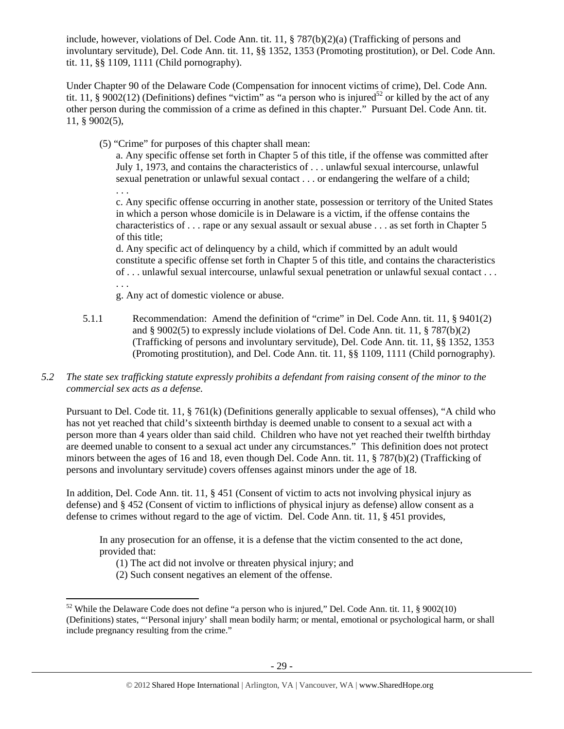include, however, violations of Del. Code Ann. tit. 11, § 787(b)(2)(a) (Trafficking of persons and involuntary servitude), Del. Code Ann. tit. 11, §§ 1352, 1353 (Promoting prostitution), or Del. Code Ann. tit. 11, §§ 1109, 1111 (Child pornography).

Under Chapter 90 of the Delaware Code (Compensation for innocent victims of crime), Del. Code Ann. tit. 11, § 9002(12) (Definitions) defines "victim" as "a person who is injured[52] or killed by the act of any other person during the commission of a crime as defined in this chapter." Pursuant Del. Code Ann. tit. 11, § 9002(5),

> (5) "Crime" for purposes of this chapter shall mean:
>
> a. Any specific offense set forth in Chapter 5 of this title, if the offense was committed after July 1, 1973, and contains the characteristics of . . . unlawful sexual intercourse, unlawful sexual penetration or unlawful sexual contact . . . or endangering the welfare of a child;
>
> . . .
>
> c. Any specific offense occurring in another state, possession or territory of the United States in which a person whose domicile is in Delaware is a victim, if the offense contains the characteristics of . . . rape or any sexual assault or sexual abuse . . . as set forth in Chapter 5 of this title;
>
> d. Any specific act of delinquency by a child, which if committed by an adult would constitute a specific offense set forth in Chapter 5 of this title, and contains the characteristics of . . . unlawful sexual intercourse, unlawful sexual penetration or unlawful sexual contact . . .
>
> . . .
>
> g. Any act of domestic violence or abuse.

5.1.1 Recommendation: Amend the definition of "crime" in Del. Code Ann. tit. 11, § 9401(2) and § 9002(5) to expressly include violations of Del. Code Ann. tit. 11, § 787(b)(2) (Trafficking of persons and involuntary servitude), Del. Code Ann. tit. 11, §§ 1352, 1353 (Promoting prostitution), and Del. Code Ann. tit. 11, §§ 1109, 1111 (Child pornography).

*5.2 The state sex trafficking statute expressly prohibits a defendant from raising consent of the minor to the commercial sex acts as a defense.*

Pursuant to Del. Code tit. 11, § 761(k) (Definitions generally applicable to sexual offenses), "A child who has not yet reached that child's sixteenth birthday is deemed unable to consent to a sexual act with a person more than 4 years older than said child. Children who have not yet reached their twelfth birthday are deemed unable to consent to a sexual act under any circumstances." This definition does not protect minors between the ages of 16 and 18, even though Del. Code Ann. tit. 11, § 787(b)(2) (Trafficking of persons and involuntary servitude) covers offenses against minors under the age of 18.

In addition, Del. Code Ann. tit. 11, § 451 (Consent of victim to acts not involving physical injury as defense) and § 452 (Consent of victim to inflictions of physical injury as defense) allow consent as a defense to crimes without regard to the age of victim. Del. Code Ann. tit. 11, § 451 provides,

> In any prosecution for an offense, it is a defense that the victim consented to the act done, provided that:
>
> (1) The act did not involve or threaten physical injury; and
>
> (2) Such consent negatives an element of the offense.

---

[52] While the Delaware Code does not define "a person who is injured," Del. Code Ann. tit. 11, § 9002(10) (Definitions) states, "'Personal injury' shall mean bodily harm; or mental, emotional or psychological harm, or shall include pregnancy resulting from the crime."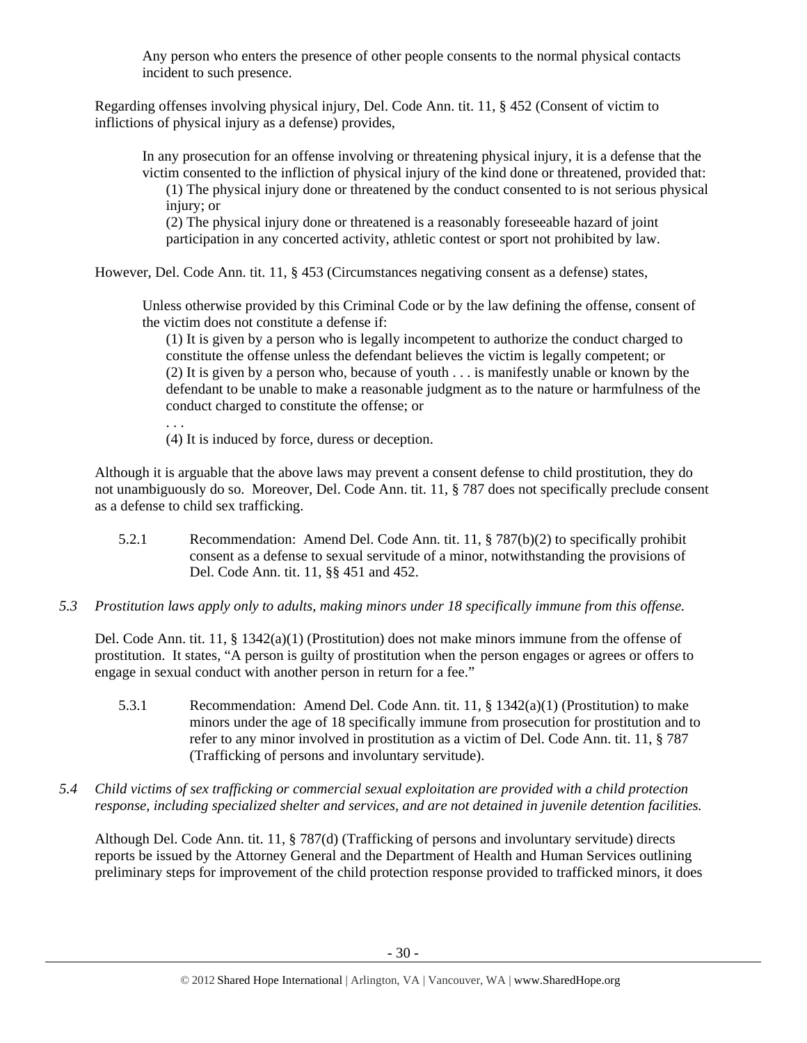> Any person who enters the presence of other people consents to the normal physical contacts incident to such presence.

Regarding offenses involving physical injury, Del. Code Ann. tit. 11, § 452 (Consent of victim to inflictions of physical injury as a defense) provides,

> In any prosecution for an offense involving or threatening physical injury, it is a defense that the victim consented to the infliction of physical injury of the kind done or threatened, provided that:
>
> (1) The physical injury done or threatened by the conduct consented to is not serious physical injury; or
>
> (2) The physical injury done or threatened is a reasonably foreseeable hazard of joint participation in any concerted activity, athletic contest or sport not prohibited by law.

However, Del. Code Ann. tit. 11, § 453 (Circumstances negativing consent as a defense) states,

> Unless otherwise provided by this Criminal Code or by the law defining the offense, consent of the victim does not constitute a defense if:
>
> (1) It is given by a person who is legally incompetent to authorize the conduct charged to constitute the offense unless the defendant believes the victim is legally competent; or
>
> (2) It is given by a person who, because of youth . . . is manifestly unable or known by the defendant to be unable to make a reasonable judgment as to the nature or harmfulness of the conduct charged to constitute the offense; or
>
> . . .
>
> (4) It is induced by force, duress or deception.

Although it is arguable that the above laws may prevent a consent defense to child prostitution, they do not unambiguously do so. Moreover, Del. Code Ann. tit. 11, § 787 does not specifically preclude consent as a defense to child sex trafficking.

5.2.1 Recommendation: Amend Del. Code Ann. tit. 11, § 787(b)(2) to specifically prohibit consent as a defense to sexual servitude of a minor, notwithstanding the provisions of Del. Code Ann. tit. 11, §§ 451 and 452.

*5.3 Prostitution laws apply only to adults, making minors under 18 specifically immune from this offense.*

Del. Code Ann. tit. 11, § 1342(a)(1) (Prostitution) does not make minors immune from the offense of prostitution. It states, "A person is guilty of prostitution when the person engages or agrees or offers to engage in sexual conduct with another person in return for a fee."

5.3.1 Recommendation: Amend Del. Code Ann. tit. 11, § 1342(a)(1) (Prostitution) to make minors under the age of 18 specifically immune from prosecution for prostitution and to refer to any minor involved in prostitution as a victim of Del. Code Ann. tit. 11, § 787 (Trafficking of persons and involuntary servitude).

*5.4 Child victims of sex trafficking or commercial sexual exploitation are provided with a child protection response, including specialized shelter and services, and are not detained in juvenile detention facilities.*

Although Del. Code Ann. tit. 11, § 787(d) (Trafficking of persons and involuntary servitude) directs reports be issued by the Attorney General and the Department of Health and Human Services outlining preliminary steps for improvement of the child protection response provided to trafficked minors, it does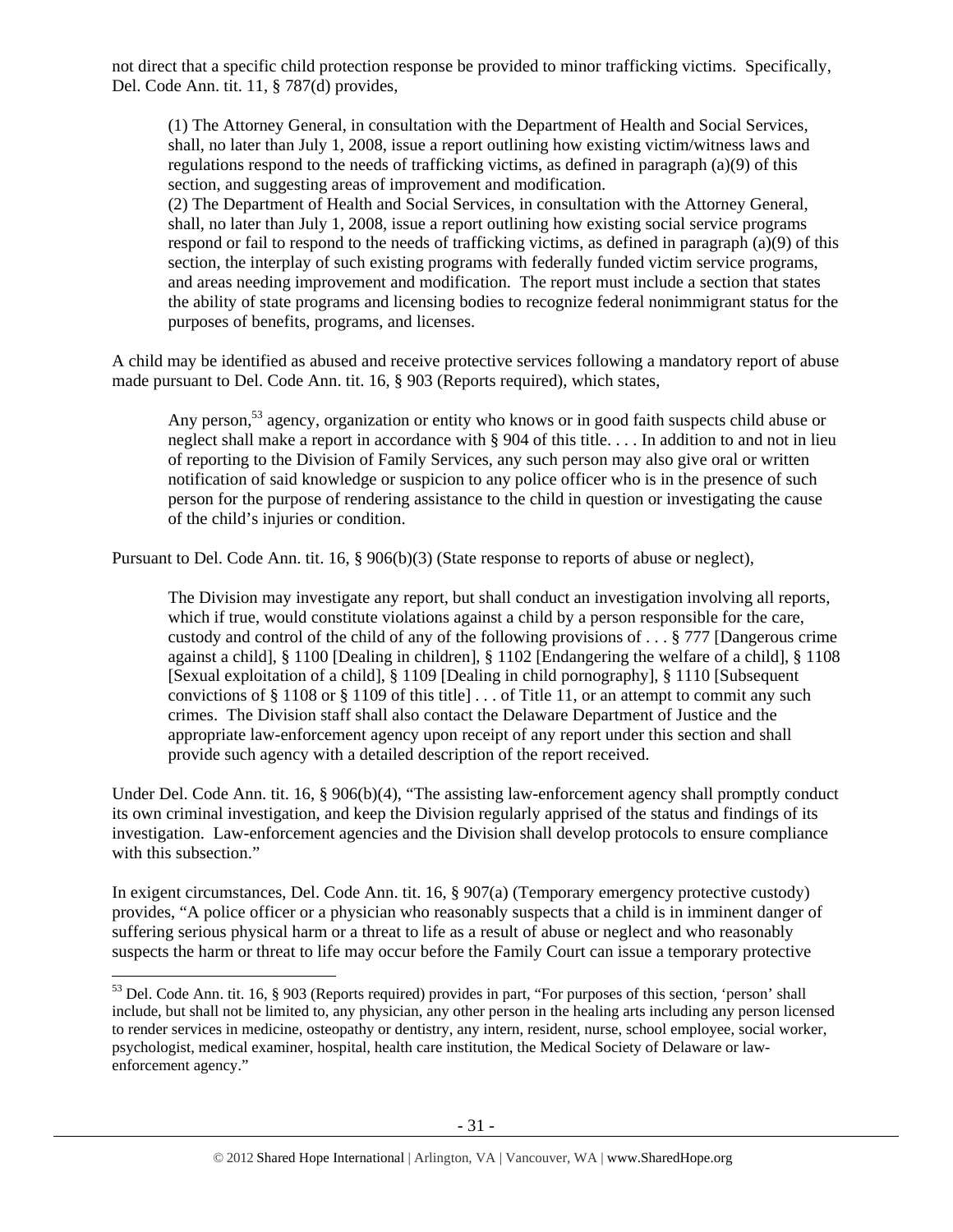not direct that a specific child protection response be provided to minor trafficking victims. Specifically, Del. Code Ann. tit. 11, § 787(d) provides,

> (1) The Attorney General, in consultation with the Department of Health and Social Services, shall, no later than July 1, 2008, issue a report outlining how existing victim/witness laws and regulations respond to the needs of trafficking victims, as defined in paragraph (a)(9) of this section, and suggesting areas of improvement and modification.
> (2) The Department of Health and Social Services, in consultation with the Attorney General, shall, no later than July 1, 2008, issue a report outlining how existing social service programs respond or fail to respond to the needs of trafficking victims, as defined in paragraph (a)(9) of this section, the interplay of such existing programs with federally funded victim service programs, and areas needing improvement and modification. The report must include a section that states the ability of state programs and licensing bodies to recognize federal nonimmigrant status for the purposes of benefits, programs, and licenses.

A child may be identified as abused and receive protective services following a mandatory report of abuse made pursuant to Del. Code Ann. tit. 16, § 903 (Reports required), which states,

> Any person,[53] agency, organization or entity who knows or in good faith suspects child abuse or neglect shall make a report in accordance with § 904 of this title. . . . In addition to and not in lieu of reporting to the Division of Family Services, any such person may also give oral or written notification of said knowledge or suspicion to any police officer who is in the presence of such person for the purpose of rendering assistance to the child in question or investigating the cause of the child's injuries or condition.

Pursuant to Del. Code Ann. tit. 16, § 906(b)(3) (State response to reports of abuse or neglect),

> The Division may investigate any report, but shall conduct an investigation involving all reports, which if true, would constitute violations against a child by a person responsible for the care, custody and control of the child of any of the following provisions of . . . § 777 [Dangerous crime against a child], § 1100 [Dealing in children], § 1102 [Endangering the welfare of a child], § 1108 [Sexual exploitation of a child], § 1109 [Dealing in child pornography], § 1110 [Subsequent convictions of § 1108 or § 1109 of this title] . . . of Title 11, or an attempt to commit any such crimes. The Division staff shall also contact the Delaware Department of Justice and the appropriate law-enforcement agency upon receipt of any report under this section and shall provide such agency with a detailed description of the report received.

Under Del. Code Ann. tit. 16, § 906(b)(4), "The assisting law-enforcement agency shall promptly conduct its own criminal investigation, and keep the Division regularly apprised of the status and findings of its investigation. Law-enforcement agencies and the Division shall develop protocols to ensure compliance with this subsection."

In exigent circumstances, Del. Code Ann. tit. 16, § 907(a) (Temporary emergency protective custody) provides, "A police officer or a physician who reasonably suspects that a child is in imminent danger of suffering serious physical harm or a threat to life as a result of abuse or neglect and who reasonably suspects the harm or threat to life may occur before the Family Court can issue a temporary protective

---

[53] Del. Code Ann. tit. 16, § 903 (Reports required) provides in part, "For purposes of this section, 'person' shall include, but shall not be limited to, any physician, any other person in the healing arts including any person licensed to render services in medicine, osteopathy or dentistry, any intern, resident, nurse, school employee, social worker, psychologist, medical examiner, hospital, health care institution, the Medical Society of Delaware or law-enforcement agency."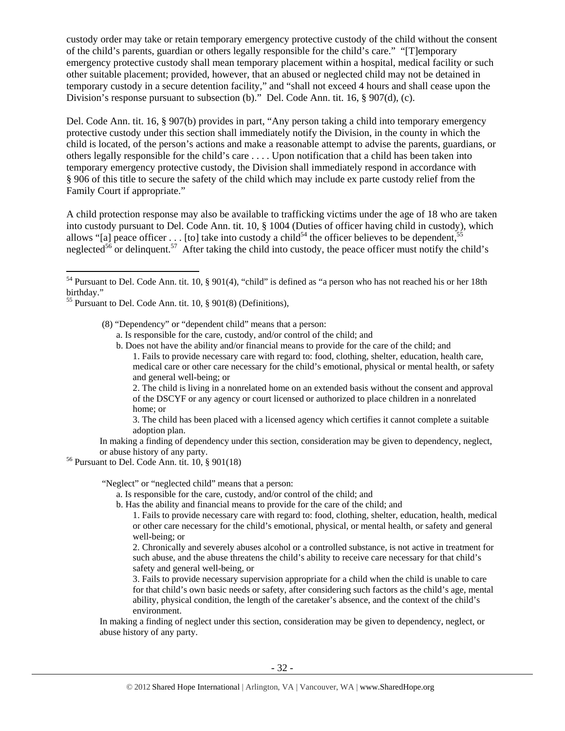custody order may take or retain temporary emergency protective custody of the child without the consent of the child's parents, guardian or others legally responsible for the child's care." "[T]emporary emergency protective custody shall mean temporary placement within a hospital, medical facility or such other suitable placement; provided, however, that an abused or neglected child may not be detained in temporary custody in a secure detention facility," and "shall not exceed 4 hours and shall cease upon the Division's response pursuant to subsection (b)." Del. Code Ann. tit. 16, § 907(d), (c).

Del. Code Ann. tit. 16, § 907(b) provides in part, "Any person taking a child into temporary emergency protective custody under this section shall immediately notify the Division, in the county in which the child is located, of the person's actions and make a reasonable attempt to advise the parents, guardians, or others legally responsible for the child's care . . . . Upon notification that a child has been taken into temporary emergency protective custody, the Division shall immediately respond in accordance with § 906 of this title to secure the safety of the child which may include ex parte custody relief from the Family Court if appropriate."

A child protection response may also be available to trafficking victims under the age of 18 who are taken into custody pursuant to Del. Code Ann. tit. 10, § 1004 (Duties of officer having child in custody), which allows "[a] peace officer . . . [to] take into custody a child[54] the officer believes to be dependent,[55] neglected[56] or delinquent.[57] After taking the child into custody, the peace officer must notify the child's

---

[54] Pursuant to Del. Code Ann. tit. 10, § 901(4), "child" is defined as "a person who has not reached his or her 18th birthday."

[55] Pursuant to Del. Code Ann. tit. 10, § 901(8) (Definitions),

> (8) "Dependency" or "dependent child" means that a person:
> a. Is responsible for the care, custody, and/or control of the child; and
> b. Does not have the ability and/or financial means to provide for the care of the child; and
> 1. Fails to provide necessary care with regard to: food, clothing, shelter, education, health care, medical care or other care necessary for the child's emotional, physical or mental health, or safety and general well-being; or
> 2. The child is living in a nonrelated home on an extended basis without the consent and approval of the DSCYF or any agency or court licensed or authorized to place children in a nonrelated home; or
> 3. The child has been placed with a licensed agency which certifies it cannot complete a suitable adoption plan.
>
> In making a finding of dependency under this section, consideration may be given to dependency, neglect, or abuse history of any party.

[56] Pursuant to Del. Code Ann. tit. 10, § 901(18)

> "Neglect" or "neglected child" means that a person:
> a. Is responsible for the care, custody, and/or control of the child; and
> b. Has the ability and financial means to provide for the care of the child; and
> 1. Fails to provide necessary care with regard to: food, clothing, shelter, education, health, medical or other care necessary for the child's emotional, physical, or mental health, or safety and general well-being; or
> 2. Chronically and severely abuses alcohol or a controlled substance, is not active in treatment for such abuse, and the abuse threatens the child's ability to receive care necessary for that child's safety and general well-being, or
> 3. Fails to provide necessary supervision appropriate for a child when the child is unable to care for that child's own basic needs or safety, after considering such factors as the child's age, mental ability, physical condition, the length of the caretaker's absence, and the context of the child's environment.
>
> In making a finding of neglect under this section, consideration may be given to dependency, neglect, or abuse history of any party.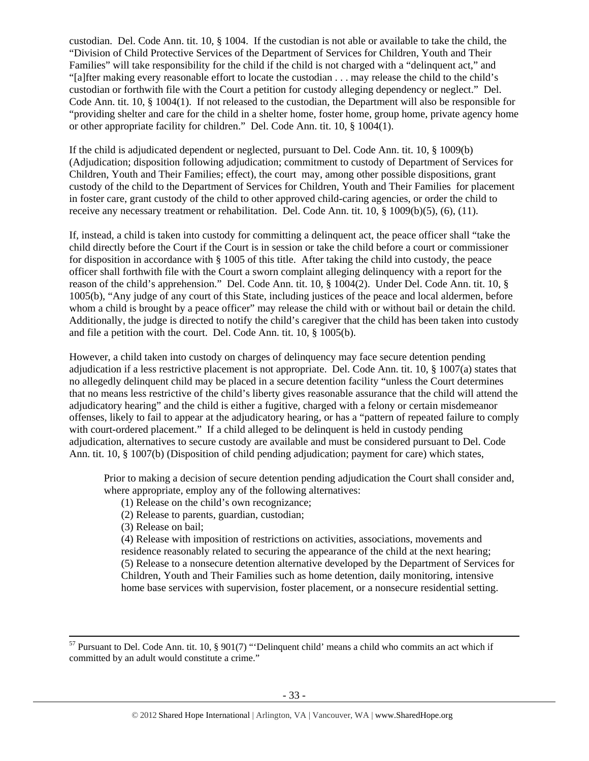custodian. Del. Code Ann. tit. 10, § 1004. If the custodian is not able or available to take the child, the "Division of Child Protective Services of the Department of Services for Children, Youth and Their Families" will take responsibility for the child if the child is not charged with a "delinquent act," and "[a]fter making every reasonable effort to locate the custodian . . . may release the child to the child's custodian or forthwith file with the Court a petition for custody alleging dependency or neglect." Del. Code Ann. tit. 10, § 1004(1). If not released to the custodian, the Department will also be responsible for "providing shelter and care for the child in a shelter home, foster home, group home, private agency home or other appropriate facility for children." Del. Code Ann. tit. 10, § 1004(1).

If the child is adjudicated dependent or neglected, pursuant to Del. Code Ann. tit. 10, § 1009(b) (Adjudication; disposition following adjudication; commitment to custody of Department of Services for Children, Youth and Their Families; effect), the court may, among other possible dispositions, grant custody of the child to the Department of Services for Children, Youth and Their Families for placement in foster care, grant custody of the child to other approved child-caring agencies, or order the child to receive any necessary treatment or rehabilitation. Del. Code Ann. tit. 10, § 1009(b)(5), (6), (11).

If, instead, a child is taken into custody for committing a delinquent act, the peace officer shall "take the child directly before the Court if the Court is in session or take the child before a court or commissioner for disposition in accordance with § 1005 of this title. After taking the child into custody, the peace officer shall forthwith file with the Court a sworn complaint alleging delinquency with a report for the reason of the child's apprehension." Del. Code Ann. tit. 10, § 1004(2). Under Del. Code Ann. tit. 10, § 1005(b), "Any judge of any court of this State, including justices of the peace and local aldermen, before whom a child is brought by a peace officer" may release the child with or without bail or detain the child. Additionally, the judge is directed to notify the child's caregiver that the child has been taken into custody and file a petition with the court. Del. Code Ann. tit. 10, § 1005(b).

However, a child taken into custody on charges of delinquency may face secure detention pending adjudication if a less restrictive placement is not appropriate. Del. Code Ann. tit. 10, § 1007(a) states that no allegedly delinquent child may be placed in a secure detention facility "unless the Court determines that no means less restrictive of the child's liberty gives reasonable assurance that the child will attend the adjudicatory hearing" and the child is either a fugitive, charged with a felony or certain misdemeanor offenses, likely to fail to appear at the adjudicatory hearing, or has a "pattern of repeated failure to comply with court-ordered placement." If a child alleged to be delinquent is held in custody pending adjudication, alternatives to secure custody are available and must be considered pursuant to Del. Code Ann. tit. 10, § 1007(b) (Disposition of child pending adjudication; payment for care) which states,

> Prior to making a decision of secure detention pending adjudication the Court shall consider and, where appropriate, employ any of the following alternatives:
>
> (1) Release on the child's own recognizance;
> (2) Release to parents, guardian, custodian;
> (3) Release on bail;
> (4) Release with imposition of restrictions on activities, associations, movements and residence reasonably related to securing the appearance of the child at the next hearing;
> (5) Release to a nonsecure detention alternative developed by the Department of Services for Children, Youth and Their Families such as home detention, daily monitoring, intensive home base services with supervision, foster placement, or a nonsecure residential setting.

---

[57] Pursuant to Del. Code Ann. tit. 10, § 901(7) "'Delinquent child' means a child who commits an act which if committed by an adult would constitute a crime."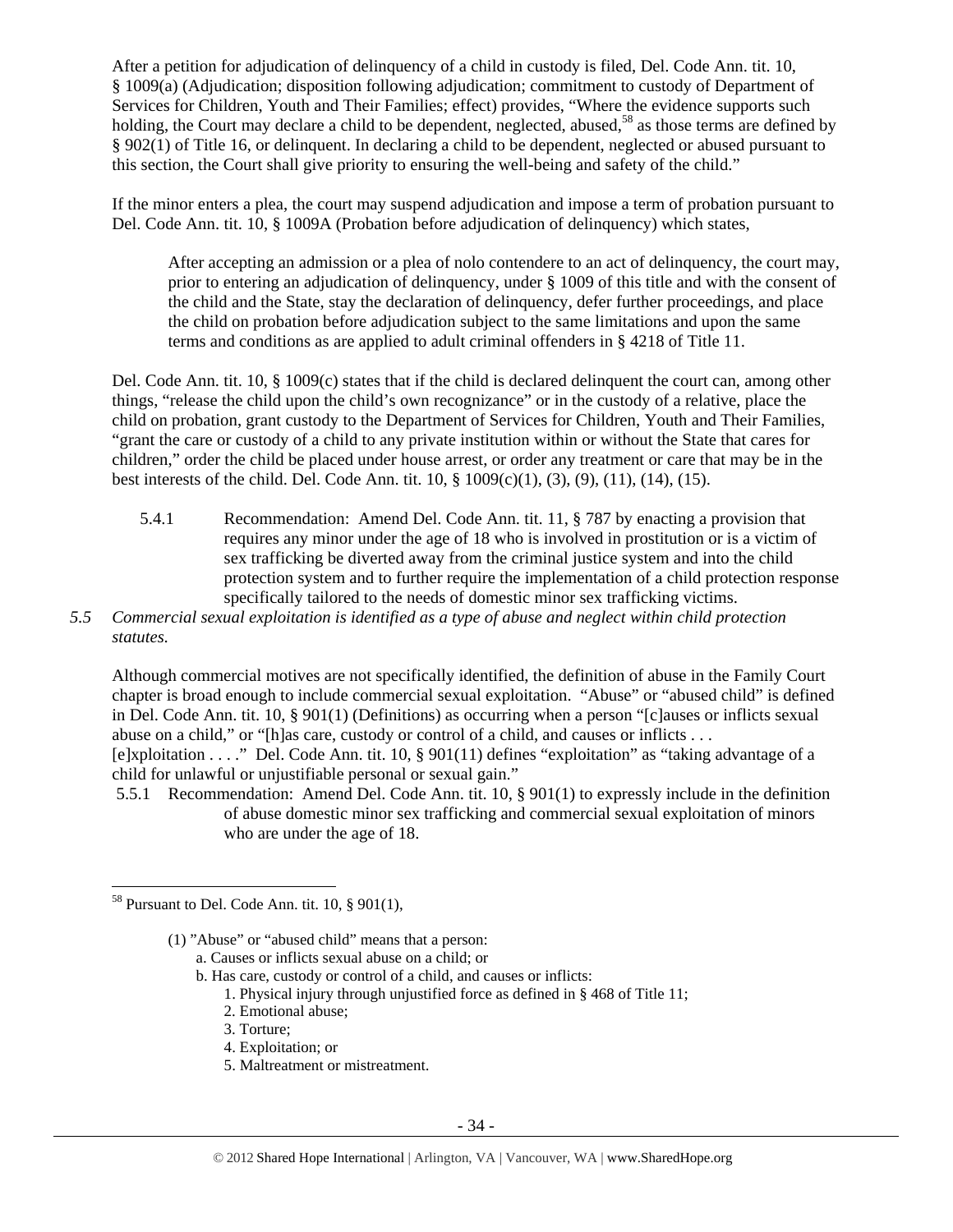After a petition for adjudication of delinquency of a child in custody is filed, Del. Code Ann. tit. 10, § 1009(a) (Adjudication; disposition following adjudication; commitment to custody of Department of Services for Children, Youth and Their Families; effect) provides, "Where the evidence supports such holding, the Court may declare a child to be dependent, neglected, abused,[58] as those terms are defined by § 902(1) of Title 16, or delinquent. In declaring a child to be dependent, neglected or abused pursuant to this section, the Court shall give priority to ensuring the well-being and safety of the child."

If the minor enters a plea, the court may suspend adjudication and impose a term of probation pursuant to Del. Code Ann. tit. 10, § 1009A (Probation before adjudication of delinquency) which states,

> After accepting an admission or a plea of nolo contendere to an act of delinquency, the court may, prior to entering an adjudication of delinquency, under § 1009 of this title and with the consent of the child and the State, stay the declaration of delinquency, defer further proceedings, and place the child on probation before adjudication subject to the same limitations and upon the same terms and conditions as are applied to adult criminal offenders in § 4218 of Title 11.

Del. Code Ann. tit. 10, § 1009(c) states that if the child is declared delinquent the court can, among other things, "release the child upon the child's own recognizance" or in the custody of a relative, place the child on probation, grant custody to the Department of Services for Children, Youth and Their Families, "grant the care or custody of a child to any private institution within or without the State that cares for children," order the child be placed under house arrest, or order any treatment or care that may be in the best interests of the child. Del. Code Ann. tit. 10, § 1009(c)(1), (3), (9), (11), (14), (15).

5.4.1 Recommendation: Amend Del. Code Ann. tit. 11, § 787 by enacting a provision that requires any minor under the age of 18 who is involved in prostitution or is a victim of sex trafficking be diverted away from the criminal justice system and into the child protection system and to further require the implementation of a child protection response specifically tailored to the needs of domestic minor sex trafficking victims.

*5.5 Commercial sexual exploitation is identified as a type of abuse and neglect within child protection statutes.*

Although commercial motives are not specifically identified, the definition of abuse in the Family Court chapter is broad enough to include commercial sexual exploitation. "Abuse" or "abused child" is defined in Del. Code Ann. tit. 10, § 901(1) (Definitions) as occurring when a person "[c]auses or inflicts sexual abuse on a child," or "[h]as care, custody or control of a child, and causes or inflicts . . . [e]xploitation . . . ." Del. Code Ann. tit. 10, § 901(11) defines "exploitation" as "taking advantage of a child for unlawful or unjustifiable personal or sexual gain."

5.5.1 Recommendation: Amend Del. Code Ann. tit. 10, § 901(1) to expressly include in the definition of abuse domestic minor sex trafficking and commercial sexual exploitation of minors who are under the age of 18.

---

[58] Pursuant to Del. Code Ann. tit. 10, § 901(1),

> (1) "Abuse" or "abused child" means that a person:
> a. Causes or inflicts sexual abuse on a child; or
> b. Has care, custody or control of a child, and causes or inflicts:
> 1. Physical injury through unjustified force as defined in § 468 of Title 11;
> 2. Emotional abuse;
> 3. Torture;
> 4. Exploitation; or
> 5. Maltreatment or mistreatment.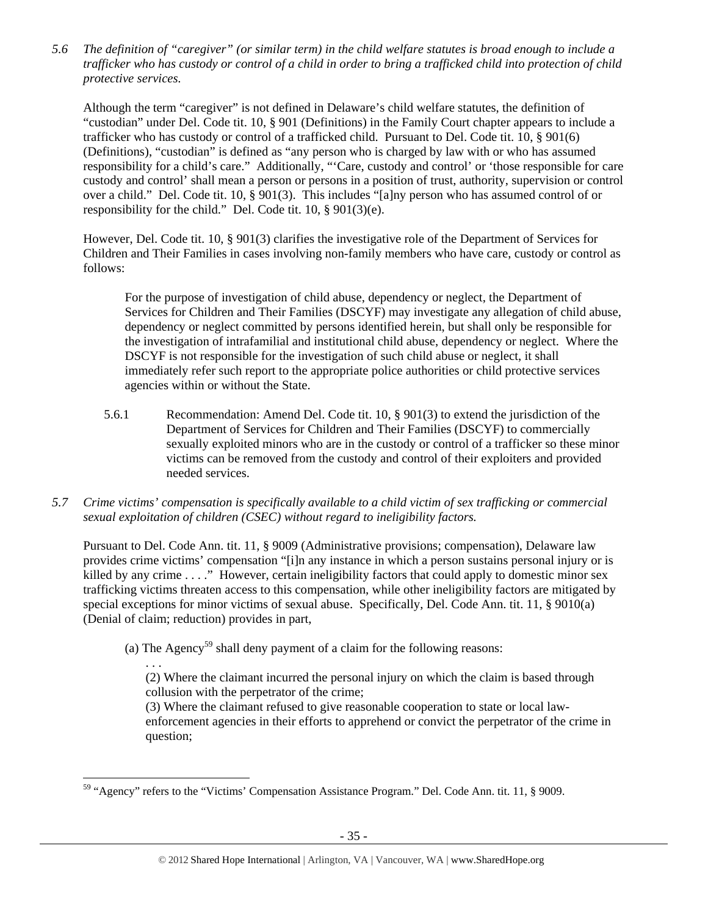*5.6 The definition of "caregiver" (or similar term) in the child welfare statutes is broad enough to include a trafficker who has custody or control of a child in order to bring a trafficked child into protection of child protective services.*

Although the term "caregiver" is not defined in Delaware's child welfare statutes, the definition of "custodian" under Del. Code tit. 10, § 901 (Definitions) in the Family Court chapter appears to include a trafficker who has custody or control of a trafficked child. Pursuant to Del. Code tit. 10, § 901(6) (Definitions), "custodian" is defined as "any person who is charged by law with or who has assumed responsibility for a child's care." Additionally, "'Care, custody and control' or 'those responsible for care custody and control' shall mean a person or persons in a position of trust, authority, supervision or control over a child." Del. Code tit. 10, § 901(3). This includes "[a]ny person who has assumed control of or responsibility for the child." Del. Code tit. 10, § 901(3)(e).

However, Del. Code tit. 10, § 901(3) clarifies the investigative role of the Department of Services for Children and Their Families in cases involving non-family members who have care, custody or control as follows:

> For the purpose of investigation of child abuse, dependency or neglect, the Department of Services for Children and Their Families (DSCYF) may investigate any allegation of child abuse, dependency or neglect committed by persons identified herein, but shall only be responsible for the investigation of intrafamilial and institutional child abuse, dependency or neglect. Where the DSCYF is not responsible for the investigation of such child abuse or neglect, it shall immediately refer such report to the appropriate police authorities or child protective services agencies within or without the State.

5.6.1 Recommendation: Amend Del. Code tit. 10, § 901(3) to extend the jurisdiction of the Department of Services for Children and Their Families (DSCYF) to commercially sexually exploited minors who are in the custody or control of a trafficker so these minor victims can be removed from the custody and control of their exploiters and provided needed services.

*5.7 Crime victims' compensation is specifically available to a child victim of sex trafficking or commercial sexual exploitation of children (CSEC) without regard to ineligibility factors.*

Pursuant to Del. Code Ann. tit. 11, § 9009 (Administrative provisions; compensation), Delaware law provides crime victims' compensation "[i]n any instance in which a person sustains personal injury or is killed by any crime . . . ." However, certain ineligibility factors that could apply to domestic minor sex trafficking victims threaten access to this compensation, while other ineligibility factors are mitigated by special exceptions for minor victims of sexual abuse. Specifically, Del. Code Ann. tit. 11, § 9010(a) (Denial of claim; reduction) provides in part,

> (a) The Agency[59] shall deny payment of a claim for the following reasons:
>
> . . .
>
> (2) Where the claimant incurred the personal injury on which the claim is based through collusion with the perpetrator of the crime;
>
> (3) Where the claimant refused to give reasonable cooperation to state or local law-enforcement agencies in their efforts to apprehend or convict the perpetrator of the crime in question;

[59] "Agency" refers to the "Victims' Compensation Assistance Program." Del. Code Ann. tit. 11, § 9009.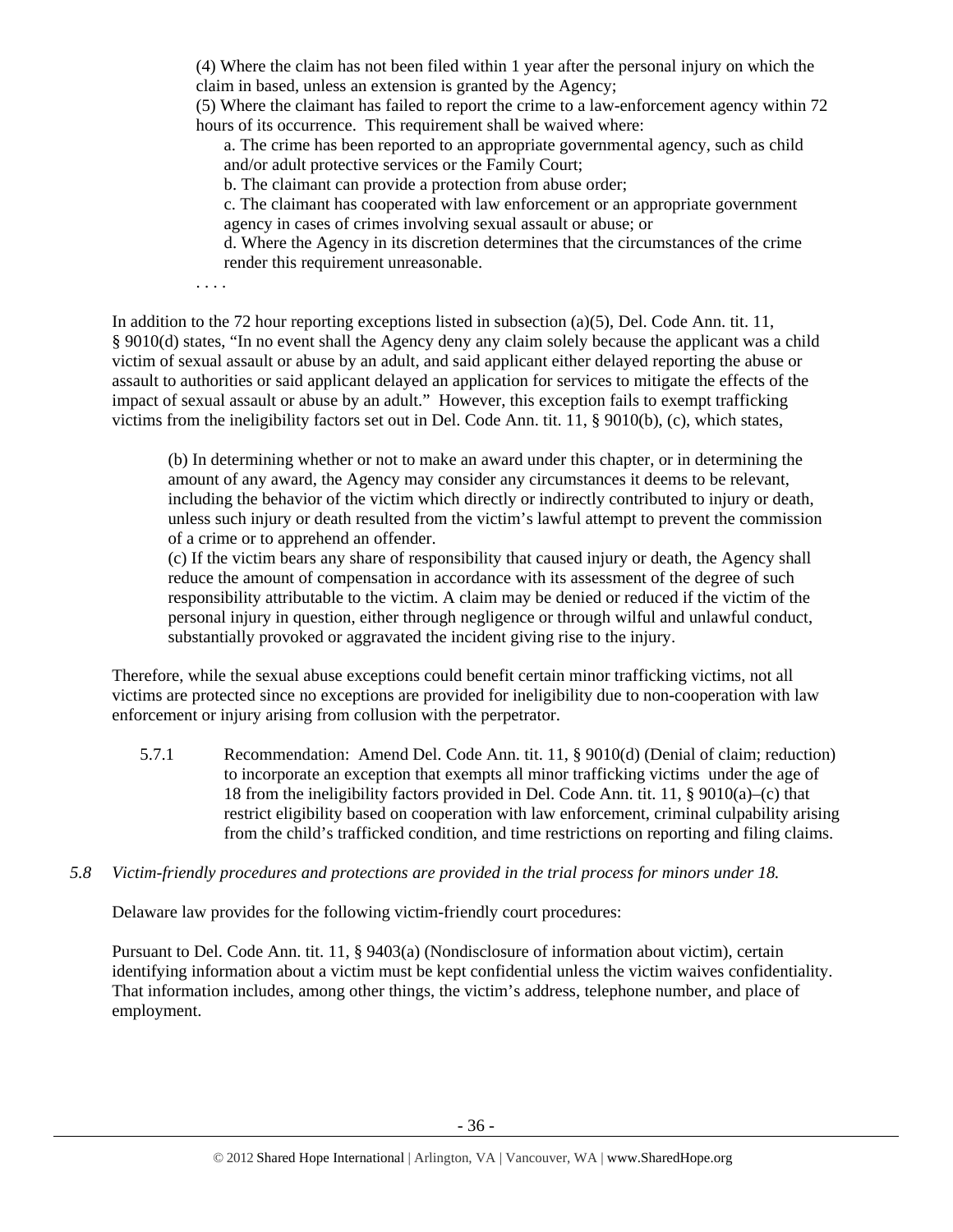(4) Where the claim has not been filed within 1 year after the personal injury on which the claim in based, unless an extension is granted by the Agency;

(5) Where the claimant has failed to report the crime to a law-enforcement agency within 72 hours of its occurrence. This requirement shall be waived where:

a. The crime has been reported to an appropriate governmental agency, such as child and/or adult protective services or the Family Court;

b. The claimant can provide a protection from abuse order;

c. The claimant has cooperated with law enforcement or an appropriate government agency in cases of crimes involving sexual assault or abuse; or

d. Where the Agency in its discretion determines that the circumstances of the crime render this requirement unreasonable.

. . . .

In addition to the 72 hour reporting exceptions listed in subsection (a)(5), Del. Code Ann. tit. 11, § 9010(d) states, "In no event shall the Agency deny any claim solely because the applicant was a child victim of sexual assault or abuse by an adult, and said applicant either delayed reporting the abuse or assault to authorities or said applicant delayed an application for services to mitigate the effects of the impact of sexual assault or abuse by an adult." However, this exception fails to exempt trafficking victims from the ineligibility factors set out in Del. Code Ann. tit. 11, § 9010(b), (c), which states,

> (b) In determining whether or not to make an award under this chapter, or in determining the amount of any award, the Agency may consider any circumstances it deems to be relevant, including the behavior of the victim which directly or indirectly contributed to injury or death, unless such injury or death resulted from the victim's lawful attempt to prevent the commission of a crime or to apprehend an offender.
>
> (c) If the victim bears any share of responsibility that caused injury or death, the Agency shall reduce the amount of compensation in accordance with its assessment of the degree of such responsibility attributable to the victim. A claim may be denied or reduced if the victim of the personal injury in question, either through negligence or through wilful and unlawful conduct, substantially provoked or aggravated the incident giving rise to the injury.

Therefore, while the sexual abuse exceptions could benefit certain minor trafficking victims, not all victims are protected since no exceptions are provided for ineligibility due to non-cooperation with law enforcement or injury arising from collusion with the perpetrator.

5.7.1 Recommendation: Amend Del. Code Ann. tit. 11, § 9010(d) (Denial of claim; reduction) to incorporate an exception that exempts all minor trafficking victims under the age of 18 from the ineligibility factors provided in Del. Code Ann. tit. 11, § 9010(a)–(c) that restrict eligibility based on cooperation with law enforcement, criminal culpability arising from the child's trafficked condition, and time restrictions on reporting and filing claims.

*5.8 Victim-friendly procedures and protections are provided in the trial process for minors under 18.*

Delaware law provides for the following victim-friendly court procedures:

Pursuant to Del. Code Ann. tit. 11, § 9403(a) (Nondisclosure of information about victim), certain identifying information about a victim must be kept confidential unless the victim waives confidentiality. That information includes, among other things, the victim's address, telephone number, and place of employment.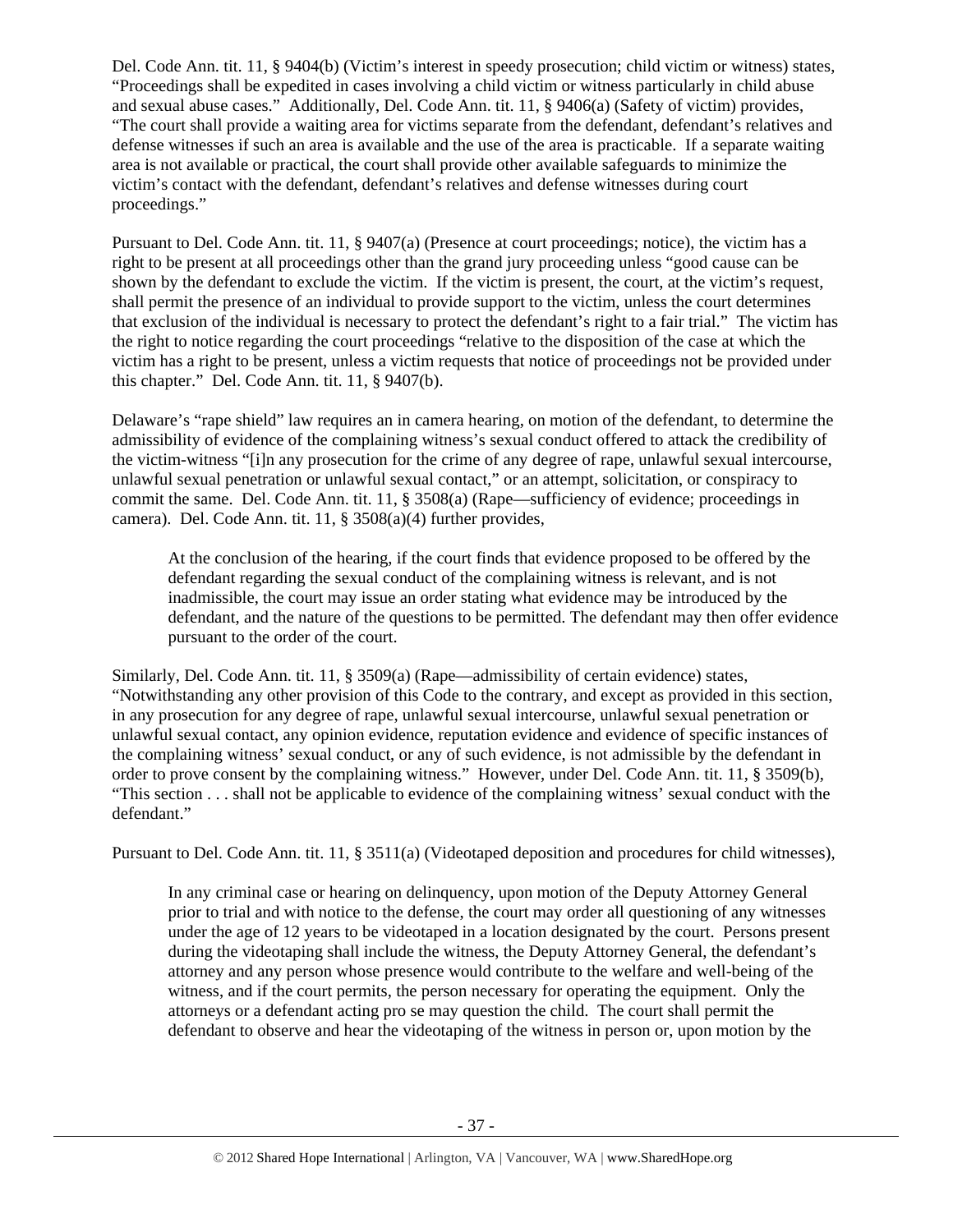Del. Code Ann. tit. 11, § 9404(b) (Victim's interest in speedy prosecution; child victim or witness) states, "Proceedings shall be expedited in cases involving a child victim or witness particularly in child abuse and sexual abuse cases." Additionally, Del. Code Ann. tit. 11, § 9406(a) (Safety of victim) provides, "The court shall provide a waiting area for victims separate from the defendant, defendant's relatives and defense witnesses if such an area is available and the use of the area is practicable. If a separate waiting area is not available or practical, the court shall provide other available safeguards to minimize the victim's contact with the defendant, defendant's relatives and defense witnesses during court proceedings."

Pursuant to Del. Code Ann. tit. 11, § 9407(a) (Presence at court proceedings; notice), the victim has a right to be present at all proceedings other than the grand jury proceeding unless "good cause can be shown by the defendant to exclude the victim. If the victim is present, the court, at the victim's request, shall permit the presence of an individual to provide support to the victim, unless the court determines that exclusion of the individual is necessary to protect the defendant's right to a fair trial." The victim has the right to notice regarding the court proceedings "relative to the disposition of the case at which the victim has a right to be present, unless a victim requests that notice of proceedings not be provided under this chapter." Del. Code Ann. tit. 11, § 9407(b).

Delaware's "rape shield" law requires an in camera hearing, on motion of the defendant, to determine the admissibility of evidence of the complaining witness's sexual conduct offered to attack the credibility of the victim-witness "[i]n any prosecution for the crime of any degree of rape, unlawful sexual intercourse, unlawful sexual penetration or unlawful sexual contact," or an attempt, solicitation, or conspiracy to commit the same. Del. Code Ann. tit. 11, § 3508(a) (Rape—sufficiency of evidence; proceedings in camera). Del. Code Ann. tit. 11, § 3508(a)(4) further provides,

> At the conclusion of the hearing, if the court finds that evidence proposed to be offered by the defendant regarding the sexual conduct of the complaining witness is relevant, and is not inadmissible, the court may issue an order stating what evidence may be introduced by the defendant, and the nature of the questions to be permitted. The defendant may then offer evidence pursuant to the order of the court.

Similarly, Del. Code Ann. tit. 11, § 3509(a) (Rape—admissibility of certain evidence) states, "Notwithstanding any other provision of this Code to the contrary, and except as provided in this section, in any prosecution for any degree of rape, unlawful sexual intercourse, unlawful sexual penetration or unlawful sexual contact, any opinion evidence, reputation evidence and evidence of specific instances of the complaining witness' sexual conduct, or any of such evidence, is not admissible by the defendant in order to prove consent by the complaining witness." However, under Del. Code Ann. tit. 11, § 3509(b), "This section . . . shall not be applicable to evidence of the complaining witness' sexual conduct with the defendant."

Pursuant to Del. Code Ann. tit. 11, § 3511(a) (Videotaped deposition and procedures for child witnesses),

> In any criminal case or hearing on delinquency, upon motion of the Deputy Attorney General prior to trial and with notice to the defense, the court may order all questioning of any witnesses under the age of 12 years to be videotaped in a location designated by the court. Persons present during the videotaping shall include the witness, the Deputy Attorney General, the defendant's attorney and any person whose presence would contribute to the welfare and well-being of the witness, and if the court permits, the person necessary for operating the equipment. Only the attorneys or a defendant acting pro se may question the child. The court shall permit the defendant to observe and hear the videotaping of the witness in person or, upon motion by the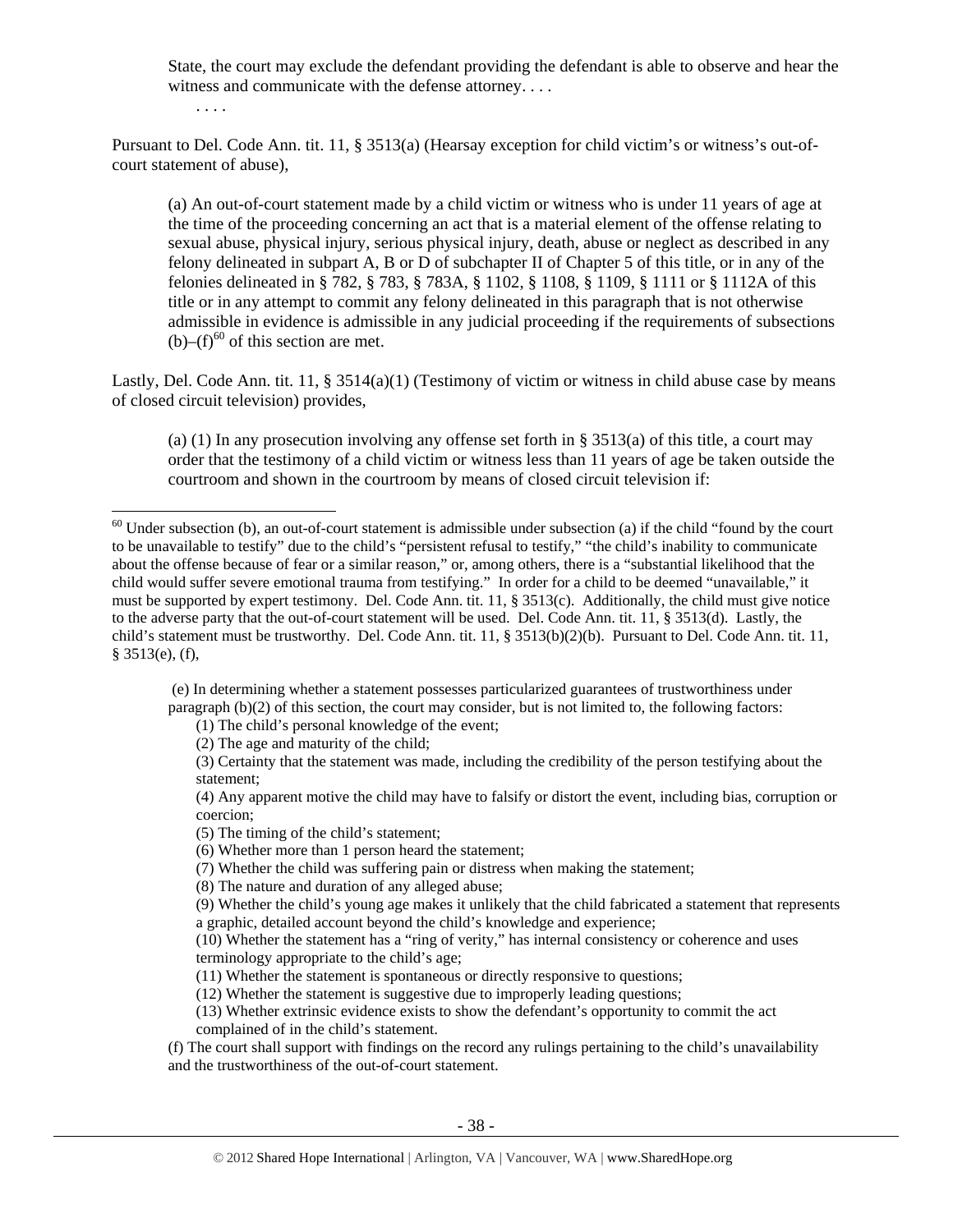> State, the court may exclude the defendant providing the defendant is able to observe and hear the witness and communicate with the defense attorney. . . .
>
> . . . .

Pursuant to Del. Code Ann. tit. 11, § 3513(a) (Hearsay exception for child victim's or witness's out-of-court statement of abuse),

> (a) An out-of-court statement made by a child victim or witness who is under 11 years of age at the time of the proceeding concerning an act that is a material element of the offense relating to sexual abuse, physical injury, serious physical injury, death, abuse or neglect as described in any felony delineated in subpart A, B or D of subchapter II of Chapter 5 of this title, or in any of the felonies delineated in § 782, § 783, § 783A, § 1102, § 1108, § 1109, § 1111 or § 1112A of this title or in any attempt to commit any felony delineated in this paragraph that is not otherwise admissible in evidence is admissible in any judicial proceeding if the requirements of subsections (b)–(f)[60] of this section are met.

Lastly, Del. Code Ann. tit. 11, § 3514(a)(1) (Testimony of victim or witness in child abuse case by means of closed circuit television) provides,

> (a) (1) In any prosecution involving any offense set forth in § 3513(a) of this title, a court may order that the testimony of a child victim or witness less than 11 years of age be taken outside the courtroom and shown in the courtroom by means of closed circuit television if:

---

[60] Under subsection (b), an out-of-court statement is admissible under subsection (a) if the child "found by the court to be unavailable to testify" due to the child's "persistent refusal to testify," "the child's inability to communicate about the offense because of fear or a similar reason," or, among others, there is a "substantial likelihood that the child would suffer severe emotional trauma from testifying." In order for a child to be deemed "unavailable," it must be supported by expert testimony. Del. Code Ann. tit. 11, § 3513(c). Additionally, the child must give notice to the adverse party that the out-of-court statement will be used. Del. Code Ann. tit. 11, § 3513(d). Lastly, the child's statement must be trustworthy. Del. Code Ann. tit. 11, § 3513(b)(2)(b). Pursuant to Del. Code Ann. tit. 11, § 3513(e), (f),

> (e) In determining whether a statement possesses particularized guarantees of trustworthiness under paragraph (b)(2) of this section, the court may consider, but is not limited to, the following factors:
>
> (1) The child's personal knowledge of the event;
>
> (2) The age and maturity of the child;
>
> (3) Certainty that the statement was made, including the credibility of the person testifying about the statement;
>
> (4) Any apparent motive the child may have to falsify or distort the event, including bias, corruption or coercion;
>
> (5) The timing of the child's statement;
>
> (6) Whether more than 1 person heard the statement;
>
> (7) Whether the child was suffering pain or distress when making the statement;
>
> (8) The nature and duration of any alleged abuse;
>
> (9) Whether the child's young age makes it unlikely that the child fabricated a statement that represents a graphic, detailed account beyond the child's knowledge and experience;
>
> (10) Whether the statement has a "ring of verity," has internal consistency or coherence and uses terminology appropriate to the child's age;
>
> (11) Whether the statement is spontaneous or directly responsive to questions;
>
> (12) Whether the statement is suggestive due to improperly leading questions;
>
> (13) Whether extrinsic evidence exists to show the defendant's opportunity to commit the act complained of in the child's statement.
>
> (f) The court shall support with findings on the record any rulings pertaining to the child's unavailability and the trustworthiness of the out-of-court statement.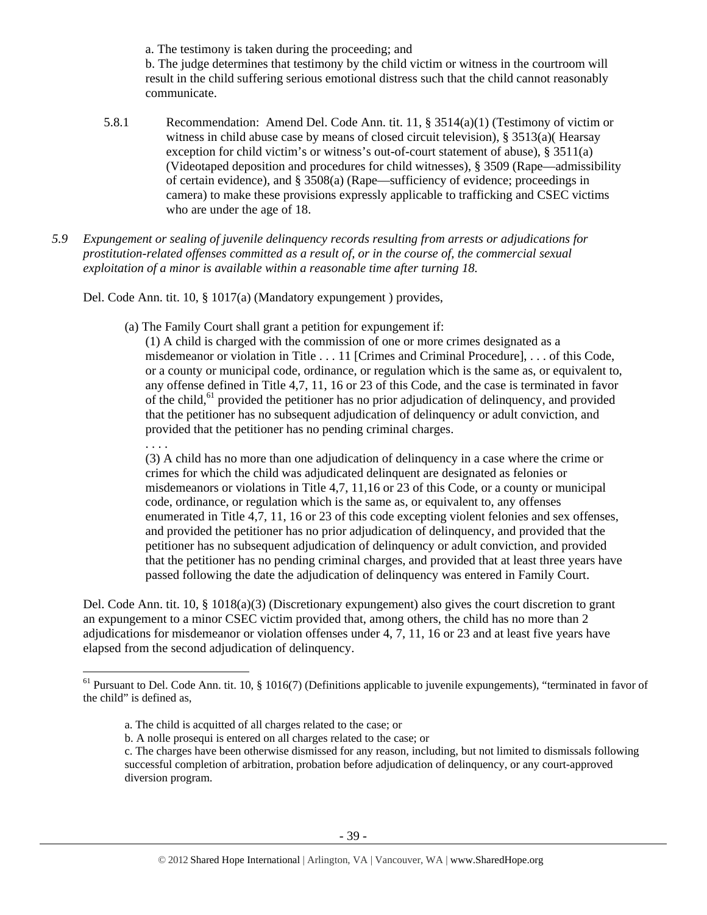a. The testimony is taken during the proceeding; and

b. The judge determines that testimony by the child victim or witness in the courtroom will result in the child suffering serious emotional distress such that the child cannot reasonably communicate.

5.8.1 Recommendation: Amend Del. Code Ann. tit. 11, § 3514(a)(1) (Testimony of victim or witness in child abuse case by means of closed circuit television), § 3513(a)( Hearsay exception for child victim's or witness's out-of-court statement of abuse), § 3511(a) (Videotaped deposition and procedures for child witnesses), § 3509 (Rape—admissibility of certain evidence), and § 3508(a) (Rape—sufficiency of evidence; proceedings in camera) to make these provisions expressly applicable to trafficking and CSEC victims who are under the age of 18.

*5.9 Expungement or sealing of juvenile delinquency records resulting from arrests or adjudications for prostitution-related offenses committed as a result of, or in the course of, the commercial sexual exploitation of a minor is available within a reasonable time after turning 18.*

Del. Code Ann. tit. 10, § 1017(a) (Mandatory expungement ) provides,

> (a) The Family Court shall grant a petition for expungement if:
>
> (1) A child is charged with the commission of one or more crimes designated as a misdemeanor or violation in Title . . . 11 [Crimes and Criminal Procedure], . . . of this Code, or a county or municipal code, ordinance, or regulation which is the same as, or equivalent to, any offense defined in Title 4,7, 11, 16 or 23 of this Code, and the case is terminated in favor of the child,[61] provided the petitioner has no prior adjudication of delinquency, and provided that the petitioner has no subsequent adjudication of delinquency or adult conviction, and provided that the petitioner has no pending criminal charges.
>
> . . . .
>
> (3) A child has no more than one adjudication of delinquency in a case where the crime or crimes for which the child was adjudicated delinquent are designated as felonies or misdemeanors or violations in Title 4,7, 11,16 or 23 of this Code, or a county or municipal code, ordinance, or regulation which is the same as, or equivalent to, any offenses enumerated in Title 4,7, 11, 16 or 23 of this code excepting violent felonies and sex offenses, and provided the petitioner has no prior adjudication of delinquency, and provided that the petitioner has no subsequent adjudication of delinquency or adult conviction, and provided that the petitioner has no pending criminal charges, and provided that at least three years have passed following the date the adjudication of delinquency was entered in Family Court.

Del. Code Ann. tit. 10, § 1018(a)(3) (Discretionary expungement) also gives the court discretion to grant an expungement to a minor CSEC victim provided that, among others, the child has no more than 2 adjudications for misdemeanor or violation offenses under 4, 7, 11, 16 or 23 and at least five years have elapsed from the second adjudication of delinquency.

---

[61] Pursuant to Del. Code Ann. tit. 10, § 1016(7) (Definitions applicable to juvenile expungements), "terminated in favor of the child" is defined as,

> a. The child is acquitted of all charges related to the case; or
>
> b. A nolle prosequi is entered on all charges related to the case; or
>
> c. The charges have been otherwise dismissed for any reason, including, but not limited to dismissals following successful completion of arbitration, probation before adjudication of delinquency, or any court-approved diversion program.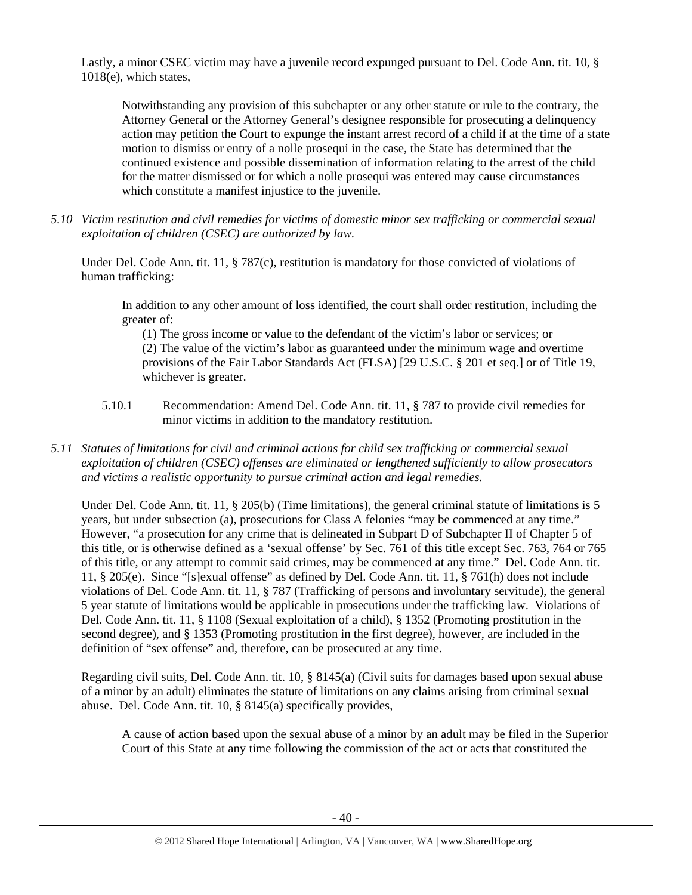Lastly, a minor CSEC victim may have a juvenile record expunged pursuant to Del. Code Ann. tit. 10, § 1018(e), which states,

> Notwithstanding any provision of this subchapter or any other statute or rule to the contrary, the Attorney General or the Attorney General's designee responsible for prosecuting a delinquency action may petition the Court to expunge the instant arrest record of a child if at the time of a state motion to dismiss or entry of a nolle prosequi in the case, the State has determined that the continued existence and possible dissemination of information relating to the arrest of the child for the matter dismissed or for which a nolle prosequi was entered may cause circumstances which constitute a manifest injustice to the juvenile.

*5.10 Victim restitution and civil remedies for victims of domestic minor sex trafficking or commercial sexual exploitation of children (CSEC) are authorized by law.*

Under Del. Code Ann. tit. 11, § 787(c), restitution is mandatory for those convicted of violations of human trafficking:

> In addition to any other amount of loss identified, the court shall order restitution, including the greater of:
>
> (1) The gross income or value to the defendant of the victim's labor or services; or
>
> (2) The value of the victim's labor as guaranteed under the minimum wage and overtime provisions of the Fair Labor Standards Act (FLSA) [29 U.S.C. § 201 et seq.] or of Title 19, whichever is greater.

5.10.1 Recommendation: Amend Del. Code Ann. tit. 11, § 787 to provide civil remedies for minor victims in addition to the mandatory restitution.

*5.11 Statutes of limitations for civil and criminal actions for child sex trafficking or commercial sexual exploitation of children (CSEC) offenses are eliminated or lengthened sufficiently to allow prosecutors and victims a realistic opportunity to pursue criminal action and legal remedies.*

Under Del. Code Ann. tit. 11, § 205(b) (Time limitations), the general criminal statute of limitations is 5 years, but under subsection (a), prosecutions for Class A felonies "may be commenced at any time." However, "a prosecution for any crime that is delineated in Subpart D of Subchapter II of Chapter 5 of this title, or is otherwise defined as a 'sexual offense' by Sec. 761 of this title except Sec. 763, 764 or 765 of this title, or any attempt to commit said crimes, may be commenced at any time." Del. Code Ann. tit. 11, § 205(e). Since "[s]exual offense" as defined by Del. Code Ann. tit. 11, § 761(h) does not include violations of Del. Code Ann. tit. 11, § 787 (Trafficking of persons and involuntary servitude), the general 5 year statute of limitations would be applicable in prosecutions under the trafficking law. Violations of Del. Code Ann. tit. 11, § 1108 (Sexual exploitation of a child), § 1352 (Promoting prostitution in the second degree), and § 1353 (Promoting prostitution in the first degree), however, are included in the definition of "sex offense" and, therefore, can be prosecuted at any time.

Regarding civil suits, Del. Code Ann. tit. 10, § 8145(a) (Civil suits for damages based upon sexual abuse of a minor by an adult) eliminates the statute of limitations on any claims arising from criminal sexual abuse. Del. Code Ann. tit. 10, § 8145(a) specifically provides,

> A cause of action based upon the sexual abuse of a minor by an adult may be filed in the Superior Court of this State at any time following the commission of the act or acts that constituted the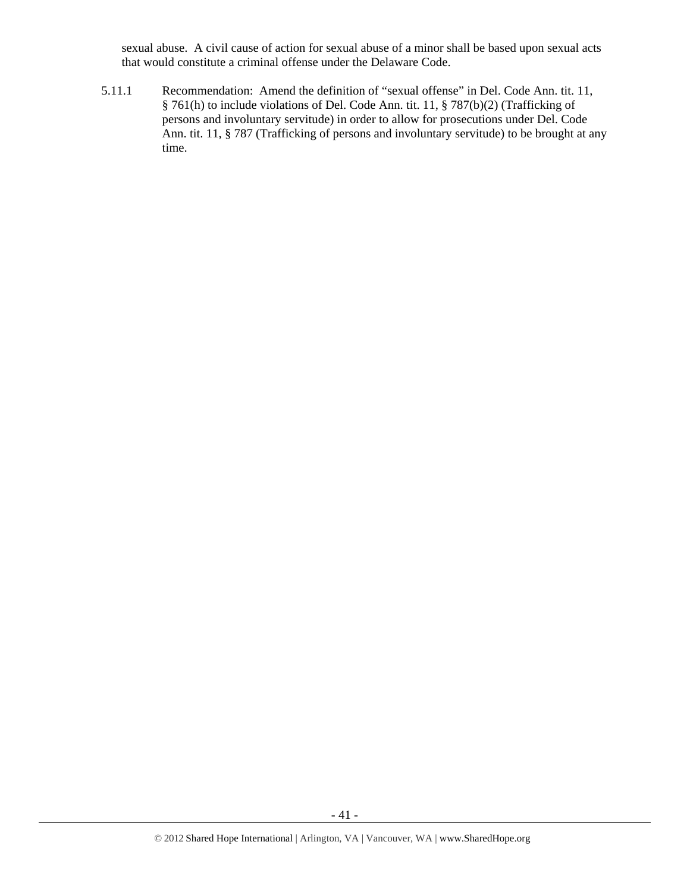sexual abuse. A civil cause of action for sexual abuse of a minor shall be based upon sexual acts that would constitute a criminal offense under the Delaware Code.

5.11.1 Recommendation: Amend the definition of "sexual offense" in Del. Code Ann. tit. 11, § 761(h) to include violations of Del. Code Ann. tit. 11, § 787(b)(2) (Trafficking of persons and involuntary servitude) in order to allow for prosecutions under Del. Code Ann. tit. 11, § 787 (Trafficking of persons and involuntary servitude) to be brought at any time.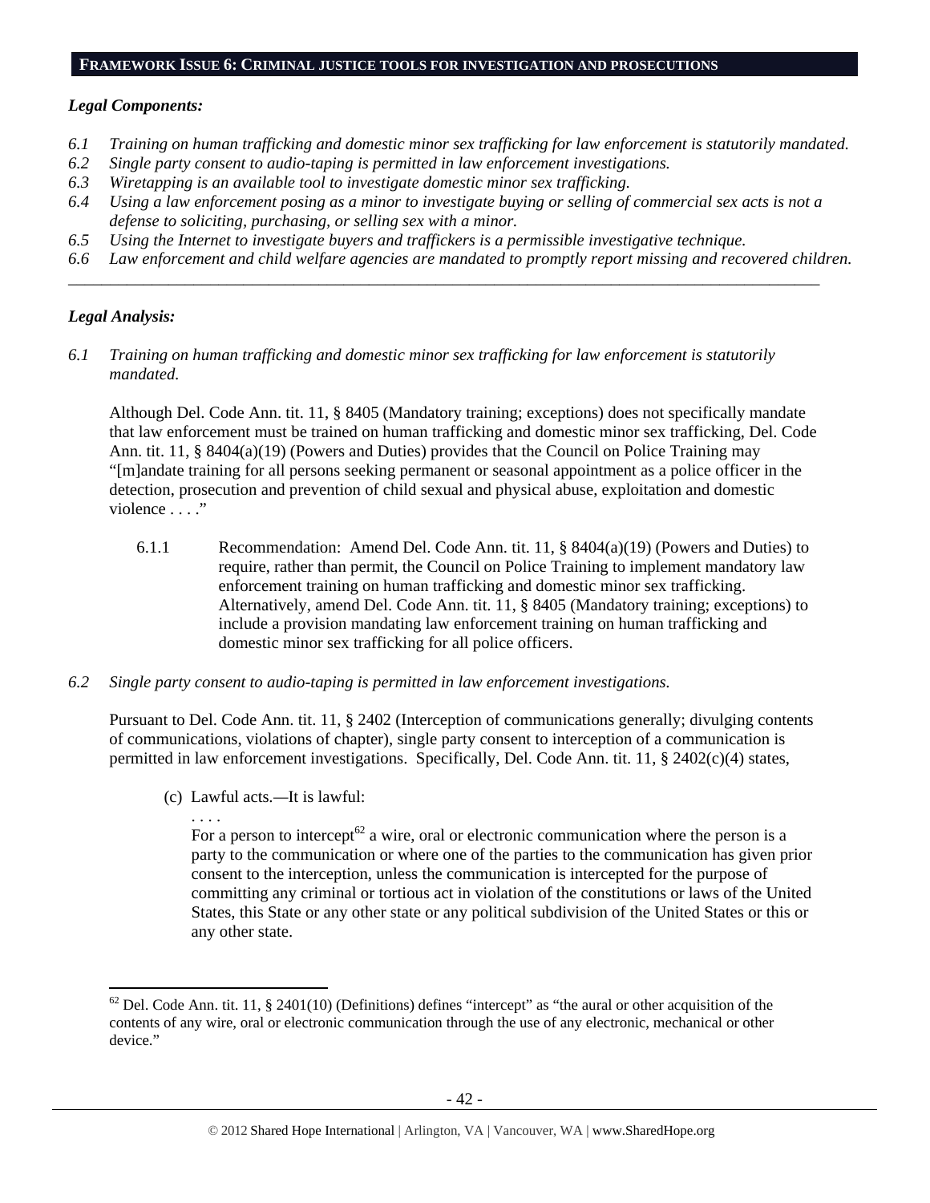## FRAMEWORK ISSUE 6: CRIMINAL JUSTICE TOOLS FOR INVESTIGATION AND PROSECUTIONS

### *Legal Components:*

*6.1 Training on human trafficking and domestic minor sex trafficking for law enforcement is statutorily mandated.*
*6.2 Single party consent to audio-taping is permitted in law enforcement investigations.*
*6.3 Wiretapping is an available tool to investigate domestic minor sex trafficking.*
*6.4 Using a law enforcement posing as a minor to investigate buying or selling of commercial sex acts is not a defense to soliciting, purchasing, or selling sex with a minor.*
*6.5 Using the Internet to investigate buyers and traffickers is a permissible investigative technique.*
*6.6 Law enforcement and child welfare agencies are mandated to promptly report missing and recovered children.*

---

### *Legal Analysis:*

*6.1 Training on human trafficking and domestic minor sex trafficking for law enforcement is statutorily mandated.*

Although Del. Code Ann. tit. 11, § 8405 (Mandatory training; exceptions) does not specifically mandate that law enforcement must be trained on human trafficking and domestic minor sex trafficking, Del. Code Ann. tit. 11, § 8404(a)(19) (Powers and Duties) provides that the Council on Police Training may "[m]andate training for all persons seeking permanent or seasonal appointment as a police officer in the detection, prosecution and prevention of child sexual and physical abuse, exploitation and domestic violence . . . ."

6.1.1 Recommendation: Amend Del. Code Ann. tit. 11, § 8404(a)(19) (Powers and Duties) to require, rather than permit, the Council on Police Training to implement mandatory law enforcement training on human trafficking and domestic minor sex trafficking. Alternatively, amend Del. Code Ann. tit. 11, § 8405 (Mandatory training; exceptions) to include a provision mandating law enforcement training on human trafficking and domestic minor sex trafficking for all police officers.

*6.2 Single party consent to audio-taping is permitted in law enforcement investigations.*

Pursuant to Del. Code Ann. tit. 11, § 2402 (Interception of communications generally; divulging contents of communications, violations of chapter), single party consent to interception of a communication is permitted in law enforcement investigations. Specifically, Del. Code Ann. tit. 11, § 2402(c)(4) states,

> (c) Lawful acts.—It is lawful:
>
> . . . .
>
> For a person to intercept[62] a wire, oral or electronic communication where the person is a party to the communication or where one of the parties to the communication has given prior consent to the interception, unless the communication is intercepted for the purpose of committing any criminal or tortious act in violation of the constitutions or laws of the United States, this State or any other state or any political subdivision of the United States or this or any other state.

---

[62] Del. Code Ann. tit. 11, § 2401(10) (Definitions) defines "intercept" as "the aural or other acquisition of the contents of any wire, oral or electronic communication through the use of any electronic, mechanical or other device."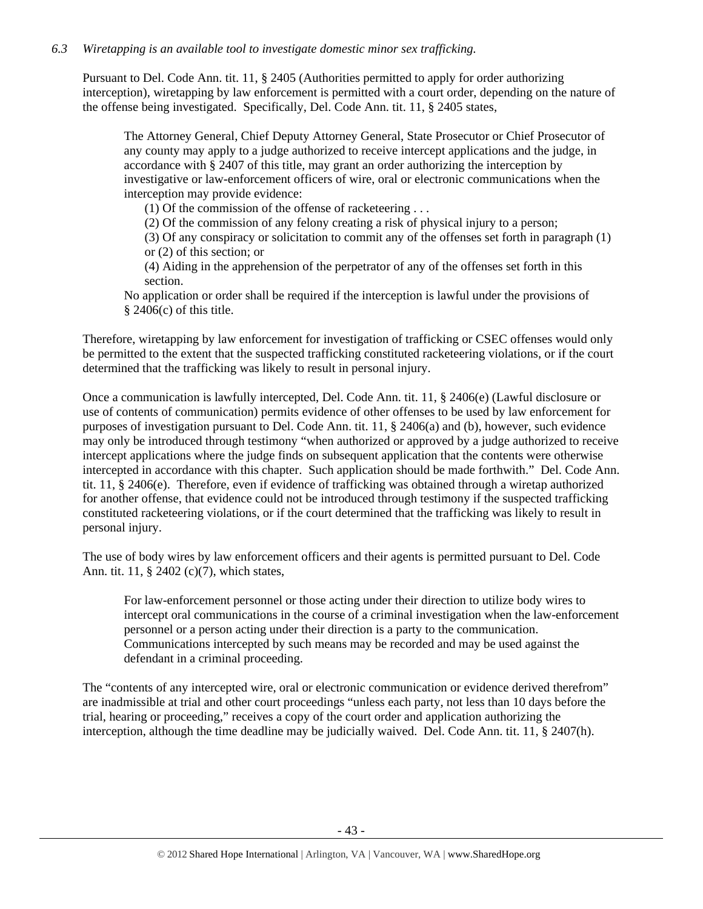*6.3 Wiretapping is an available tool to investigate domestic minor sex trafficking.*

Pursuant to Del. Code Ann. tit. 11, § 2405 (Authorities permitted to apply for order authorizing interception), wiretapping by law enforcement is permitted with a court order, depending on the nature of the offense being investigated. Specifically, Del. Code Ann. tit. 11, § 2405 states,

> The Attorney General, Chief Deputy Attorney General, State Prosecutor or Chief Prosecutor of any county may apply to a judge authorized to receive intercept applications and the judge, in accordance with § 2407 of this title, may grant an order authorizing the interception by investigative or law-enforcement officers of wire, oral or electronic communications when the interception may provide evidence:
>
> (1) Of the commission of the offense of racketeering . . .
>
> (2) Of the commission of any felony creating a risk of physical injury to a person;
>
> (3) Of any conspiracy or solicitation to commit any of the offenses set forth in paragraph (1) or (2) of this section; or
>
> (4) Aiding in the apprehension of the perpetrator of any of the offenses set forth in this section.
>
> No application or order shall be required if the interception is lawful under the provisions of § 2406(c) of this title.

Therefore, wiretapping by law enforcement for investigation of trafficking or CSEC offenses would only be permitted to the extent that the suspected trafficking constituted racketeering violations, or if the court determined that the trafficking was likely to result in personal injury.

Once a communication is lawfully intercepted, Del. Code Ann. tit. 11, § 2406(e) (Lawful disclosure or use of contents of communication) permits evidence of other offenses to be used by law enforcement for purposes of investigation pursuant to Del. Code Ann. tit. 11, § 2406(a) and (b), however, such evidence may only be introduced through testimony "when authorized or approved by a judge authorized to receive intercept applications where the judge finds on subsequent application that the contents were otherwise intercepted in accordance with this chapter. Such application should be made forthwith." Del. Code Ann. tit. 11, § 2406(e). Therefore, even if evidence of trafficking was obtained through a wiretap authorized for another offense, that evidence could not be introduced through testimony if the suspected trafficking constituted racketeering violations, or if the court determined that the trafficking was likely to result in personal injury.

The use of body wires by law enforcement officers and their agents is permitted pursuant to Del. Code Ann. tit. 11, § 2402 (c)(7), which states,

> For law-enforcement personnel or those acting under their direction to utilize body wires to intercept oral communications in the course of a criminal investigation when the law-enforcement personnel or a person acting under their direction is a party to the communication. Communications intercepted by such means may be recorded and may be used against the defendant in a criminal proceeding.

The "contents of any intercepted wire, oral or electronic communication or evidence derived therefrom" are inadmissible at trial and other court proceedings "unless each party, not less than 10 days before the trial, hearing or proceeding," receives a copy of the court order and application authorizing the interception, although the time deadline may be judicially waived. Del. Code Ann. tit. 11, § 2407(h).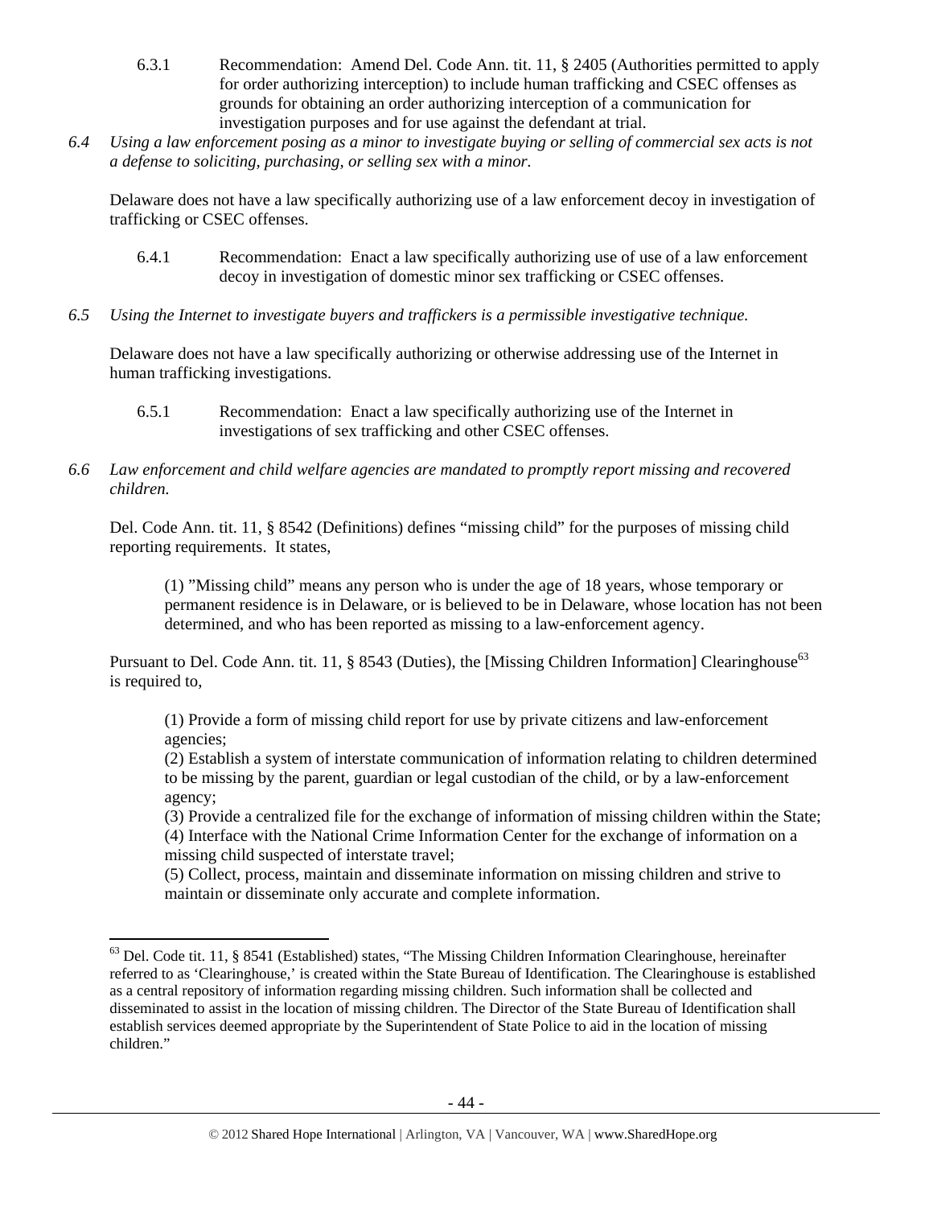6.3.1 Recommendation: Amend Del. Code Ann. tit. 11, § 2405 (Authorities permitted to apply for order authorizing interception) to include human trafficking and CSEC offenses as grounds for obtaining an order authorizing interception of a communication for investigation purposes and for use against the defendant at trial.

*6.4 Using a law enforcement posing as a minor to investigate buying or selling of commercial sex acts is not a defense to soliciting, purchasing, or selling sex with a minor.*

Delaware does not have a law specifically authorizing use of a law enforcement decoy in investigation of trafficking or CSEC offenses.

6.4.1 Recommendation: Enact a law specifically authorizing use of use of a law enforcement decoy in investigation of domestic minor sex trafficking or CSEC offenses.

*6.5 Using the Internet to investigate buyers and traffickers is a permissible investigative technique.*

Delaware does not have a law specifically authorizing or otherwise addressing use of the Internet in human trafficking investigations.

6.5.1 Recommendation: Enact a law specifically authorizing use of the Internet in investigations of sex trafficking and other CSEC offenses.

*6.6 Law enforcement and child welfare agencies are mandated to promptly report missing and recovered children.*

Del. Code Ann. tit. 11, § 8542 (Definitions) defines "missing child" for the purposes of missing child reporting requirements. It states,

> (1) "Missing child" means any person who is under the age of 18 years, whose temporary or permanent residence is in Delaware, or is believed to be in Delaware, whose location has not been determined, and who has been reported as missing to a law-enforcement agency.

Pursuant to Del. Code Ann. tit. 11, § 8543 (Duties), the [Missing Children Information] Clearinghouse[63] is required to,

> (1) Provide a form of missing child report for use by private citizens and law-enforcement agencies;
> (2) Establish a system of interstate communication of information relating to children determined to be missing by the parent, guardian or legal custodian of the child, or by a law-enforcement agency;
> (3) Provide a centralized file for the exchange of information of missing children within the State;
> (4) Interface with the National Crime Information Center for the exchange of information on a missing child suspected of interstate travel;
> (5) Collect, process, maintain and disseminate information on missing children and strive to maintain or disseminate only accurate and complete information.

---

[63] Del. Code tit. 11, § 8541 (Established) states, "The Missing Children Information Clearinghouse, hereinafter referred to as 'Clearinghouse,' is created within the State Bureau of Identification. The Clearinghouse is established as a central repository of information regarding missing children. Such information shall be collected and disseminated to assist in the location of missing children. The Director of the State Bureau of Identification shall establish services deemed appropriate by the Superintendent of State Police to aid in the location of missing children."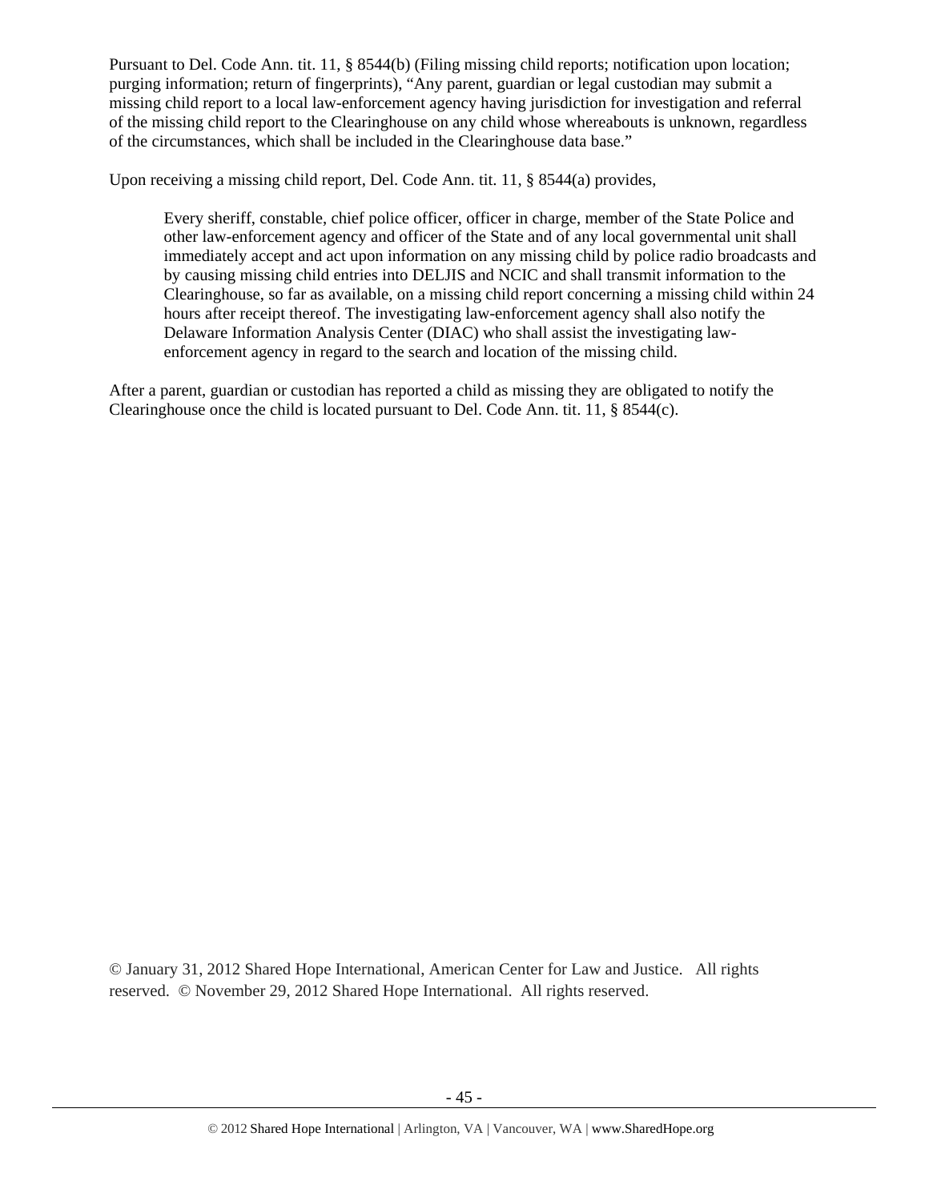Pursuant to Del. Code Ann. tit. 11, § 8544(b) (Filing missing child reports; notification upon location; purging information; return of fingerprints), "Any parent, guardian or legal custodian may submit a missing child report to a local law-enforcement agency having jurisdiction for investigation and referral of the missing child report to the Clearinghouse on any child whose whereabouts is unknown, regardless of the circumstances, which shall be included in the Clearinghouse data base."

Upon receiving a missing child report, Del. Code Ann. tit. 11, § 8544(a) provides,

> Every sheriff, constable, chief police officer, officer in charge, member of the State Police and other law-enforcement agency and officer of the State and of any local governmental unit shall immediately accept and act upon information on any missing child by police radio broadcasts and by causing missing child entries into DELJIS and NCIC and shall transmit information to the Clearinghouse, so far as available, on a missing child report concerning a missing child within 24 hours after receipt thereof. The investigating law-enforcement agency shall also notify the Delaware Information Analysis Center (DIAC) who shall assist the investigating law-enforcement agency in regard to the search and location of the missing child.

After a parent, guardian or custodian has reported a child as missing they are obligated to notify the Clearinghouse once the child is located pursuant to Del. Code Ann. tit. 11, § 8544(c).

© January 31, 2012 Shared Hope International, American Center for Law and Justice. All rights reserved. © November 29, 2012 Shared Hope International. All rights reserved.